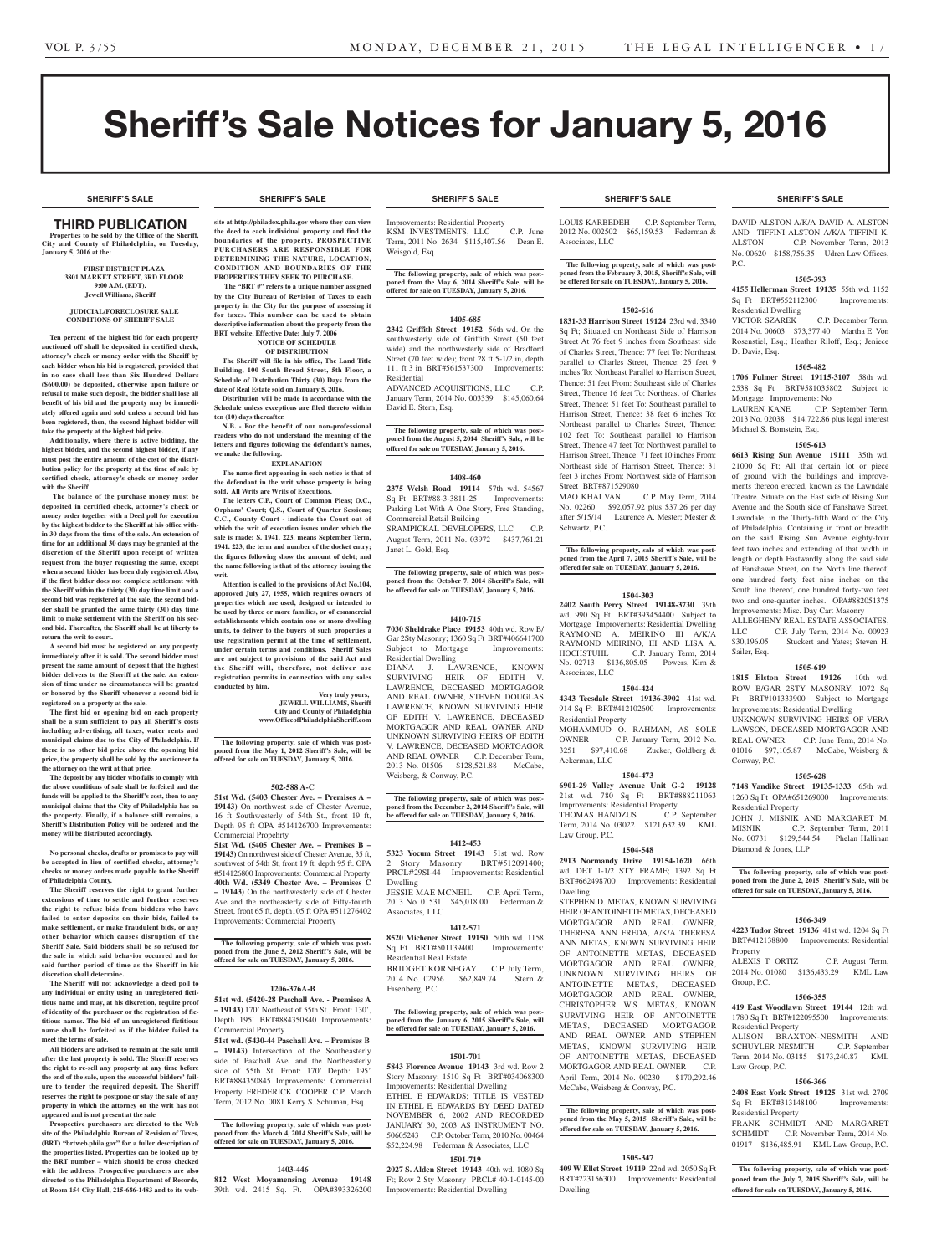# Sheriff's Sale Notices for January 5, 2016

SHERIFF'S SALE

## THIRD PUBLICATION

**Properties to be sold by the Office of the Sheriff, City and County of Philadelphia, on Tuesday, January 5, 2016 at the:**

**FIRST DISTRICT PLAZA**
**3801 MARKET STREET, 3RD FLOOR**
**9:00 A.M. (EDT).**
**Jewell Williams, Sheriff**

**JUDICIAL/FORECLOSURE SALE CONDITIONS OF SHERIFF SALE**

**Ten percent of the highest bid for each property auctioned off shall be deposited in certified check, attorney's check or money order with the Sheriff by each bidder when his bid is registered, provided that in no case shall less than Six Hundred Dollars ($600.00) be deposited, otherwise upon failure or refusal to make such deposit, the bidder shall lose all benefit of his bid and the property may be immediately offered again and sold unless a second bid has been registered, then, the second highest bidder will take the property at the highest bid price.**

**Additionally, where there is active bidding, the highest bidder, and the second highest bidder, if any must post the entire amount of the cost of the distribution policy for the property at the time of sale by certified check, attorney's check or money order with the Sheriff**

**The balance of the purchase money must be deposited in certified check, attorney's check or money order together with a Deed poll for execution by the highest bidder to the Sheriff at his office within 30 days from the time of the sale. An extension of time for an additional 30 days may be granted at the discretion of the Sheriff upon receipt of written request from the buyer requesting the same, except when a second bidder has been duly registered. Also, if the first bidder does not complete settlement with the Sheriff within the thirty (30) day time limit and a second bid was registered at the sale, the second bidder shall be granted the same thirty (30) day time limit to make settlement with the Sheriff on his second bid. Thereafter, the Sheriff shall be at liberty to return the writ to court.**

**A second bid must be registered on any property immediately after it is sold. The second bidder must present the same amount of deposit that the highest bidder delivers to the Sheriff at the sale. An extension of time under no circumstances will be granted or honored by the Sheriff whenever a second bid is registered on a property at the sale.**

**The first bid or opening bid on each property shall be a sum sufficient to pay all Sheriff's costs including advertising, all taxes, water rents and municipal claims due to the City of Philadelphia. If there is no other bid price above the opening bid price, the property shall be sold by the auctioneer to the attorney on the writ at that price.**

**The deposit by any bidder who fails to comply with the above conditions of sale shall be forfeited and the funds will be applied to the Sheriff's cost, then to any municipal claims that the City of Philadelphia has on the property. Finally, if a balance still remains, a Sheriff's Distribution Policy will be ordered and the money will be distributed accordingly.**

**No personal checks, drafts or promises to pay will be accepted in lieu of certified checks, attorney's checks or money orders made payable to the Sheriff of Philadelphia County.**

**The Sheriff reserves the right to grant further extensions of time to settle and further reserves the right to refuse bids from bidders who have failed to enter deposits on their bids, failed to make settlement, or make fraudulent bids, or any other behavior which causes disruption of the Sheriff Sale. Said bidders shall be so refused for the sale in which said behavior occurred and for said further period of time as the Sheriff in his discretion shall determine.**

**The Sheriff will not acknowledge a deed poll to any individual or entity using an unregistered fictitious name and may, at his discretion, require proof of identity of the purchaser or the registration of fictitious names. The bid of an unregistered fictitious name shall be forfeited as if the bidder failed to meet the terms of sale.**

**All bidders are advised to remain at the sale until after the last property is sold. The Sheriff reserves the right to re-sell any property at any time before the end of the sale, upon the successful bidders' failure to tender the required deposit. The Sheriff reserves the right to postpone or stay the sale of any property in which the attorney on the writ has not appeared and is not present at the sale**

**Prospective purchasers are directed to the Web site of the Philadelphia Bureau of Revision of Taxes, (BRT) "brtweb.phila.gov" for a fuller description of the properties listed. Properties can be looked up by the BRT number – which should be cross checked with the address. Prospective purchasers are also directed to the Philadelphia Department of Records, at Room 154 City Hall, 215-686-1483 and to its web-site at http://philadox.phila.gov where they can view the deed to each individual property and find the boundaries of the property. PROSPECTIVE PURCHASERS ARE RESPONSIBLE FOR DETERMINING THE NATURE, LOCATION, CONDITION AND BOUNDARIES OF THE PROPERTIES THEY SEEK TO PURCHASE.**

**The "BRT #" refers to a unique number assigned by the City Bureau of Revision of Taxes to each property in the City for the purpose of assessing it for taxes. This number can be used to obtain descriptive information about the property from the BRT website. Effective Date: July 7, 2006**

**NOTICE OF SCHEDULE OF DISTRIBUTION**

**The Sheriff will file in his office, The Land Title Building, 100 South Broad Street, 5th Floor, a Schedule of Distribution Thirty (30) Days from the date of Real Estate sold on January 5, 2016.**

**Distribution will be made in accordance with the Schedule unless exceptions are filed thereto within ten (10) days thereafter.**

**N.B. - For the benefit of our non-professional readers who do not understand the meaning of the letters and figures following the defendant's names, we make the following.**

**EXPLANATION**

**The name first appearing in each notice is that of the defendant in the writ whose property is being sold. All Writs are Writs of Executions.**

**The letters C.P., Court of Common Pleas; O.C., Orphans' Court; Q.S., Court of Quarter Sessions; C.C., County Court - indicate the Court out of which the writ of execution issues under which the sale is made: S. 1941. 223. means September Term, 1941. 223, the term and number of the docket entry; the figures following show the amount of debt; and the name following is that of the attorney issuing the writ.**

**Attention is called to the provisions of Act No.104, approved July 27, 1955, which requires owners of properties which are used, designed or intended to be used by three or more families, or of commercial establishments which contain one or more dwelling units, to deliver to the buyers of such properties a use registration permit at the time of settlement, under certain terms and conditions. Sheriff Sales are not subject to provisions of the said Act and the Sheriff will, therefore, not deliver use registration permits in connection with any sales conducted by him.**

**Very truly yours,**
**JEWELL WILLIAMS, Sheriff**
**City and County of Philadelphia**
**www.OfficeofPhiladelphiaSheriff.com**

**The following property, sale of which was postponed from the May 1, 2012 Sheriff's Sale, will be offered for sale on TUESDAY, January 5, 2016.**

### 502-588 A-C

**51st Wd. (5403 Chester Ave. – Premises A – 19143)** On northwest side of Chester Avenue, 16 ft Southwesterly of 54th St., front 19 ft, Depth 95 ft OPA #514126700 Improvements: Commercial Propehrty
**51st Wd. (5405 Chester Ave. – Premises B – 19143)** On northwest side of Chester Avenue, 35 ft, southwest of 54th St, front 19 ft, depth 95 ft. OPA #514126800 Improvements: Commercial Property
**40th Wd. (5349 Chester Ave. – Premises C – 19143)** On the northwesterly side of Chester Ave and the northeasterly side of Fifty-fourth Street, front 65 ft, depth105 ft OPA #511276402 Improvements: Commercial Property

**The following property, sale of which was postponed from the June 5, 2012 Sheriff's Sale, will be offered for sale on TUESDAY, January 5, 2016.**

### 1206-376A-B

**51st wd. (5420-28 Paschall Ave. - Premises A – 19143)** 170' Northeast of 55th St., Front: 130', Depth 195' BRT#884350840 Improvements: Commercial Property
**51st wd. (5430-44 Paschall Ave. – Premises B – 19143)** Intersection of the Southeasterly side of Paschall Ave. and the Northeasterly side of 55th St. Front: 170' Depth: 195' BRT#884350845 Improvements: Commercial Property FREDERICK COOPER C.P. March Term, 2012 No. 0081 Kerry S. Schuman, Esq.

**The following property, sale of which was postponed from the March 4, 2014 Sheriff's Sale, will be offered for sale on TUESDAY, January 5, 2016.**

### 1403-446

**812 West Moyamensing Avenue 19148** 39th wd. 2415 Sq. Ft. OPA#393326200 Improvements: Residential Property
KSM INVESTMENTS, LLC C.P. June Term, 2011 No. 2634 $115,407.56 Dean E. Weisgold, Esq.

**The following property, sale of which was postponed from the May 6, 2014 Sheriff's Sale, will be offered for sale on TUESDAY, January 5, 2016.**

### 1405-685

**2342 Griffith Street 19152** 56th wd. On the southwesterly side of Griffith Street (50 feet wide) and the northwesterly side of Bradford Street (70 feet wide); front 28 ft 5-1/2 in, depth 111 ft 3 in BRT#561537300 Improvements: Residential
ADVANCED ACQUISITIONS, LLC C.P. January Term, 2014 No. 003339 $145,060.64 David E. Stern, Esq.

**The following property, sale of which was postponed from the August 5, 2014 Sheriff's Sale, will be offered for sale on TUESDAY, January 5, 2016.**

### 1408-460

**2375 Welsh Road 19114** 57th wd. 54567 Sq Ft BRT#88-3-3811-25 Improvements: Parking Lot With A One Story, Free Standing, Commercial Retail Building
SRAMPICKAL DEVELOPERS, LLC C.P. August Term, 2011 No. 03972 $437,761.21 Janet L. Gold, Esq.

**The following property, sale of which was postponed from the October 7, 2014 Sheriff's Sale, will be offered for sale on TUESDAY, January 5, 2016.**

### 1410-715

**7030 Sheldrake Place 19153** 40th wd. Row B/Gar 2Sty Masonry; 1360 Sq Ft BRT#406641700 Subject to Mortgage Improvements: Residential Dwelling
DIANA J. LAWRENCE, KNOWN SURVIVING HEIR OF EDITH V. LAWRENCE, DECEASED MORTGAGOR AND REAL OWNER, STEVEN DOUGLAS LAWRENCE, KNOWN SURVIVING HEIR OF EDITH V. LAWRENCE, DECEASED MORTGAGOR AND REAL OWNER AND UNKNOWN SURVIVING HEIRS OF EDITH V. LAWRENCE, DECEASED MORTGAGOR AND REAL OWNER C.P. December Term, 2013 No. 01506 $128,521.88 McCabe, Weisberg, & Conway, P.C.

**The following property, sale of which was postponed from the December 2, 2014 Sheriff's Sale, will be offered for sale on TUESDAY, January 5, 2016.**

### 1412-453

**5323 Yocum Street 19143** 51st wd. Row 2 Story Masonry BRT#512091400; PRCL#29SI-44 Improvements: Residential Dwelling
JESSIE MAE MCNEIL C.P. April Term, 2013 No. 01531 $45,018.00 Federman & Associates, LLC

### 1412-571

**8520 Michener Street 19150** 50th wd. 1158 Sq Ft BRT#501139400 Improvements: Residential Real Estate
BRIDGET KORNEGAY C.P. July Term, 2014 No. 02956 $62,849.74 Stern & Eisenberg, P.C.

**The following property, sale of which was postponed from the January 6, 2015 Sheriff's Sale, will be offered for sale on TUESDAY, January 5, 2016.**

### 1501-701

**5843 Florence Avenue 19143** 3rd wd. Row 2 Story Masonry; 1510 Sq Ft BRT#034068300 Improvements: Residential Dwelling
ETHEL E EDWARDS; TITLE IS VESTED IN ETHEL E. EDWARDS BY DEED DATED NOVEMBER 6, 2002 AND RECORDED JANUARY 30, 2003 AS INSTRUMENT NO. 50605243 C.P. October Term, 2010 No. 00464 $52,224.98 Federman & Associates, LLC

### 1501-719

**2027 S. Alden Street 19143** 40th wd. 1080 Sq Ft; Row 2 Sty Masonry PRCL# 40-1-0145-00 Improvements: Residential Dwelling
LOUIS KARBEDEH C.P. September Term, 2012 No. 002502 $65,159.53 Federman & Associates, LLC

**The following property, sale of which was postponed from the February 3, 2015, Sheriff's Sale, will be offered for sale on TUESDAY, January 5, 2016.**

### 1502-616

**1831-33 Harrison Street 19124** 23rd wd. 3340 Sq Ft; Situated on Northeast Side of Harrison Street At 76 feet 9 inches from Southeast side of Charles Street, Thence: 77 feet To: Northeast parallel to Charles Street, Thence: 25 feet 9 inches To: Northeast Parallel to Harrison Street, Thence: 51 feet From: Southeast side of Charles Street, Thence 16 feet To: Northeast of Charles Street, Thence: 51 feet To: Southeast parallel to Harrison Street, Thence: 38 feet 6 inches To: Northeast parallel to Charles Street, Thence: 102 feet To: Southeast parallel to Harrison Street, Thence 47 feet To: Northwest parallel to Harrison Street, Thence: 71 feet 10 inches From: Northeast side of Harrison Street, Thence: 31 feet 3 inches From: Northwest side of Harrison Street BRT#871529080
MAO KHAI VAN C.P. May Term, 2014 No. 02260 $92,057.92 plus $37.26 per day after 5/15/14 Laurence A. Mester; Mester & Schwartz, P.C.

**The following property, sale of which was postponed from the April 7, 2015 Sheriff's Sale, will be offered for sale on TUESDAY, January 5, 2016.**

### 1504-303

**2402 South Percy Street 19148-3730** 39th wd. 990 Sq Ft BRT#393454400 Subject to Mortgage Improvements: Residential Dwelling
RAYMOND A. MEIRINO III A/K/A RAYMOND MEIRINO, III AND LISA A. HOCHSTUHL C.P. January Term, 2014 No. 02713 $136,805.05 Powers, Kirn & Associates, LLC

### 1504-424

**4343 Teesdale Street 19136-3902** 41st wd. 914 Sq Ft BRT#412102600 Improvements: Residential Property
MOHAMMUD O. RAHMAN, AS SOLE OWNER C.P. January Term, 2012 No. 3251 $97,410.68 Zucker, Goldberg & Ackerman, LLC

### 1504-473

**6901-29 Valley Avenue Unit G-2 19128** 21st wd. 780 Sq Ft BRT#888211063 Improvements: Residential Property
THOMAS HANDZUS C.P. September Term, 2014 No. 03022 $121,632.39 KML Law Group, P.C.

### 1504-548

**2913 Normandy Drive 19154-1620** 66th wd. DET 1-1/2 STY FRAME; 1392 Sq Ft BRT#662498700 Improvements: Residential Dwelling
STEPHEN D. METAS, KNOWN SURVIVING HEIR OF ANTOINETTE METAS, DECEASED MORTGAGOR AND REAL OWNER, THERESA ANN FREDA, A/K/A THERESA ANN METAS, KNOWN SURVIVING HEIR OF ANTOINETTE METAS, DECEASED MORTGAGOR AND REAL OWNER, UNKNOWN SURVIVING HEIRS OF ANTOINETTE METAS, DECEASED MORTGAGOR AND REAL OWNER, CHRISTOPHER W.S. METAS, KNOWN SURVIVING HEIR OF ANTOINETTE METAS, DECEASED MORTGAGOR AND REAL OWNER AND STEPHEN METAS, KNOWN SURVIVING HEIR OF ANTOINETTE METAS, DECEASED MORTGAGOR AND REAL OWNER C.P. April Term, 2014 No. 00230 $170,292.46 McCabe, Weisberg & Conway, P.C.

**The following property, sale of which was postponed from the May 5, 2015 Sheriff's Sale, will be offered for sale on TUESDAY, January 5, 2016.**

### 1505-347

**409 W Ellet Street 19119** 22nd wd. 2050 Sq Ft BRT#223156300 Improvements: Residential Dwelling
DAVID ALSTON A/K/A DAVID A. ALSTON AND TIFFINI ALSTON A/K/A TIFFINI K. ALSTON C.P. November Term, 2013 No. 00620 $158,756.35 Udren Law Offices, P.C.

### 1505-393

**4155 Hellerman Street 19135** 55th wd. 1152 Sq Ft BRT#552112300 Improvements: Residential Dwelling
VICTOR SZAREK C.P. December Term, 2014 No. 00603 $73,377.40 Martha E. Von Rosenstiel, Esq.; Heather Riloff, Esq.; Jeniece D. Davis, Esq.

### 1505-482

**1706 Fulmer Street 19115-3107** 58th wd. 2538 Sq Ft BRT#581035802 Subject to Mortgage Improvements: No
LAUREN KANE C.P. September Term, 2013 No. 02038 $14,722.86 plus legal interest Michael S. Bomstein, Esq.

### 1505-613

**6613 Rising Sun Avenue 19111** 35th wd. 21000 Sq Ft; All that certain lot or piece of ground with the buildings and improvements thereon erected, known as the Lawndale Theatre. Situate on the East side of Rising Sun Avenue and the South side of Fanshawe Street, Lawndale, in the Thirty-fifth Ward of the City of Philadelphia. Containing in front or breadth on the said Rising Sun Avenue eighty-four feet two inches and extending of that width in length or depth Eastwardly along the said side of Fanshawe Street, on the North line thereof, one hundred forty feet nine inches on the South line thereof, one hundred forty-two feet two and one-quarter inches. OPA#882051375 Improvements: Misc. Day Cart Masonry
ALLEGHENY REAL ESTATE ASSOCIATES, LLC C.P. July Term, 2014 No. 00923 $30,196.05 Stuckert and Yates; Steven H. Sailer, Esq.

### 1505-619

**1815 Elston Street 19126** 10th wd. ROW B/GAR 2STY MASONRY; 1072 Sq Ft BRT#101333900 Subject to Mortgage Improvements: Residential Dwelling
UNKNOWN SURVIVING HEIRS OF VERA LAWSON, DECEASED MORTGAGOR AND REAL OWNER C.P. June Term, 2014 No. 01016 $97,105.87 McCabe, Weisberg & Conway, P.C.

### 1505-628

**7148 Vandike Street 19135-1333** 65th wd. 1260 Sq Ft OPA#651269000 Improvements: Residential Property
JOHN J. MISNIK AND MARGARET M. MISNIK C.P. September Term, 2011 No. 00731 $129,544.54 Phelan Hallinan Diamond & Jones, LLP

**The following property, sale of which was postponed from the June 2, 2015 Sheriff's Sale, will be offered for sale on TUESDAY, January 5, 2016.**

### 1506-349

**4223 Tudor Street 19136** 41st wd. 1204 Sq Ft BRT#412138800 Improvements: Residential Property
ALEXIS T. ORTIZ C.P. August Term, 2014 No. 01080 $136,433.29 KML Law Group, P.C.

### 1506-355

**419 East Woodlawn Street 19144** 12th wd. 1780 Sq Ft BRT#122095500 Improvements: Residential Property
ALISON BRAXTON-NESMITH AND SCHUYLER NESMITH C.P. September Term, 2014 No. 03185 $173,240.87 KML Law Group, P.C.

### 1506-366

**2408 East York Street 19125** 31st wd. 2709 Sq Ft BRT#313148100 Improvements: Residential Property
FRANK SCHMIDT AND MARGARET SCHMIDT C.P. November Term, 2014 No. 01917 $136,485.91 KML Law Group, P.C.

**The following property, sale of which was postponed from the July 7, 2015 Sheriff's Sale, will be offered for sale on TUESDAY, January 5, 2016.**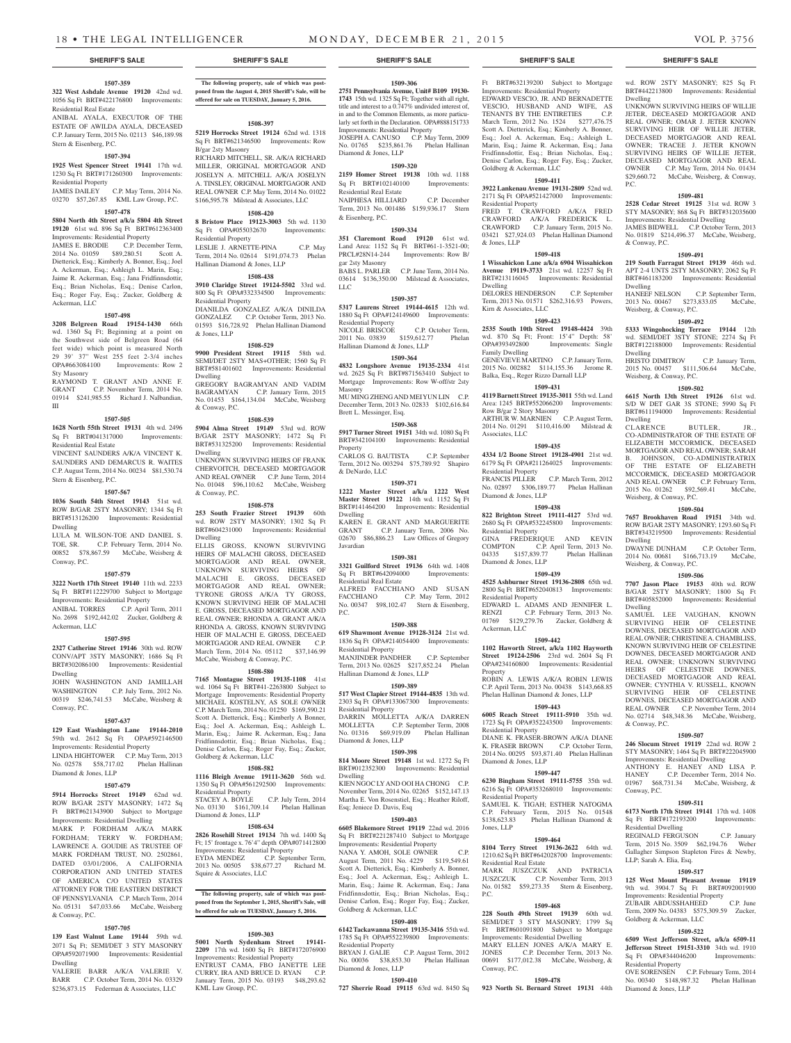**SHERIFF'S SALE**

**1507-359**

**322 West Ashdale Avenue 19120** 42nd wd. 1056 Sq Ft BRT#422176800 Improvements: Residential Real Estate

ANIBAL AYALA, EXECUTOR OF THE ESTATE OF AWILDA AYALA, DECEASED C.P. January Term, 2015 No. 02113 $46,189.98 Stern & Eisenberg, P.C.

**1507-394**

**1925 West Spencer Street 19141** 17th wd. 1230 Sq Ft BRT#171260300 Improvements: Residential Property

JAMES DAILEY C.P. May Term, 2014 No. 03270 $57,267.85 KML Law Group, P.C.

**1507-478**

**5804 North 4th Street a/k/a 5804 4th Street 19120** 61st wd. 896 Sq Ft BRT#612363400 Improvements: Residential Property

JAMES E. BRODIE C.P. December Term, 2014 No. 01059 $89,280.51 Scott A. Dietterick, Esq.; Kimberly A. Bonner, Esq.; Joel A. Ackerman, Esq.; Ashleigh L. Marin, Esq.; Jaime R. Ackerman, Esq.; Jana Fridfinnsdottir, Esq.; Brian Nicholas, Esq.; Denise Carlon, Esq.; Roger Fay, Esq.; Zucker, Goldberg & Ackerman, LLC

**1507-498**

**3208 Belgreen Road 19154-1430** 66th wd. 1360 Sq Ft; Beginning at a point on the Southwest side of Belgreen Road (64 feet wide) which point is measured North 29 39' 37" West 255 feet 2-3/4 inches OPA#663084100 Improvements: Row 2 Sty Masonry

RAYMOND T. GRANT AND ANNE F. GRANT C.P. November Term, 2014 No. 01914 $241,985.55 Richard J. Nalbandian, III

**1507-505**

**1628 North 55th Street 19131** 4th wd. 2496 Sq Ft BRT#041317000 Improvements: Residential Real Estate

VINCENT SAUNDERS A/K/A VINCENT K. SAUNDERS AND DEMARCUS R. WAITES C.P. August Term, 2014 No. 00234 $81,530.74 Stern & Eisenberg, P.C.

**1507-567**

**1036 South 54th Street 19143** 51st wd. ROW B/GAR 2STY MASONRY; 1344 Sq Ft BRT#513126200 Improvements: Residential Dwelling

LULA M. WILSON-TOE AND DANIEL S. TOE, SR. C.P. February Term, 2014 No. 00852 $78,867.59 McCabe, Weisberg & Conway, P.C.

**1507-579**

**3222 North 17th Street 19140** 11th wd. 2233 Sq Ft BRT#112229700 Subject to Mortgage Improvements: Residential Property

ANIBAL TORRES C.P. April Term, 2011 No. 2698 $192,442.02 Zucker, Goldberg & Ackerman, LLC

**1507-595**

**2327 Catherine Street 19146** 30th wd. ROW CONV/APT 3STY MASONRY; 1686 Sq Ft BRT#302086100 Improvements: Residential Dwelling

JOHN WASHINGTON AND JAMILLAH WASHINGTON C.P. July Term, 2012 No. 00319 $246,741.53 McCabe, Weisberg & Conway, P.C.

**1507-637**

**129 East Washington Lane 19144-2010** 59th wd. 2612 Sq Ft OPA#592146500 Improvements: Residential Property

LINDA HIGHTOWER C.P. May Term, 2013 No. 02578 $58,717.02 Phelan Hallinan Diamond & Jones, LLP

**1507-679**

**5914 Horrocks Street 19149** 62nd wd. ROW B/GAR 2STY MASONRY; 1472 Sq Ft BRT#621343900 Subject to Mortgage Improvements: Residential Dwelling

MARK P. FORDHAM A/K/A MARK FORDHAM; TERRY W. FORDHAM; LAWRENCE A. GOUDIE AS TRUSTEE OF MARK FORDHAM TRUST, NO. 2502861, DATED 03/01/2006, A CALIFORNIA CORPORATION AND UNITED STATES OF AMERICA C/O UNITED STATES ATTORNEY FOR THE EASTERN DISTRICT OF PENNSYLVANIA C.P. March Term, 2014 No. 05131 $47,033.66 McCabe, Weisberg & Conway, P.C.

**1507-705**

**139 East Walnut Lane 19144** 59th wd. 2071 Sq Ft; SEMI/DET 3 STY MASONRY OPA#592071900 Improvements: Residential Dwelling

VALERIE BARR A/K/A VALERIE V. BARR C.P. October Term, 2014 No. 03329 $236,873.15 Federman & Associates, LLC

**The following property, sale of which was postponed from the August 4, 2015 Sheriff's Sale, will be offered for sale on TUESDAY, January 5, 2016.**

**1508-397**

**5219 Horrocks Street 19124** 62nd wd. 1318 Sq Ft BRT#621346500 Improvements: Row B/gar 2sty Masonry

RICHARD MITCHELL, SR. A/K/A RICHARD MILLER, ORIGINAL MORTGAGOR AND JOSELYN A. MITCHELL A/K/A JOSELYN A. TINSLEY, ORIGINAL MORTGAGOR AND REAL OWNER C.P. May Term, 2014 No. 01022 $166,595.78 Milstead & Associates, LLC

**1508-420**

**8 Bristow Place 19123-3003** 5th wd. 1130 Sq Ft OPA#055032670 Improvements: Residential Property

LESLIE J. ARNETTE-PINA C.P. May Term, 2014 No. 02614 $191,074.73 Phelan Hallinan Diamond & Jones, LLP

**1508-438**

**3910 Claridge Street 19124-5502** 33rd wd. 800 Sq Ft OPA#332334500 Improvements: Residential Property

DIANILDA GONZALEZ A/K/A DINILDA GONZALEZ C.P. October Term, 2013 No. 01593 $16,728.92 Phelan Hallinan Diamond & Jones, LLP

**1508-529**

**9900 President Street 19115** 58th wd. SEMI/DET 2STY MAS+OTHER; 1560 Sq Ft BRT#581401602 Improvements: Residential Dwelling

GREGORY BAGRAMYAN AND VADIM BAGRAMYAN C.P. January Term, 2015 No. 01453 $164,134.04 McCabe, Weisberg & Conway, P.C.

**1508-539**

**5904 Alma Street 19149** 53rd wd. ROW B/GAR 2STY MASONRY; 1472 Sq Ft BRT#531325200 Improvements: Residential Dwelling

UNKNOWN SURVIVING HEIRS OF FRANK CHERVOITCH, DECEASED MORTGAGOR AND REAL OWNER C.P. June Term, 2014 No. 01048 $96,110.62 McCabe, Weisberg & Conway, P.C.

**1508-578**

**253 South Frazier Street 19139** 60th wd. ROW 2STY MASONRY; 1302 Sq Ft BRT#604231000 Improvements: Residential Dwelling

ELLIS GROSS, KNOWN SURVIVING HEIRS OF MALACHI GROSS, DECEASED MORTGAGOR AND REAL OWNER, UNKNOWN SURVIVING HEIRS OF MALACHI E. GROSS, DECEASED MORTGAGOR AND REAL OWNER; TYRONE GROSS A/K/A TY GROSS, KNOWN SURVIVING HEIR OF MALACHI E. GROSS, DECEASED MORTGAGOR AND REAL OWNER; RHONDA A. GRANT A/K/A RHONDA A. GROSS, KNOWN SURVIVING HEIR OF MALACHI E. GROSS, DECEAED MORTGAGOR AND REAL OWNER C.P. March Term, 2014 No. 05112 $37,146.99 McCabe, Weisberg & Conway, P.C.

**1508-580**

**7165 Montague Street 19135-1108** 41st wd. 1064 Sq Ft BRT#41-2263800 Subject to Mortgage Improvements: Residential Property

MICHAEL KOSTELNY, AS SOLE OWNER C.P. March Term, 2014 No. 01250 $169,590.21 Scott A. Dietterick, Esq.; Kimberly A. Bonner, Esq.; Joel A. Ackerman, Esq.; Ashleigh L. Marin, Esq.; Jaime R. Ackerman, Esq.; Jana Fridfinnsdottir, Esq.; Brian Nicholas, Esq.; Denise Carlon, Esq.; Roger Fay, Esq.; Zucker, Goldberg & Ackerman, LLC

**1508-582**

**1116 Bleigh Avenue 19111-3620** 56th wd. 1350 Sq Ft OPA#561292500 Improvements: Residential Property

STACEY A. BOYLE C.P. July Term, 2014 No. 03130 $161,709.14 Phelan Hallinan Diamond & Jones, LLP

**1508-634**

**2826 Rosehill Street 19134** 7th wd. 1400 Sq Ft; 15' frontage x. 76'4" depth OPA#071412800 Improvements: Residential Property

EYDA MENDEZ C.P. September Term, 2013 No. 00505 $38,677.27 Richard M. Squire & Associates, LLC

**The following property, sale of which was postponed from the September 1, 2015, Sheriff's Sale, will be offered for sale on TUESDAY, January 5, 2016.**

**1509-303**

**5001 North Sydenham Street 19141-2209** 17th wd. 1600 Sq Ft BRT#172076900 Improvements: Residential Property

ENTRUST CAMA, FBO JANETTE LEE CURRY, IRA AND BRUCE D. RYAN C.P. January Term, 2015 No. 03193 $48,293.62 KML Law Group, P.C.

**1509-306**

**2751 Pennsylvania Avenue, Unit# B109 19130-1743** 15th wd. 1325 Sq Ft; Together with all right, title and interest to a 0.747% undivided interest of, in and to the Common Elements, as more particularly set forth in the Declaration. OPA#888151733 Improvements: Residential Property

JOSEPH A. CANUSO C.P. May Term, 2009 No. 01765 $235,861.76 Phelan Hallinan Diamond & Jones, LLP

**1509-320**

**2159 Homer Street 19138** 10th wd. 1188 Sq Ft BRT#102140100 Improvements: Residential Real Estate

NAIPHESA HILLIARD C.P. December Term, 2013 No. 001486 $159,936.17 Stern & Eisenberg, P.C.

**1509-334**

**351 Claremont Road 19120** 61st wd. Land Area: 1152 Sq Ft BRT#61-1-3521-00; PRCL#28N14-244 Improvements: Row B/gar 2sty Masonry

BABS L. PARLER C.P. June Term, 2014 No. 03614 $136,350.00 Milstead & Associates, LLC

**1509-357**

**5317 Laurens Street 19144-4615** 12th wd. 1880 Sq Ft OPA#124149600 Improvements: Residential Property

NICOLE BRISCOE C.P. October Term, 2011 No. 03839 $159,612.77 Phelan Hallinan Diamond & Jones, LLP

**1509-364**

**4832 Longshore Avenue 19135-2334** 41st wd. 2625 Sq Ft BRT#871563410 Subject to Mortgage Improvements: Row W-off/str 2sty Masonry

MU MING ZHENG AND MEI YUN LIN C.P. December Term, 2013 No. 02833 $102,616.84 Brett L. Messinger, Esq.

**1509-368**

**5917 Turner Street 19151** 34th wd. 1080 Sq Ft BRT#342104100 Improvements: Residential Property

CARLOS G. BAUTISTA C.P. September Term, 2012 No. 003294 $75,789.92 Shapiro & DeNardo, LLC

**1509-371**

**1222 Master Street a/k/a 1222 West Master Street 19122** 14th wd. 1152 Sq Ft BRT#141464200 Improvements: Residential Dwelling

KAREN E. GRANT AND MARGUERITE GRANT C.P. January Term, 2006 No. 02670 $86,886.23 Law Offices of Gregory Javardian

**1509-381**

**3321 Guilford Street 19136** 64th wd. 1408 Sq Ft BRT#642094000 Improvements: Residential Real Estate

ALFRED FACCHIANO AND SUSAN FACCHIANO C.P. May Term, 2012 No. 00347 $98,102.47 Stern & Eisenberg, P.C.

**1509-388**

**619 Shawmont Avenue 19128-3124** 21st wd. 1836 Sq Ft OPA#214054400 Improvements: Residential Property

MANJINDER PANDHER C.P. September Term, 2013 No. 02625 $217,852.24 Phelan Hallinan Diamond & Jones, LLP

**1509-389**

**517 West Clapier Street 19144-4835** 13th wd. 2303 Sq Ft OPA#133067300 Improvements: Residential Property

DARRIN MOLLETTA A/K/A DARREN MOLLETTA C.P. September Term, 2008 No. 01316 $69,919.09 Phelan Hallinan Diamond & Jones, LLP

**1509-398**

**814 Moore Street 19148** 1st wd. 1272 Sq Ft BRT#012352300 Improvements: Residential Dwelling

KIEN NGOC LY AND OOI HA CHONG C.P. November Term, 2014 No. 02265 $152,147.13 Martha E. Von Rosenstiel, Esq.; Heather Riloff, Esq; Jeniece D. Davis, Esq

**1509-403**

**6605 Blakemore Street 19119** 22nd wd. 2016 Sq Ft BRT#221287410 Subject to Mortgage Improvements: Residential Property

NANA Y. AMOH, SOLE OWNER C.P. August Term, 2011 No. 4229 $119,549.61 Scott A. Dietterick, Esq.; Kimberly A. Bonner, Esq.; Joel A. Ackerman, Esq.; Ashleigh L. Marin, Esq.; Jaime R. Ackerman, Esq.; Jana Fridfinnsdottir, Esq.; Brian Nicholas, Esq.; Denise Carlon, Esq.; Roger Fay, Esq.; Zucker, Goldberg & Ackerman, LLC

**1509-408**

**6142 Tackawanna Street 19135-3416** 55th wd. 1785 Sq Ft OPA#552239800 Improvements: Residential Property

BRYAN J. GALIE C.P. August Term, 2012 No. 00036 $38,853.30 Phelan Hallinan Diamond & Jones, LLP

**1509-410**

**727 Sherrie Road 19115** 63rd wd. 8450 Sq Ft BRT#632139200 Subject to Mortgage Improvements: Residential Property

EDWARD VESCIO, JR. AND BERNADETTE VESCIO, HUSBAND AND WIFE, AS TENANTS BY THE ENTIRETIES C.P. March Term, 2012 No. 1524 $277,476.75 Scott A. Dietterick, Esq.; Kimberly A. Bonner, Esq.; Joel A. Ackerman, Esq.; Ashleigh L. Marin, Esq.; Jaime R. Ackerman, Esq.; Jana Fridfinnsdottir, Esq.; Brian Nicholas, Esq.; Denise Carlon, Esq.; Roger Fay, Esq.; Zucker, Goldberg & Ackerman, LLC

**1509-411**

**3922 Lankenau Avenue 19131-2809** 52nd wd. 2171 Sq Ft OPA#521427000 Improvements: Residential Property

FRED T. CRAWFORD A/K/A FRED CRAWFORD A/K/A FREDERICK L. CRAWFORD C.P. January Term, 2015 No. 03421 $27,924.03 Phelan Hallinan Diamond & Jones, LLP

**1509-418**

**1 Wissahickon Lane a/k/a 6904 Wissahickon Avenue 19119-3733** 21st wd. 12257 Sq Ft BRT#213116045 Improvements: Residential Dwelling

DELORES HENDERSON C.P. September Term, 2013 No. 01571 $262,316.93 Powers, Kirn & Associates, LLC

**1509-423**

**2535 South 10th Street 19148-4424** 39th wd. 870 Sq Ft; Front: 15'4" Depth: 58' OPA#393492800 Improvements: Single Family Dwelling

GENEVIEVE MARTINO C.P. January Term, 2015 No. 002882 $114,155.36 Jerome R. Balka, Esq., Reger Rizzo Darnall LLP

**1509-431**

**4119 Barnett Street 19135-3011** 55th wd. Land Area: 1245 BRT#552066200 Improvements: Row B/gar 2 Story Masonry

ARTHUR W. MARNIEN C.P. August Term, 2014 No. 01291 $110,416.00 Milstead & Associates, LLC

**1509-435**

**4334 1/2 Boone Street 19128-4901** 21st wd. 6179 Sq Ft OPA#211264025 Improvements: Residential Property

FRANCIS PILLER C.P. March Term, 2012 No. 02897 $306,189.77 Phelan Hallinan Diamond & Jones, LLP

**1509-438**

**822 Brighton Street 19111-4127** 53rd wd. 2680 Sq Ft OPA#532245800 Improvements: Residential Property

GINA FREDERIQUE AND KEVIN COMPTON C.P. April Term, 2013 No. 04335 $157,839.77 Phelan Hallinan Diamond & Jones, LLP

**1509-439**

**4525 Ashburner Street 19136-2808** 65th wd. 2800 Sq Ft BRT#652040813 Improvements: Residential Property

EDWARD L. ADAMS AND JENNIFER L. RENZI C.P. February Term, 2013 No. 01769 $129,279.76 Zucker, Goldberg & Ackerman, LLC

**1509-442**

**1102 Haworth Street, a/k/a 1102 Hayworth Street 19124-2506** 23rd wd. 2604 Sq Ft OPA#234160800 Improvements: Residential Property

ROBIN A. LEWIS A/K/A ROBIN LEWIS C.P. April Term, 2013 No. 00438 $143,668.85 Phelan Hallinan Diamond & Jones, LLP

**1509-443**

**6005 Reach Street 19111-5910** 35th wd. 1723 Sq Ft OPA#352243500 Improvements: Residential Property

DIANE K. FRASER-BROWN A/K/A DIANE K. FRASER BROWN C.P. October Term, 2014 No. 00295 $93,871.40 Phelan Hallinan Diamond & Jones, LLP

**1509-447**

**6230 Bingham Street 19111-5755** 35th wd. 6216 Sq Ft OPA#353268010 Improvements: Residential Property

SAMUEL K. TIGAH; ESTHER NATOGMA C.P. February Term, 2015 No. 01548 $138,623.83 Phelan Hallinan Diamond & Jones, LLP

**1509-464**

**8104 Terry Street 19136-2622** 64th wd. 1210.62 Sq Ft BRT#642028700 Improvements: Residential Real Estate

MARK JUSZCZUK AND PATRICIA JUSZCZUK C.P. November Term, 2013 No. 01582 $59,273.35 Stern & Eisenberg, P.C.

**1509-468**

**228 South 49th Street 19139** 60th wd. SEMI/DET 3 STY MASONRY; 1799 Sq Ft BRT#601091800 Subject to Mortgage Improvements: Residential Dwelling

MARY ELLEN JONES A/K/A MARY E. JONES C.P. December Term, 2013 No. 00691 $177,012.38 McCabe, Weisberg, & Conway, P.C.

**1509-478**

**923 North St. Bernard Street 19131** 44th wd. ROW 2STY MASONRY; 825 Sq Ft BRT#442213800 Improvements: Residential Dwelling

UNKNOWN SURVIVING HEIRS OF WILLIE JETER, DECEASED MORTGAGOR AND REAL OWNER; OMAR J. JETER KNOWN SURVIVING HEIR OF WILLIE JETER, DECEASED MORTGAGOR AND REAL OWNER; TRACEE J. JETER KNOWN SURVIVING HEIRS OF WILLIE JETER, DECEASED MORTGAGOR AND REAL OWNER C.P. May Term, 2014 No. 01434 $29,660.72 McCabe, Weisberg & Conway, P.C.

**1509-481**

**2528 Cedar Street 19125** 31st wd. ROW 3 STY MASONRY; 868 Sq Ft BRT#312035600 Improvements: Residential Dwelling

JAMES BIDWELL C.P. October Term, 2013 No. 01819 $214,496.37 McCabe, Weisberg, & Conway, P.C.

**1509-491**

**219 South Farragut Street 19139** 46th wd. APT 2-4 UNTS 2STY MASONRY; 2062 Sq Ft BRT#461183200 Improvements: Residential Dwelling

HANEEF NELSON C.P. September Term, 2013 No. 00467 $273,833.05 McCabe, Weisberg, & Conway, P.C.

**1509-492**

**5333 Wingohocking Terrace 19144** 12th wd. SEMI/DET 3STY STONE; 2274 Sq Ft BRT#122188000 Improvements: Residential Dwelling

HRISTO DIMITROV C.P. January Term, 2015 No. 00457 $111,506.64 McCabe, Weisberg, & Conway, P.C.

**1509-502**

**6615 North 13th Street 19126** 61st wd. S/D W DET GAR 3S STONE; 5990 Sq Ft BRT#611194000 Improvements: Residential Dwelling

CLARENCE BUTLER, JR., CO-ADMINISTRATOR OF THE ESTATE OF ELIZABETH MCCORMICK, DECEASED MORTGAGOR AND REAL OWNER; SARAH B. JOHNSON, CO-ADMINISTRATRIX OF THE ESTATE OF ELIZABETH MCCORMICK, DECEASED MORTGAGOR AND REAL OWNER C.P. February Term, 2015 No. 01262 $92,569.41 McCabe, Weisberg, & Conway, P.C.

**1509-504**

**7657 Brookhaven Road 19151** 34th wd. ROW B/GAR 2STY MASONRY; 1293.60 Sq Ft BRT#343219500 Improvements: Residential Dwelling

DWAYNE DUNHAM C.P. October Term, 2014 No. 00681 $166,713.19 McCabe, Weisberg, & Conway, P.C.

**1509-506**

**7707 Jason Place 19153** 40th wd. ROW B/GAR 2STY MASONRY; 1800 Sq Ft BRT#405852000 Improvements: Residential Dwelling

SAMUEL LEE VAUGHAN, KNOWN SURVIVING HEIR OF CELESTINE DOWNES, DECEASED MORTGAGOR AND REAL OWNER; CHRISTINE A. CHAMBLISS, KNOWN SURVIVING HEIR OF CELESTINE DOWNES, DECEASED MORTGAGOR AND REAL OWNER; UNKNOWN SURVIVING HEIRS OF CELESTINE DOWNES, DECEASED MORTGAGOR AND REAL OWNER; CYNTHIA V. RUSSELL, KNOWN SURVIVING HEIR OF CELESTINE DOWNES, DECEASED MORTGAGOR AND REAL OWNER C.P. November Term, 2014 No. 02714 $48,348.36 McCabe, Weisberg, & Conway, P.C.

**1509-507**

**246 Slocum Street 19119** 22nd wd. ROW 2 STY MASONRY; 1464 Sq Ft BRT#222045900 Improvements: Residential Dwelling

ANTHONY E. HANEY AND LISA P. HANEY C.P. December Term, 2014 No. 01967 $68,731.34 McCabe, Weisberg, & Conway, P.C.

**1509-511**

**6173 North 17th Street 19141** 17th wd. 1408 Sq Ft BRT#172193200 Improvements: Residential Dwelling

REGINALD FERGUSON C.P. January Term, 2015 No. 3509 $62,194.76 Weber Gallagher Simpson Stapleton Fires & Newby, LLP; Sarah A. Elia, Esq.

**1509-517**

**125 West Mount Pleasant Avenue 19119** 9th wd. 3904.7 Sq Ft BRT#092001900 Improvements: Residential Property

ZUBAIR ABDUSSHAHEED C.P. June Term, 2009 No. 04383 $575,309.59 Zucker, Goldberg & Ackerman, LLC

**1509-522**

**6509 West Jefferson Street, a/k/a 6509-11 Jefferson Street 19151-3310** 34th wd. 1910 Sq Ft OPA#344046200 Improvements: Residential Property

OVE SORENSEN C.P. February Term, 2014 No. 00340 $148,987.32 Phelan Hallinan Diamond & Jones, LLP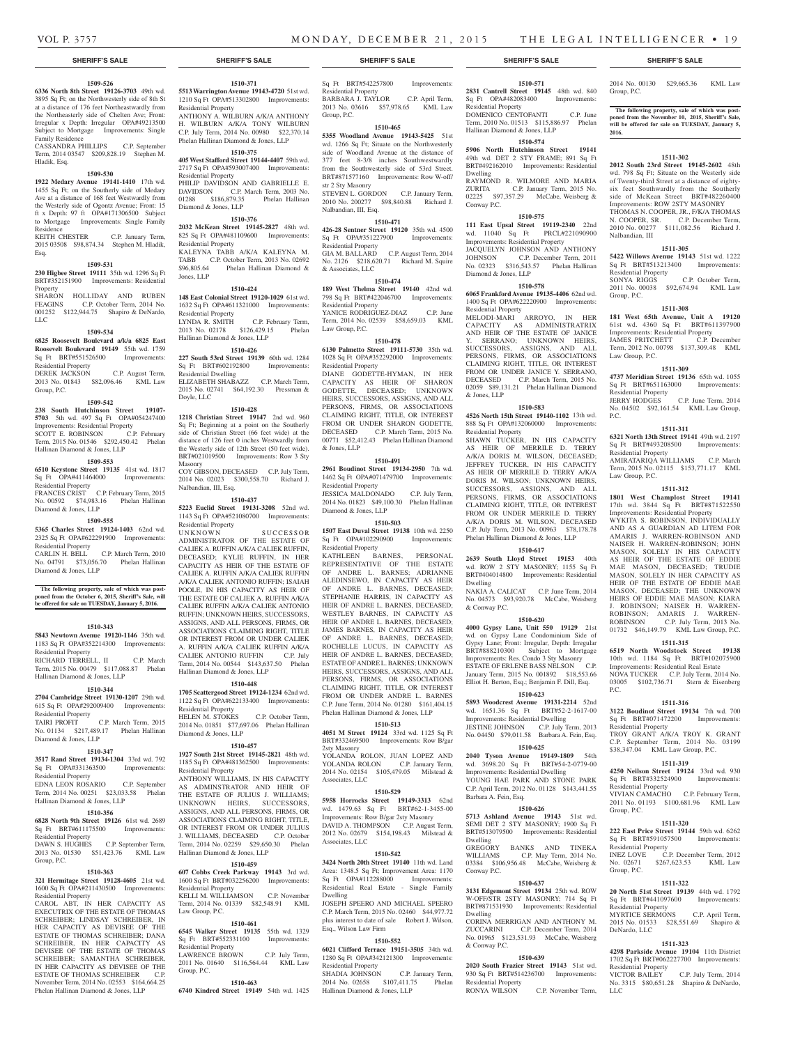**1509-526**

**6336 North 8th Street 19126-3703** 49th wd. 3895 Sq Ft; On the Northwesterly side of 8th St at a distance of 176 feet Northeastwardly from the Northeasterly side of Chelten Ave; Front: Irregular x Depth: Irregular OPA#49213500 Subject to Mortgage Improvements: Single Family Residence

CASSANDRA PHILLIPS C.P. September Term, 2014 03547 $209,828.19 Stephen M. Hladik, Esq.

**1509-530**

**1922 Medary Avenue 19141-1410** 17th wd. 1455 Sq Ft; on the Southerly side of Medary Ave at a distance of 168 feet Westwardly from the Westerly side of Ogontz Avenue; Front: 15 ft x Depth: 97 ft OPA#171306500 Subject to Mortgage Improvements: Single Family Residence

KEITH CHESTER C.P. January Term, 2015 03508 $98,874.34 Stephen M. Hladik, Esq.

**1509-531**

**230 Higbee Street 19111** 35th wd. 1296 Sq Ft BRT#352151900 Improvements: Residential Property

SHARON HOLLIDAY AND RUBEN FEAGINS C.P. October Term, 2014 No. 001252 $122,944.75 Shapiro & DeNardo, LLC

**1509-534**

**6825 Roosevelt Boulevard a/k/a 6825 East Roosevelt Boulevard 19149** 55th wd. 1759 Sq Ft BRT#551526500 Improvements: Residential Property

DEREK JACKSON C.P. August Term, 2013 No. 01843 $82,096.46 KML Law Group, P.C.

**1509-542**

**238 South Hutchinson Street 19107-5703** 5th wd. 497 Sq Ft OPA#054247400 Improvements: Residential Property

SCOTT E. ROBINSON C.P. February Term, 2015 No. 01546 $292,450.42 Phelan Hallinan Diamond & Jones, LLP

**1509-553**

**6510 Keystone Street 19135** 41st wd. 1817 Sq Ft OPA#411464000 Improvements: Residential Property

FRANCES CRIST C.P. February Term, 2015 No. 00592 $74,983.16 Phelan Hallinan Diamond & Jones, LLP

**1509-555**

**5365 Charles Street 19124-1403** 62nd wd. 2325 Sq Ft OPA#622291900 Improvements: Residential Property

CARLIN H. BELL C.P. March Term, 2010 No. 04791 $73,056.70 Phelan Hallinan Diamond & Jones, LLP

**The following property, sale of which was postponed from the October 6, 2015, Sheriff's Sale, will be offered for sale on TUESDAY, January 5, 2016.**

**1510-343**

**5843 Newtown Avenue 19120-1146** 35th wd. 1183 Sq Ft OPA#352214300 Improvements: Residential Property

RICHARD TERRELL, II C.P. March Term, 2015 No. 00479 $117,088.87 Phelan Hallinan Diamond & Jones, LLP

**1510-344**

**2704 Cambridge Street 19130-1207** 29th wd. 615 Sq Ft OPA#292009400 Improvements: Residential Property

TAIRI PROFIT C.P. March Term, 2015 No. 01134 $217,489.17 Phelan Hallinan Diamond & Jones, LLP

**1510-347**

**3517 Rand Street 19134-1304** 33rd wd. 792 Sq Ft OPA#331363500 Improvements: Residential Property

EDNA LEON ROSARIO C.P. September Term, 2014 No. 00251 $23,033.58 Phelan Hallinan Diamond & Jones, LLP

**1510-356**

**6828 North 9th Street 19126** 61st wd. 2689 Sq Ft BRT#611175500 Improvements: Residential Property

DAWN S. HUGHES C.P. September Term, 2013 No. 01530 $51,423.76 KML Law Group, P.C.

**1510-363**

**321 Hermitage Street 19128-4605** 21st wd. 1600 Sq Ft OPA#211430500 Improvements: Residential Property

CAROL ABT, IN HER CAPACITY AS EXECUTRIX OF THE ESTATE OF THOMAS SCHREIBER; LINDSAY SCHREIBER, IN HER CAPACITY AS DEVISEE OF THE ESTATE OF THOMAS SCHREIBER; DANA SCHREIBER, IN HER CAPACITY AS DEVISEE OF THE ESTATE OF THOMAS SCHREIBER; SAMANTHA SCHREIBER, IN HER CAPACITY AS DEVISEE OF THE ESTATE OF THOMAS SCHREIBER C.P. November Term, 2014 No. 02553 $164,664.25 Phelan Hallinan Diamond & Jones, LLP

**1510-371**

**5513 Warrington Avenue 19143-4720** 51st wd. 1210 Sq Ft OPA#513302800 Improvements: Residential Property

ANTHONY A. WILBURN A/K/A ANTHONY H. WILBURN A/K/A TONY WILBURN C.P. July Term, 2014 No. 00980 $22,370.14 Phelan Hallinan Diamond & Jones, LLP

**1510-375**

**405 West Stafford Street 19144-4407** 59th wd. 2717 Sq Ft OPA#593007400 Improvements: Residential Property

PHILIP DAVIDSON AND GABRIELLE E. DAVIDSON C.P. March Term, 2003 No. 01288 $186,879.35 Phelan Hallinan Diamond & Jones, LLP

**1510-376**

**2032 McKean Street 19145-2827** 48th wd. 825 Sq Ft OPA#481109600 Improvements: Residential Property

KALEYNA TABB A/K/A KALEYNA M. TABB C.P. October Term, 2013 No. 02692 $96,805.64 Phelan Hallinan Diamond & Jones, LLP

**1510-424**

**148 East Colonial Street 19120-1029** 61st wd. 1632 Sq Ft OPA#611321000 Improvements: Residential Property

LYNDA R. SMITH C.P. February Term, 2013 No. 02178 $126,429.15 Phelan Hallinan Diamond & Jones, LLP

**1510-426**

**227 South 53rd Street 19139** 60th wd. 1284 Sq Ft BRT#602192800 Improvements: Residential Dwelling

ELIZABETH SHABAZZ C.P. March Term, 2015 No. 02741 $64,192.30 Pressman & Doyle, LLC

**1510-428**

**1218 Christian Street 19147** 2nd wd. 960 Sq Ft; Beginning at a point on the Southerly side of Christian Street (66 feet wide) at the distance of 126 feet 0 inches Westwardly from the Westerly side of 12th Street (50 feet wide). BRT#021019500 Improvements: Row 3 Sty Masonry

COY GIBSON, DECEASED C.P. July Term, 2014 No. 02023 $300,558.70 Richard J. Nalbandian, III, Esq.

**1510-437**

**5223 Euclid Street 19131-3208** 52nd wd. 1143 Sq Ft OPA#521080700 Improvements: Residential Property

UNKNOWN SUCCESSOR ADMINISTRATOR OF THE ESTATE OF CALIEK A. RUFFIN A/K/A CALIEK RUFFIN, DECEASED; KYLIE RUFFIN, IN HER CAPACITY AS HEIR OF THE ESTATE OF CALIEK A. RUFFIN A/K/A CALIEK RUFFIN A/K/A CALIEK ANTONIO RUFFIN; ISAIAH POOLE, IN HIS CAPACITY AS HEIR OF THE ESTATE OF CALIEK A. RUFFIN A/K/A CALIEK RUFFIN A/K/A CALIEK ANTONIO RUFFIN; UNKNOWN HEIRS, SUCCESSORS, ASSIGNS, AND ALL PERSONS, FIRMS, OR ASSOCIATIONS CLAIMING RIGHT, TITLE OR INTEREST FROM OR UNDER CALIEK A. RUFFIN A/K/A CALIEK RUFFIN A/K/A CALIEK ANTONIO RUFFIN C.P. July Term, 2014 No. 00544 $143,637.50 Phelan Hallinan Diamond & Jones, LLP

**1510-448**

**1705 Scattergood Street 19124-1234** 62nd wd. 1122 Sq Ft OPA#622133400 Improvements: Residential Property

HELEN M. STOKES C.P. October Term, 2014 No. 01851 $77,697.06 Phelan Hallinan Diamond & Jones, LLP

**1510-457**

**1927 South 21st Street 19145-2821** 48th wd. 1185 Sq Ft OPA#481362500 Improvements: Residential Property

ANTHONY WILLIAMS, IN HIS CAPACITY AS ADMINISTRATOR AND HEIR OF THE ESTATE OF JULIUS J. WILLIAMS; UNKNOWN HEIRS, SUCCESSORS, ASSIGNS, AND ALL PERSONS, FIRMS, OR ASSOCIATIONS CLAIMING RIGHT, TITLE, OR INTEREST FROM OR UNDER JULIUS J. WILLIAMS, DECEASED C.P. October Term, 2014 No. 02259 $29,650.30 Phelan Hallinan Diamond & Jones, LLP

**1510-459**

**607 Cobbs Creek Parkway 19143** 3rd wd. 1600 Sq Ft BRT#032256200 Improvements: Residential Property

KELLI M. WILLIAMSON C.P. November Term, 2014 No. 01339 $82,548.91 KML Law Group, P.C.

**1510-461**

**6545 Walker Street 19135** 55th wd. 1329 Sq Ft BRT#552331100 Improvements: Residential Property

LAWRENCE BROWN C.P. July Term, 2011 No. 01640 $116,564.44 KML Law Group, P.C.

**1510-463**

**6740 Kindred Street 19149** 54th wd. 1425 Sq Ft BRT#542257800 Improvements: Residential Property

BARBARA J. TAYLOR C.P. April Term, 2013 No. 03616 $57,978.65 KML Law Group, P.C.

**1510-465**

**5355 Woodland Avenue 19143-5425** 51st wd. 1266 Sq Ft; Situate on the Northwesterly side of Woodland Avenue at the distance of 377 feet 8-3/8 inches Southwestwardly from the Southwesterly side of 53rd Street. BRT#871577160 Improvements: Row W-off/str 2 Sty Masonry

STEVEN L. GORDON C.P. January Term, 2010 No. 200277 $98,840.88 Richard J. Nalbandian, III, Esq.

**1510-471**

**426-28 Sentner Street 19120** 35th wd. 4500 Sq Ft OPA#351227900 Improvements: Residential Property

GIA M. BALLARD C.P. August Term, 2014 No. 2126 $218,620.71 Richard M. Squire & Associates, LLC

**1510-474**

**189 West Thelma Street 19140** 42nd wd. 798 Sq Ft BRT#422046700 Improvements: Residential Property

YANICE RODRIGUEZ-DIAZ C.P. June Term, 2014 No. 02539 $58,659.03 KML Law Group, P.C.

**1510-478**

**6130 Palmetto Street 19111-5730** 35th wd. 1028 Sq Ft OPA#352292000 Improvements: Residential Property

DIANE GODETTE-HYMAN, IN HER CAPACITY AS HEIR OF SHARON GODETTE, DECEASED; UNKNOWN HEIRS, SUCCESSORS, ASSIGNS, AND ALL PERSONS, FIRMS, OR ASSOCIATIONS CLAIMING RIGHT, TITLE OR INTEREST FROM OR UNDER SHARON GODETTE, DECEASED C.P. March Term, 2015 No. 00771 $52,412.43 Phelan Hallinan Diamond & Jones, LLP

**1510-491**

**2961 Boudinot Street 19134-2950** 7th wd. 1462 Sq Ft OPA#071479700 Improvements: Residential Property

JESSICA MALDONADO C.P. July Term, 2014 No. 01823 $49,100.30 Phelan Hallinan Diamond & Jones, LLP

**1510-503**

**1507 East Duval Street 19138** 10th wd. 2250 Sq Ft OPA#102290900 Improvements: Residential Property

KATHLEEN BARNES, PERSONAL REPRESENTATIVE OF THE ESTATE OF ANDRE L. BARNES; ADRIANNE ALEDINSEWO, IN CAPACITY AS HEIR OF ANDRE L. BARNES, DECEASED; STEPHANIE HARRIS, IN CAPACITY AS HEIR OF ANDRE L. BARNES, DECEASED; WESTLEY BARNES, IN CAPACITY AS HEIR OF ANDRE L. BARNES, DECEASED; JAMES BARNES, IN CAPACITY AS HEIR OF ANDRE L. BARNES, DECEASED; ROCHELLE LUCUS, IN CAPACITY AS HEIR OF ANDRE L. BARNES, DECEASED; ESTATE OF ANDRE L. BARNES; UNKNOWN HEIRS, SUCCESSORS, ASSIGNS, AND ALL PERSONS, FIRMS, OR ASSOCIATIONS CLAIMING RIGHT, TITLE OR INTEREST FROM OR UNDER ANDRE L. BARNES C.P. June Term, 2014 No. 01280 $161,404.15 Phelan Hallinan Diamond & Jones, LLP

**1510-513**

**4051 M Street 19124** 33rd wd. 1125 Sq Ft BRT#332469500 Improvements: Row B/gar 2sty Masonry

YOLANDA ROLON, JUAN LOPEZ AND YOLANDA ROLON C.P. January Term, 2014 No. 02154 $105,479.05 Milstead & Associates, LLC

**1510-529**

**5958 Horrocks Street 19149-3313** 62nd wd. 1479.63 Sq Ft BRT#62-1-3455-00 Improvements: Row B/gar 2sty Masonry

DAVID A. THOMPSON C.P. August Term, 2012 No. 02679 $154,198.43 Milstead & Associates, LLC

**1510-542**

**3424 North 20th Street 19140** 11th wd. Land Area: 1348.5 Sq Ft; Improvement Area: 1170 Sq Ft OPA#112288000 Improvements: Residential Real Estate - Single Family Dwelling

JOSEPH SPEERO AND MICHAEL SPEERO C.P. March Term, 2015 No. 02460 $44,977.72 plus interest to date of sale Robert J. Wilson, Esq., Wilson Law Firm

**1510-552**

**6021 Clifford Terrace 19151-3505** 34th wd. 1280 Sq Ft OPA#342121300 Improvements: Residential Property

SHADIA JOHNSON C.P. January Term, 2014 No. 02658 $107,411.75 Phelan Hallinan Diamond & Jones, LLP

**1510-571**

**2831 Cantrell Street 19145** 48th wd. 840 Sq Ft OPA#482083400 Improvements: Residential Property

DOMENICO CENTOFANTI C.P. June Term, 2010 No. 01513 $115,886.97 Phelan Hallinan Diamond & Jones, LLP

**1510-574**

**5906 North Hutchinson Street 19141** 49th wd. DET 2 STY FRAME; 891 Sq Ft BRT#492162010 Improvements: Residential Dwelling

RAYMOND R. WILMORE AND MARIA ZURITA C.P. January Term, 2015 No. 02225 $97,357.29 McCabe, Weisberg & Conway P.C.

**1510-575**

**111 East Upsal Street 19119-2340** 22nd wd. 11040 Sq Ft PRCL#221090900 Improvements: Residential Property

JACQUELYN JOHNSON AND ANTHONY JOHNSON C.P. December Term, 2011 No. 02323 $316,543.57 Phelan Hallinan Diamond & Jones, LLP

**1510-578**

**6065 Frankford Avenue 19135-4406** 62nd wd. 1400 Sq Ft OPA#622220900 Improvements: Residential Property

MELODI-MARI ARROYO, IN HER CAPACITY AS ADMINISTRATRIX AND HEIR OF THE ESTATE OF JANICE Y. SERRANO; UNKNOWN HEIRS, SUCCESSORS, ASSIGNS, AND ALL PERSONS, FIRMS, OR ASSOCIATIONS CLAIMING RIGHT, TITLE, OR INTEREST FROM OR UNDER JANICE Y. SERRANO, DECEASED C.P. March Term, 2015 No. 02059 $89,131.21 Phelan Hallinan Diamond & Jones, LLP

**1510-583**

**4526 North 15th Street 19140-1102** 13th wd. 888 Sq Ft OPA#132060000 Improvements: Residential Property

SHAWN TUCKER, IN HIS CAPACITY AS HEIR OF MERRILE D. TERRY A/K/A DORIS M. WILSON, DECEASED; JEFFREY TUCKER, IN HIS CAPACITY AS HEIR OF MERRILE D. TERRY A/K/A DORIS M. WILSON; UNKNOWN HEIRS, SUCCESSORS, ASSIGNS, AND ALL PERSONS, FIRMS, OR ASSOCIATIONS CLAIMING RIGHT, TITLE OR INTEREST FROM OR UNDER MERRILE D. TERRY A/K/A DORIS M. WILSON, DECEASED C.P. July Term, 2013 No. 00963 $78,178.78 Phelan Hallinan Diamond & Jones, LLP

**1510-617**

**2639 South Lloyd Street 19153** 40th wd. ROW 2 STY MASONRY; 1155 Sq Ft BRT#404014800 Improvements: Residential Dwelling

NAKIA A. CALICAT C.P. June Term, 2014 No. 04573 $93,920.78 McCabe, Weisberg & Conway P.C.

**1510-620**

**4000 Gypsy Lane, Unit 550 19129** 21st wd. on Gypsy Lane Condominium Side of Gypsy Lane; Front: Irregular, Depth: Irregular BRT#888210300 Subject to Mortgage Improvements: Res. Condo 3 Sty Masonry

ESTATE OF ERLENE BASS NELSON C.P. January Term, 2015 No. 001892 $18,553.66 Elliot H. Berton, Esq.; Benjamin F. Dill, Esq.

**1510-623**

**5893 Woodcrest Avenue 19131-2214** 52nd wd. 1651.36 Sq Ft BRT#52-2-1617-00 Improvements: Residential Dwelling

JESTINE JOHNSON C.P. July Term, 2013 No. 04450 $79,011.58 Barbara A. Fein, Esq.

**1510-625**

**2040 Tyson Avenue 19149-1809** 54th wd. 3698.20 Sq Ft BRT#54-2-0779-00 Improvements: Residential Dwelling

YOUNG HAE PARK AND STONE PARK C.P. April Term, 2012 No. 01128 $143,441.55 Barbara A. Fein, Esq.

**1510-626**

**5713 Ashland Avenue 19143** 51st wd. SEMI DET 2 STY MASONRY; 1900 Sq Ft BRT#513079500 Improvements: Residential Dwelling

GREGORY BANKS AND TINEKA WILLIAMS C.P. May Term, 2014 No. 03384 $106,956.48 McCabe, Weisberg & Conway P.C.

**1510-637**

**3131 Edgemont Street 19134** 25th wd. ROW W-OFF/STR 2STY MASONRY; 714 Sq Ft BRT#871531930 Improvements: Residential Dwelling

CORINA MERRIGAN AND ANTHONY M. ZUCCARINI C.P. December Term, 2014 No. 01965 $123,531.93 McCabe, Weisberg & Conway P.C.

**1510-639**

**2020 South Frazier Street 19143** 51st wd. 930 Sq Ft BRT#514236700 Improvements: Residential Property

RONYA WILSON C.P. November Term, 2014 No. 00130 $29,665.36 KML Law Group, P.C.

**The following property, sale of which was postponed from the November 10, 2015, Sheriff's Sale, will be offered for sale on TUESDAY, January 5, 2016.**

**1511-302**

**2012 South 23rd Street 19145-2602** 48th wd. 798 Sq Ft; Situate on the Westerly side of Twenty-third Street at a distance of eighty-six feet Southwardly from the Southerly side of McKean Street BRT#482260400 Improvements: ROW 2STY MASONRY

THOMAS N. COOPER, JR., F/K/A THOMAS N. COOPER, SR. C.P. December Term, 2010 No. 00277 $111,082.56 Richard J. Nalbandian, III

**1511-305**

**5422 Willows Avenue 19143** 51st wd. 1222 Sq Ft BRT#513213400 Improvements: Residential Property

SONYA RIGGS C.P. October Term, 2011 No. 00038 $92,674.94 KML Law Group, P.C.

**1511-308**

**181 West 65th Avenue, Unit A 19120** 61st wd. 4360 Sq Ft BRT#611397900 Improvements: Residential Property

JAMES PRITCHETT C.P. December Term, 2012 No. 00798 $137,309.48 KML Law Group, P.C.

**1511-309**

**4737 Meridian Street 19136** 65th wd. 1055 Sq Ft BRT#651163000 Improvements: Residential Property

JERRY HODGES C.P. June Term, 2014 No. 04502 $92,161.54 KML Law Group, P.C.

**1511-311**

**6321 North 13th Street 19141** 49th wd. 2197 Sq Ft BRT#493208500 Improvements: Residential Property

AMIRATARIQA WILLIAMS C.P. March Term, 2015 No. 02115 $153,771.17 KML Law Group, P.C.

**1511-312**

**1801 West Champlost Street 19141** 17th wd. 3844 Sq Ft BRT#871522550 Improvements: Residential Property

WYKITA S. ROBINSON, INDIVIDUALLY AND AS A GUARDIAN AD LITEM FOR AMARIS J. WARREN-ROBINSON AND NAISER H. WARREN-ROBINSON; JOHN MASON, SOLELY IN HIS CAPACITY AS HEIR OF THE ESTATE OF EDDIE MAE MASON, DECEASED; TRUDIE MASON, SOLELY IN HER CAPACITY AS HEIR OF THE ESTATE OF EDDIE MAE MASON, DECEASED; THE UNKNOWN HEIRS OF EDDIE MAE MASON; KIARA J. ROBINSON; NAISER H. WARREN-ROBINSON; AMARIS J. WARREN-ROBINSON C.P. July Term, 2013 No. 01732 $46,149.79 KML Law Group, P.C.

**1511-315**

**6519 North Woodstock Street 19138** 10th wd. 1184 Sq Ft BRT#102075900 Improvements: Residential Real Estate

NOVA TUCKER C.P. July Term, 2014 No. 03005 $102,736.71 Stern & Eisenberg P.C.

**1511-316**

**3122 Boudinot Street 19134** 7th wd. 700 Sq Ft BRT#071472200 Improvements: Residential Property

TROY GRANT A/K/A TROY K. GRANT C.P. September Term, 2014 No. 03199 $38,347.04 KML Law Group, P.C.

**1511-319**

**4250 Neilson Street 19124** 33rd wd. 930 Sq Ft BRT#332524900 Improvements: Residential Property

VIVIAN CAMACHO C.P. February Term, 2011 No. 01193 $100,681.96 KML Law Group, P.C.

**1511-320**

**222 East Price Street 19144** 59th wd. 6262 Sq Ft BRT#591057500 Improvements: Residential Property

INEZ LOVE C.P. December Term, 2012 No. 02671 $267,623.53 KML Law Group, P.C.

**1511-322**

**20 North 51st Street 19139** 44th wd. 1792 Sq Ft BRT#441097600 Improvements: Residential Property

MYRTICE SERMONS C.P. April Term, 2015 No. 01533 $28,551.69 Shapiro & DeNardo, LLC

**1511-323**

**4298 Parkside Avenue 19104** 11th District 1702 Sq Ft BRT#062227700 Improvements: Residential Property

VICTOR BAILEY C.P. July Term, 2014 No. 3315 $80,651.28 Shapiro & DeNardo, LLC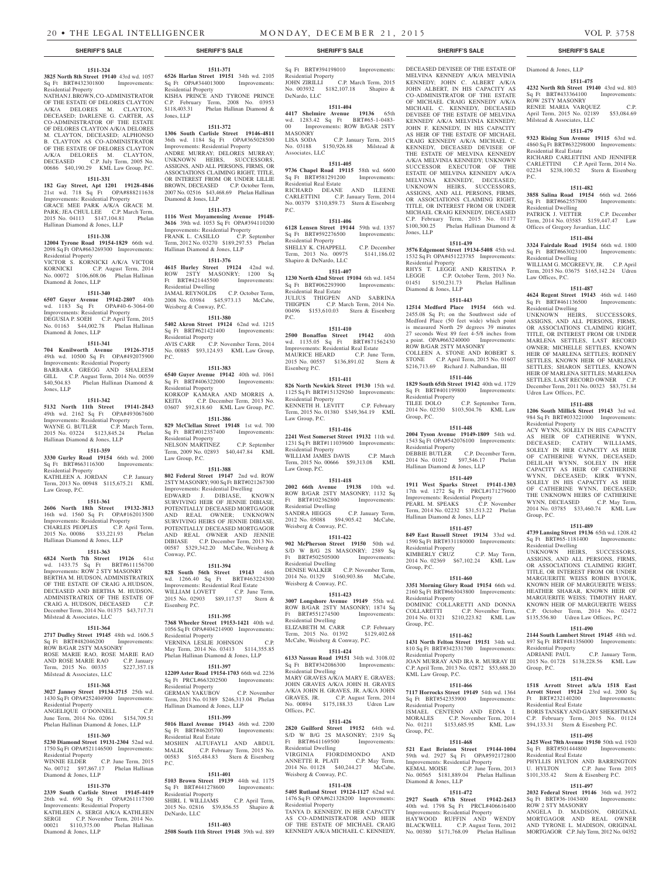## SHERIFF'S SALE

**1511-324**
**3825 North 8th Street 19140** 43rd wd. 1057 Sq Ft BRT#432301800 Improvements: Residential Property
NATHAN J. BROWN, CO-ADMINISTRATOR OF THE ESTATE OF DELORES CLAYTON A/K/A DELORES M. CLAYTON, DECEASED; DARLENE G. CARTER, AS CO-ADMINISTRATOR OF THE ESTATE OF DELORES CLAYTON A/K/A DELORES M. CLAYTON, DECEASED; ALPHONSO B. CLAYTON AS CO-ADMINISTRATOR OF THE ESTATE OF DELORES CLAYTON A/K/A DELORES M. CLAYTON, DECEASED C.P. July Term, 2005 No. 00686 $40,190.29 KML Law Group, P.C.

**1511-331**
**182 Gay Street, Apt 1201 19128-4846** 21st wd. 718 Sq Ft OPA#888211638 Improvements: Residential Property
GRACE MEE PARK A/K/A GRACE M. PARK; JEA CHUL LEE C.P. March Term, 2015 No. 04113 $147,104.81 Phelan Hallinan Diamond & Jones, LLP

**1511-338**
**12004 Tyrone Road 19154-1829** 66th wd. 2098 Sq Ft OPA#663269300 Improvements: Residential Property
VICTOR S. KORNICKI A/K/A VICTOR KORNICKI C.P. August Term, 2014 No. 00072 $106,608.06 Phelan Hallinan Diamond & Jones, LLP

**1511-340**
**6507 Guyer Avenue 19142-2807** 40th wd. 1183 Sq Ft OPA#40-6-3064-00 Improvements: Residential Property
DEGUSIA P. SOEH C.P. April Term, 2015 No. 01163 $44,002.78 Phelan Hallinan Diamond & Jones, LLP

**1511-341**
**704 Kenilworth Avenue 19126-3715** 49th wd. 10500 Sq Ft OPA#492075900 Improvements: Residential Property
BARBARA GREGG AND SHALEEM GILL C.P. August Term, 2014 No. 00559 $40,504.83 Phelan Hallinan Diamond & Jones, LLP

**1511-342**
**5132 North 11th Street 19141-2843** 49th wd. 2162 Sq Ft OPA#493067600 Improvements: Residential Property
WAYNE G. BUTLER C.P. March Term, 2015 No. 03224 $123,845.24 Phelan Hallinan Diamond & Jones, LLP

**1511-359**
**3330 Gurley Road 19154** 66th wd. 2000 Sq Ft BRT#663116300 Improvements: Residential Property
KATHLEEN A. JORDAN C.P. January Term, 2013 No. 00948 $115,675.21 KML Law Group, P.C.

**1511-361**
**2606 North 18th Street 19132-3813** 16th wd. 1560 Sq Ft OPA#162013500 Improvements: Residential Property
CHARLES PEOPLES C.P. April Term, 2015 No. 00086 $33,221.93 Phelan Hallinan Diamond & Jones, LLP

**1511-363**
**6824 North 7th Street 19126** 61st wd. 1433.75 Sq Ft BRT#611156700 Improvements: ROW 2 STY MASONRY
BERTHA M. HUDSON, ADMINISTRATRIX OF THE ESTATE OF CRAIG A.HUDSON, DECEASED AND BERTHA M. HUDSON, ADMINISTRATRIX OF THE ESTATE OF CRAIG A. HUDSON, DECEASED C.P. December Term, 2014 No. 01375 $43,717.71 Milstead & Associates, LLC

**1511-364**
**2717 Dudley Street 19145** 48th wd. 1606.5 Sq Ft BRT#482046200 Improvements: ROW B/GAR 2STY MASONRY
ROSE MARIE RAO, ROSE MARIE RAO AND ROSE MARIE RAO C.P. January Term, 2015 No. 00335 $227,357.18 Milstead & Associates, LLC

**1511-368**
**3027 Janney Street 19134-3715** 25th wd. 1430 Sq Ft OPA#252404900 Improvements: Residential Property
ANGELIQUE O'DONNELL C.P. June Term, 2014 No. 02061 $154,709.51 Phelan Hallinan Diamond & Jones, LLP

**1511-369**
**5230 Diamond Street 19131-2304** 52nd wd. 1750 Sq Ft OPA#521146500 Improvements: Residential Property
WINNIE ELDER C.P. June Term, 2015 No. 00712 $97,867.17 Phelan Hallinan Diamond & Jones, LLP

**1511-370**
**2339 South Carlisle Street 19145-4419** 26th wd. 690 Sq Ft OPA#261117300 Improvements: Residential Property
KATHLEEN A. SERGI A/K/A KATHLEEN SERGI C.P. November Term, 2014 No. 00021 $110,375.00 Phelan Hallinan Diamond & Jones, LLP

**1511-371**
**6526 Harlan Street 19151** 34th wd. 2105 Sq Ft OPA#344013000 Improvements: Residential Property
KISHA PRINCE AND TYRONE PRINCE C.P. February Term, 2008 No. 03953 $118,403.31 Phelan Hallinan Diamond & Jones, LLP

**1511-372**
**1306 South Carlisle Street 19146-4811** 36th wd. 1184 Sq Ft OPA#365028500 Improvements: Residential Property
ANDRE MURRAY; DELORES MURRAY; UNKNOWN HEIRS, SUCCESSORS, ASSIGNS, AND ALL PERSONS, FIRMS, OR ASSOCIATIONS CLAIMING RIGHT, TITLE, OR INTEREST FROM OR UNDER LILLIE BROWN, DECEASED C.P. October Term, 2007 No. 02516 $43,468.69 Phelan Hallinan Diamond & Jones, LLP

**1511-373**
**1116 West Moyamensing Avenue 19148-3616** 39th wd. 1053 Sq Ft OPA#394110200 Improvements: Residential Property
FRANK L. CASILLO C.P. September Term, 2012 No. 03270 $189,297.53 Phelan Hallinan Diamond & Jones, LLP

**1511-376**
**4615 Hurley Street 19124** 42nd wd. ROW 2STY MASONRY; 1200 Sq Ft BRT#421445500 Improvements: Residential Dwelling
JAMAL REYNOLDS C.P. October Term, 2008 No. 03984 $45,973.13 McCabe, Weisberg & Conway, P.C.

**1511-380**
**5402 Akron Street 19124** 62nd wd. 1215 Sq Ft BRT#621421400 Improvements: Residential Property
AVIS CARR C.P. November Term, 2014 No. 00885 $93,124.93 KML Law Group, P.C.

**1511-383**
**6540 Guyer Avenue 19142** 40th wd. 1061 Sq Ft BRT#406322000 Improvements: Residential Property
KORKOP KAMARA AND MORRIS A. KEITA C.P. December Term, 2013 No. 03607 $92,818.60 KML Law Group, P.C.

**1511-386**
**829 McClellan Street 19148** 1st wd. 700 Sq Ft BRT#012357400 Improvements: Residential Property
NELSON MARTINEZ C.P. September Term, 2009 No. 02893 $40,447.84 KML Law Group, P.C.

**1511-388**
**802 Federal Street 19147** 2nd wd. ROW 2STY MASONRY; 900 Sq Ft BRT#021267300 Improvements: Residential Dwelling
EDWARD J. DIBIASE, KNOWN SURVIVING HEIR OF JENNIE DIBIASE, POTENTIALLY DECEASED MORTGAGOR AND REAL OWNER; UNKNOWN SURVIVING HEIRS OF JENNIE DIBIASE, POTENTIALLY DECEASED MORTGAGOR AND REAL OWNER AND JENNIE DIBIASE C.P. December Term, 2013 No. 00587 $329,342.20 McCabe, Weisberg & Conway, P.C.

**1511-394**
**828 South 56th Street 19143** 46th wd. 1266.40 Sq Ft BRT#463224300 Improvements: Residential Real Estate
WILLIAM LOVETT C.P. June Term, 2015 No. 02903 $89,117.57 Stern & Eisenberg P.C.

**1511-395**
**7368 Wheeler Street 19153-1421** 40th wd. 1056 Sq Ft OPA#404214900 Improvements: Residential Property
VERNINA LESLIE JOHNSON C.P. May Term, 2014 No. 03413 $114,355.85 Phelan Hallinan Diamond & Jones, LLP

**1511-397**
**12209 Aster Road 19154-1703** 66th wd. 2236 Sq Ft PRCL#663202500 Improvements: Residential Property
GERMAN YAKUBOV C.P. November Term, 2011 No. 01389 $246,313.04 Phelan Hallinan Diamond & Jones, LLP

**1511-399**
**5016 Hazel Avenue 19143** 46th wd. 2200 Sq Ft BRT#46205700 Improvements: Residential Real Estate
MOSHIN ALTUFAYLI AND ABDUL MALIK C.P. February Term, 2015 No. 00583 $165,484.83 Stern & Eisenberg P.C.

**1511-401**
**5103 Brown Street 19139** 44th wd. 1175 Sq Ft BRT#441278600 Improvements: Residential Property
SHIRL I. WILLIAMS C.P. April Term, 2015 No. 02816 $39,856.55 Shapiro & DeNardo, LLC

**1511-403**
**2508 South 11th Street 19148** 39th wd. 889 Sq Ft BRT#394198010 Improvements: Residential Property
JOHN ZIRILLI C.P. March Term, 2015 No. 003932 $182,107.18 Shapiro & DeNardo, LLC

**1511-404**
**4417 Shelmire Avenue 19136** 65th wd. 1283.42 Sq Ft BRT#65-1-0483-00 Improvements: ROW B/GAR 2STY MASONRY
LISA SODA C.P. January Term, 2015 No. 03188 $150,926.88 Milstead & Associates, LLC

**1511-405**
**9736 Chapel Road 19115** 58th wd. 6600 Sq Ft BRT#581291200 Improvements: Residential Real Estate
RICHARD DEANE AND ILEENE CARLETTINI C.P. January Term, 2014 No. 00379 $310,859.73 Stern & Eisenberg P.C.

**1511-406**
**6128 Lensen Street 19144** 59th wd. 1357 Sq Ft BRT#592276500 Improvements: Residential Property
SHELLY K. CHAPPELL C.P. December Term, 2013 No. 00975 $141,186.02 Shapiro & DeNardo, LLC

**1511-407**
**1230 North 42nd Street 19104** 6th wd. 1454 Sq Ft BRT#062293900 Improvements: Residential Real Estate
JULIUS THIGPEN AND SABRINA THIGPEN C.P. March Term, 2014 No. 00496 $153,610.03 Stern & Eisenberg P.C.

**1511-410**
**2500 Bonaffon Street 19142** 40th wd. 1135.05 Sq Ft BRT#871562430 Improvements: Residential Real Estate
MAURICE HEARD C.P. June Term, 2015 No. 00557 $136,891.02 Stern & Eisenberg P.C.

**1511-411**
**826 North Newkirk Street 19130** 15th wd. 1125 Sq Ft BRT#151329260 Improvements: Residential Property
KENNETH H. LEVITT C.P. February Term, 2015 No. 01380 $349,364.19 KML Law Group, P.C.

**1511-416**
**2241 West Somerset Street 19132** 11th wd. 1231 Sq Ft BRT#111039600 Improvements: Residential Property
WILLIAM JAMES DAVIS C.P. March Term, 2015 No. 00666 $59,313.08 KML Law Group, P.C.

**1511-418**
**2002 66th Avenue 19138** 10th wd. ROW B/GAR 2STY MASONRY; 1132 Sq Ft BRT#102362800 Improvements: Residential Dwelling
SANDRA HEGGS C.P. January Term, 2012 No. 05088 $94,905.42 McCabe, Weisberg & Conway, P.C.

**1511-422**
**902 McPherson Street 19150** 50th wd. S/D W B/G 2S MASONRY; 2589 Sq Ft BRT#502505000 Improvements: Residential Dwelling
DENISE WALKER C.P. November Term, 2014 No. 01329 $160,903.86 McCabe, Weisberg & Conway, P.C.

**1511-423**
**3007 Longshore Avenue 19149** 55th wd. ROW B/GAR 2STY MASONRY; 1874 Sq Ft BRT#551274500 Improvements: Residential Dwelling
ELIZABETH M. CARR C.P. February Term, 2015 No. 01392 $129,402.68 McCabe, Weisberg & Conway, P.C.

**1511-424**
**6133 Nassau Road 19151** 34th wd. 3108.02 Sq Ft BRT#342086300 Improvements: Residential Dwelling
MARY GRAVES A/K/A MARY E. GRAVES; JOHN GRAVES A/K/A JOHN H. GRAVES A/K/A JOHN H. GRAVES, JR. A/K/A JOHN GRAVES, JR. C.P. August Term, 2014 No. 00894 $175,188.33 Udren Law Offices, P.C.

**1511-426**
**2820 Guilford Street 19152** 64th wd. S/D W B/G 2S MASONRY; 2319 Sq Ft BRT#641169500 Improvements: Residential Dwelling
VIRGINIA FIORDIMONDO AND ANNETTE R. PLATI C.P. May Term, 2014 No. 01128 $40,244.27 McCabe, Weisberg & Conway, P.C.

**1511-438**
**5405 Rutland Street 19124-1127** 62nd wd. 1476 Sq Ft OPA#621328200 Improvements: Residential Property
TANYA D. KENNEDY, IN HER CAPACITY AS CO-ADMINISTRATOR AND HEIR OF THE ESTATE OF MICHAEL CRAIG KENNEDY A/K/A MICHAEL C. KENNEDY, DECEASED DEVISEE OF THE ESTATE OF MELVINA KENNEDY A/K/A MELVINIA KENNEDY; JOHN C. ALBERT A/K/A JOHN ALBERT, IN HIS CAPACITY AS CO-ADMINISTRATOR OF THE ESTATE OF MICHAEL CRAIG KENNEDY A/K/A MICHAEL C. KENNEDY, DECEASED DEVISEE OF THE ESTATE OF MELVINA KENNEDY A/K/A MELVINIA KENNEDY; JOHN F. KENNEDY, IN HIS CAPACITY AS HEIR OF THE ESTATE OF MICHAEL CRAIG KENNEDY A/K/A MICHAEL C. KENNEDY, DECEASED DEVISEE OF THE ESTATE OF MELVINA KENNEDY A/K/A MELVINIA KENNEDY; UNKNOWN SUCCESSOR EXECUTOR OF THE ESTATE OF MELVINA KENNEDY A/K/A MELVINIA KENNEDY, DECEASED; UNKNOWN HEIRS, SUCCESSORS, ASSIGNS, AND ALL PERSONS, FIRMS, OR ASSOCIATIONS CLAIMING RIGHT, TITLE, OR INTEREST FROM OR UNDER MICHAEL CRAIG KENNEDY, DECEASED C.P. February Term, 2015 No. 01177 $100,300.25 Phelan Hallinan Diamond & Jones, LLP

**1511-439**
**3576 Edgemont Street 19134-5408** 45th wd. 1532 Sq Ft OPA#451223785 Improvements: Residential Property
RHYS T. LEGGE AND KRISTINA P. LEGGE C.P. October Term, 2013 No. 01451 $150,231.73 Phelan Hallinan Diamond & Jones, LLP

**1511-443**
**12514 Medford Place 19154** 66th wd. 2455.08 Sq Ft; on the Southwest side of Medford Place (50 feet wide) which point is measured North 29 degrees 39 minutes 27 seconds West 89 feet 4-5/8 inches from a point. OPA#663240000 Improvements: ROW B/GAR 2STY MASONRY
COLLEEN A. STONE AND ROBERT S. STONE C.P. April Term, 2015 No. 01607 $216,713.69 Richard J. Nalbandian, III

**1511-446**
**1829 South 65th Street 19142** 40th wd. 1729 Sq Ft BRT#401199800 Improvements: Residential Property
TILEE DOLO C.P. September Term, 2014 No. 02350 $103,504.76 KML Law Group, P.C.

**1511-448**
**2004 Tyson Avenue 19149-1809** 54th wd. 1543 Sq Ft OPA#542076100 Improvements: Residential Property
DEBBIE BUTLER C.P. December Term, 2014 No. 01012 $97,546.17 Phelan Hallinan Diamond & Jones, LLP

**1511-449**
**1911 West Sparks Street 19141-1303** 17th wd. 1272 Sq Ft PRCL#171279600 Improvements: Residential Property
PEARL M. SPEAKS C.P. November Term, 2014 No. 02232 $31,513.22 Phelan Hallinan Diamond & Jones, LLP

**1511-457**
**849 East Russell Street 19134** 33rd wd. 1590 Sq Ft BRT#331180000 Improvements: Residential Property
KIMBERLY CRUZ C.P. May Term, 2014 No. 02369 $67,102.24 KML Law Group, P.C.

**1511-460**
**3351 Morning Glory Road 19154** 66th wd. 2160 Sq Ft BRT#663043800 Improvements: Residential Property
DOMINIC COLLARETTI AND DONNA COLLARETTI C.P. November Term, 2014 No. 01321 $210,223.82 KML Law Group, P.C.

**1511-462**
**1431 North Felton Street 19151** 34th wd. 810 Sq Ft BRT#342331700 Improvements: Residential Property
JOAN MURRAY AND IRA R. MURRAY III C.P. April Term, 2013 No. 02872 $53,688.20 KML Law Group, P.C.

**1511-466**
**7117 Horrocks Street 19149** 54th wd. 1364 Sq Ft BRT#542353900 Improvements: Residential Property
ISMAEL CENTENO AND EDNA I. MORALES C.P. November Term, 2014 No. 01211 $153,685.95 KML Law Group, P.C.

**1511-468**
**521 East Brinton Street 19144-1004** 59th wd. 2927 Sq Ft OPA#592172800 Improvements: Residential Property
KEMAL MOISE C.P. June Term, 2013 No. 00565 $181,889.04 Phelan Hallinan Diamond & Jones, LLP

**1511-472**
**2927 South 67th Street 19142-2613** 40th wd. 1798 Sq Ft PRCL#406616400 Improvements: Residential Property
HAYWOOD RUFFIN AND WENDY BLACKWELL C.P. August Term, 2012 No. 00380 $171,768.09 Phelan Hallinan Diamond & Jones, LLP

**1511-475**
**4232 North 8th Street 19140** 43rd wd. 803 Sq Ft BRT#433364100 Improvements: ROW 2STY MASONRY
RENEE MARIA VARQUEZ C.P. April Term, 2015 No. 02189 $53,084.69 Milstead & Associates, LLC

**1511-479**
**9323 Rising Sun Avenue 19115** 63rd wd. 4860 Sq Ft BRT#632298000 Improvements: Residential Real Estate
RICHARD CARLETTINI AND JENNIFER CARLETTINI C.P. April Term, 2014 No. 02234 $238,100.52 Stern & Eisenberg P.C.

**1511-482**
**3858 Salina Road 19154** 66th wd. 2666 Sq Ft BRT#662557800 Improvements: Residential Dwelling
PATRICK J. VETTER C.P. December Term, 2014 No. 03585 $159,447.47 Law Offices of Gregory Javardian, LLC

**1511-484**
**3324 Fairdale Road 19154** 66th wd. 1800 Sq Ft BRT#663023100 Improvements: Residential Dwelling
WILLIAM G. MCGREEVY, JR. C.P. April Term, 2015 No. 03675 $165,142.24 Udren Law Offices, P.C.

**1511-487**
**4624 Regent Street 19143** 46th wd. 1460 Sq Ft BRT#461136500 Improvements: Residential Dwelling
UNKNOWN HEIRS, SUCCESSORS, ASSIGNS, AND ALL PERSONS, FIRMS, OR ASSOCIATIONS CLAIMING RIGHT, TITLE, OR INTEREST FROM OR UNDER MARLENA SETTLES, LAST RECORD OWNER; MICHELLE SETTLES, KNOWN HEIR OF MARLENA SETTLES; RODNEY SETTLES, KNOWN HEIR OF MARLENA SETTLES; SHARON SETTLES, KNOWN HEIR OF MARLENA SETTLES; MARLENA SETTLES, LAST RECORD OWNER C.P. December Term, 2011 No. 00323 $83,751.84 Udren Law Offices, P.C.

**1511-488**
**1206 South Millick Street 19143** 3rd wd. 984 Sq Ft BRT#033221000 Improvements: Residential Property
ACY WYNN, SOLELY IN HIS CAPACITY AS HEIR OF CATHERINE WYNN, DECEASED; CATHY WILLIAMS, SOLELY IN HER CAPACITY AS HEIR OF CATHERINE WYNN, DECEASED; DELILAH WYNN, SOLELY IN HER CAPACITY AS HEIR OF CATHERINE WYNN, DECEASED; KIRK WYNN, SOLELY IN HIS CAPACITY AS HEIR OF CATHERINE WYNN, DECEASED; THE UNKNOWN HEIRS OF CATHERINE WYNN, DECEASED C.P. May Term, 2014 No. 03785 $33,460.74 KML Law Group, P.C.

**1511-489**
**4739 Lansing Street 19136** 65th wd. 1208.42 Sq Ft BRT#65-1181400 Improvements: Residential Dwelling
UNKNOWN HEIRS, SUCCESSORS, ASSIGNS, AND ALL PERSONS, FIRMS, OR ASSOCIATIONS CLAIMING RIGHT, TITLE, OR INTEREST FROM OR UNDER MARGUERITE WEISS ROBIN BYOUK, KNOWN HEIR OF MARGUERITE WEISS; HEATHER SHARAR, KNOWN HEIR OF MARGUERITE WEISS; TIMOTHY HARY, KNOWN HEIR OF MARGUERITE WEISS C.P. October Term, 2014 No. 02472 $135,556.80 Udren Law Offices, P.C.

**1511-490**
**2144 South Lambert Street 19145** 48th wd. 897 Sq Ft BRT#481356000 Improvements: Residential Property
ADRIANE PAUL C.P. January Term, 2015 No. 01728 $138,228.56 KML Law Group, P.C.

**1511-494**
**1518 Arrott Street a/k/a 1518 East Arrott Street 19124** 23rd wd. 2000 Sq Ft BRT#232140200 Improvements: Residential Real Estate
BORIS TANSKY AND GARY SHEKHTMAN C.P. February Term, 2015 No. 01124 $94,133.31 Stern & Eisenberg P.C.

**1511-495**
**2425 West 78th Avenue 19150** 50th wd. 1920 Sq Ft BRT#501444800 Improvements: Residential Real Estate
PHYLLIS HYLTON AND BARRINGTON U. HYLTON C.P. June Term 2015 $101,335.42 Stern & Eisenberg P.C.

**1511-497**
**2032 Federal Street 19146** 36th wd. 3972 Sq Ft BRT#36-1043400 Improvements: ROW 2 STY MASONRY
ANGELA D. MADISON, ORIGINAL MORTGAGOR AND REAL OWNER AND TYRONE L. MADISON, ORIGINAL MORTGAGOR C.P. July Term, 2012 No. 04352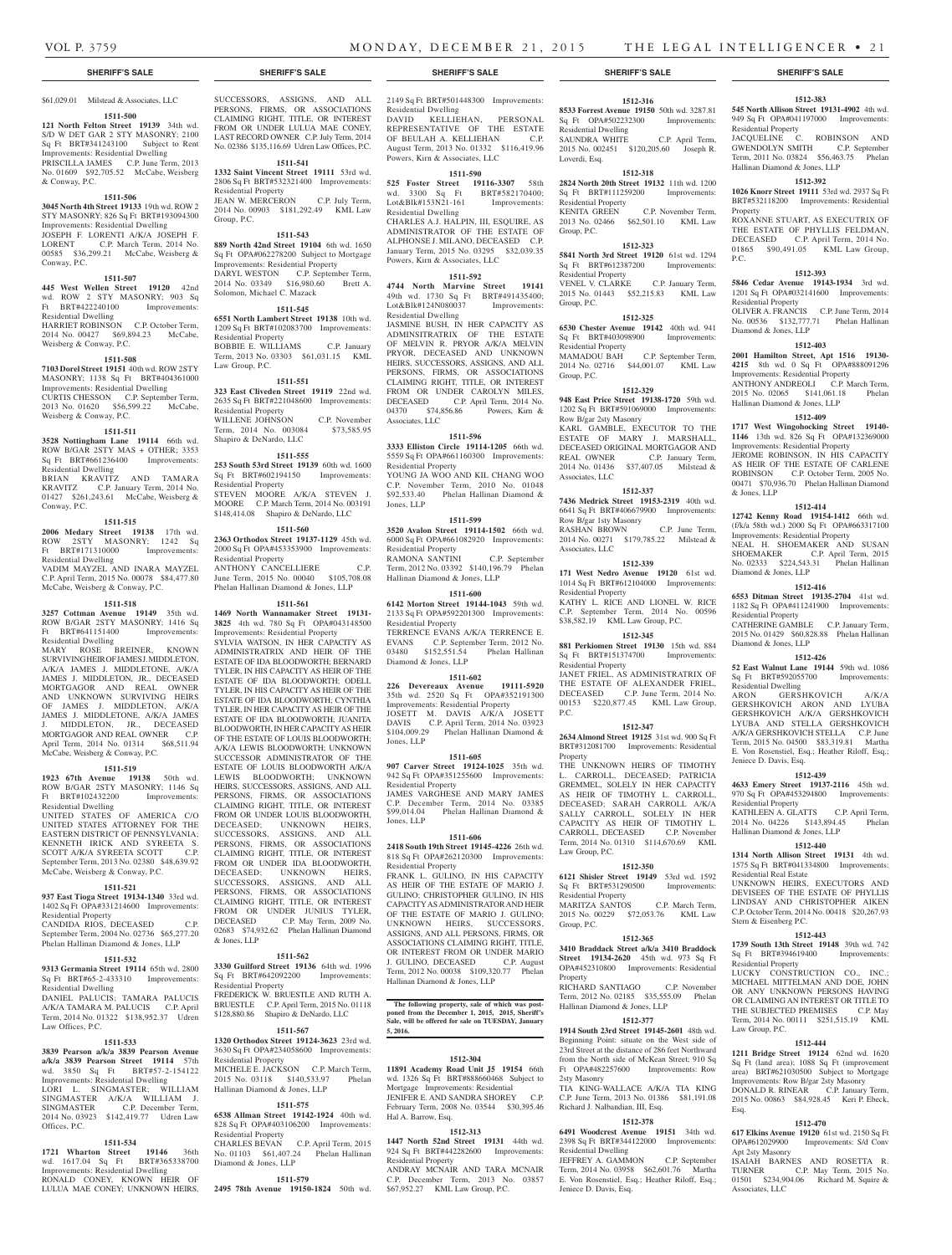$61,029.01 Milstead & Associates, LLC

**1511-500**

**121 North Felton Street 19139** 34th wd. S/D W DET GAR 2 STY MASONRY; 2100 Sq Ft BRT#341243100 Subject to Rent Improvements: Residential Dwelling PRISCILLA JAMES C.P. June Term, 2013 No. 01609 $92,705.52 McCabe, Weisberg & Conway, P.C.

**1511-506**

**3045 North 4th Street 19133** 19th wd. ROW 2 STY MASONRY; 826 Sq Ft BRT#193094300 Improvements: Residential Dwelling JOSEPH F. LORENTI A/K/A JOSEPH F. LORENT C.P. March Term, 2014 No. 00585 $36,299.21 McCabe, Weisberg & Conway, P.C.

**1511-507**

**445 West Wellen Street 19120** 42nd wd. ROW 2 STY MASONRY; 903 Sq Ft BRT#422240100 Improvements: Residential Dwelling HARRIET ROBINSON C.P. October Term, 2014 No. 00427 $69,894.23 McCabe, Weisberg & Conway, P.C.

**1511-508**

**7103 Dorel Street 19151** 40th wd. ROW 2 STY MASONRY; 1138 Sq Ft BRT#404361000 Improvements: Residential Dwelling CURTIS CHESSON C.P. September Term, 2013 No. 01620 $56,599.22 McCabe, Weisberg & Conway, P.C.

**1511-511**

**3528 Nottingham Lane 19114** 66th wd. ROW B/GAR 2STY MAS + OTHER; 3353 Sq Ft BRT#661236400 Improvements: Residential Dwelling BRIAN KRAVITZ AND TAMARA KRAVITZ C.P. January Term, 2014 No. 01427 $261,243.61 McCabe, Weisberg & Conway, P.C.

**1511-515**

**2006 Medary Street 19138** 17th wd. ROW 2STY MASONRY; 1242 Sq Ft BRT#171310000 Improvements: Residential Dwelling VADIM MAYZEL AND INARA MAYZEL C.P. April Term, 2015 No. 00078 $84,477.80 McCabe, Weisberg & Conway, P.C.

**1511-518**

**3257 Cottman Avenue 19149** 35th wd. ROW B/GAR 2STY MASONRY; 1416 Sq Ft BRT#641151400 Improvements: Residential Dwelling MARY ROSE BREINER, KNOWN SURVIVING HEIR OF JAMES J. MIDDLETON, A/K/A JAMES J. MIDDLETONE, A/K/A JAMES J. MIDDLETON, JR., DECEASED MORTGAGOR AND REAL OWNER AND UNKNOWN SURVIVING HEIRS OF JAMES J. MIDDLETON, A/K/A JAMES J. MIDDLETONE, A/K/A JAMES J. MIDDLETON, JR., DECEASED MORTGAGOR AND REAL OWNER C.P. April Term, 2014 No. 01314 $68,511.94 McCabe, Weisberg & Conway, P.C.

**1511-519**

**1923 67th Avenue 19138** 50th wd. ROW B/GAR 2STY MASONRY; 1146 Sq Ft BRT#102432200 Improvements: Residential Dwelling UNITED STATES OF AMERICA C/O UNITED STATES ATTORNEY FOR THE EASTERN DISTRICT OF PENNSYLVANIA; KENNETH IRICK AND SYREETA S. SCOTT A/K/A SYREETA SCOTT C.P. September Term, 2013 No. 02380 $48,639.92 McCabe, Weisberg & Conway, P.C.

**1511-521**

**937 East Tioga Street 19134-1340** 33rd wd. 1402 Sq Ft OPA#331214600 Improvements: Residential Property CANDIDA RIOS, DECEASED C.P. September Term, 2004 No. 02736 $65,277.20 Phelan Hallinan Diamond & Jones, LLP

**1511-532**

**9313 Germania Street 19114** 65th wd. 2800 Sq Ft BRT#65-2-433310 Improvements: Residential Dwelling DANIEL PALUCIS; TAMARA PALUCIS A/K/A TAMARA M. PALUCIS C.P. April Term, 2014 No. 01322 $138,952.37 Udren Law Offices, P.C.

**1511-533**

**3839 Pearson a/k/a 3839 Pearson Avenue a/k/a 3839 Pearson Street 19114** 57th wd. 3850 Sq Ft BRT#57-2-154122 Improvements: Residential Dwelling LORI L. SINGMASTER; WILLIAM SINGMASTER A/K/A WILLIAM J. SINGMASTER C.P. December Term, 2014 No. 03923 $142,419.77 Udren Law Offices, P.C.

**1511-534**

**1721 Wharton Street 19146** 36th wd. 1617.04 Sq Ft BRT#365338700 Improvements: Residential Dwelling RONALD COONEY, KNOWN HEIR OF LULUA MAE CONEY; UNKNOWN HEIRS, SUCCESSORS, ASSIGNS, AND ALL PERSONS, FIRMS, OR ASSOCIATIONS CLAIMING RIGHT, TITLE, OR INTEREST FROM OR UNDER LULUA MAE CONEY, LAST RECORD OWNER C.P. July Term, 2014 No. 02386 $135,116.69 Udren Law Offices, P.C.

**1511-541**

**1332 Saint Vincent Street 19111** 53rd wd. 2806 Sq Ft BRT#532321400 Improvements: Residential Property JEAN W. MERCERON C.P. July Term, 2014 No. 00903 $181,292.49 KML Law Group, P.C.

**1511-543**

**889 North 42nd Street 19104** 6th wd. 1650 Sq Ft OPA#062278200 Subject to Mortgage Improvements: Residential Property DARYL WESTON C.P. September Term, 2014 No. 03349 $16,980.60 Brett A. Solomon, Michael C. Mazack

**1511-545**

**6551 North Lambert Street 19138** 10th wd. 1209 Sq Ft BRT#102083700 Improvements: Residential Property BOBBIE E. WILLIAMS C.P. January Term, 2013 No. 03303 $61,031.15 KML Law Group, P.C.

**1511-551**

**323 East Cliveden Street 19119** 22nd wd. 2635 Sq Ft BRT#221048600 Improvements: Residential Property WILLENE JOHNSON C.P. November Term, 2014 No. 003084 $73,585.95 Shapiro & DeNardo, LLC

**1511-555**

**253 South 53rd Street 19139** 60th wd. 1600 Sq Ft BRT#602194150 Improvements: Residential Property STEVEN MOORE A/K/A STEVEN J. MOORE C.P. March Term, 2014 No. 003191 $148,414.08 Shapiro & DeNardo, LLC

**1511-560**

**2363 Orthodox Street 19137-1129** 45th wd. 2000 Sq Ft OPA#453353900 Improvements: Residential Property ANTHONY CANCELLIERE C.P. June Term, 2015 No. 00040 $105,708.08 Phelan Hallinan Diamond & Jones, LLP

**1511-561**

**1469 North Wannamaker Street 19131-3825** 4th wd. 780 Sq Ft OPA#043148500 Improvements: Residential Property SYLVIA WATSON, IN HER CAPACITY AS ADMINISTRATRIX AND HEIR OF THE ESTATE OF IDA BLOODWORTH; BERNARD TYLER, IN HIS CAPACITY AS HEIR OF THE ESTATE OF IDA BLOODWORTH; ODELL TYLER, IN HIS CAPACITY AS HEIR OF THE ESTATE OF IDA BLOODWORTH; CYNTHIA TYLER, IN HER CAPACITY AS HEIR OF THE ESTATE OF IDA BLOODWORTH; JUANITA BLOODWORTH, IN HER CAPACITY AS HEIR OF THE ESTATE OF LOUIS BLOODWORTH; A/K/A LEWIS BLOODWORTH; UNKNOWN SUCCESSOR ADMINISTRATOR OF THE ESTATE OF LOUIS BLOODWORTH A/K/A LEWIS BLOODWORTH; UNKNOWN HEIRS, SUCCESSORS, ASSIGNS, AND ALL PERSONS, FIRMS, OR ASSOCIATIONS CLAIMING RIGHT, TITLE, OR INTEREST FROM OR UNDER LOUIS BLOODWORTH, DECEASED; UNKNOWN HEIRS, SUCCESSORS, ASSIGNS, AND ALL PERSONS, FIRMS, OR ASSOCIATIONS CLAIMING RIGHT, TITLE, OR INTEREST FROM OR UNDER IDA BLOODWORTH, DECEASED; UNKNOWN HEIRS, SUCCESSORS, ASSIGNS, AND ALL PERSONS, FIRMS, OR ASSOCIATIONS CLAIMING RIGHT, TITLE, OR INTEREST FROM OR UNDER JUNIUS TYLER, DECEASED C.P. May Term, 2009 No. 02683 $74,932.62 Phelan Hallinan Diamond & Jones, LLP

**1511-562**

**3330 Guilford Street 19136** 64th wd. 1996 Sq Ft BRT#642092200 Improvements: Residential Property FREDERICK W. BRUESTLE AND RUTH A. BRUESTLE C.P. April Term, 2015 No. 01118 $128,880.86 Shapiro & DeNardo, LLC

**1511-567**

**1320 Orthodox Street 19124-3623** 23rd wd. 3630 Sq Ft OPA#234058600 Improvements: Residential Property MICHELE E. JACKSON C.P. March Term, 2015 No. 03118 $140,533.97 Phelan Hallinan Diamond & Jones, LLP

**1511-575**

**6538 Allman Street 19142-1924** 40th wd. 828 Sq Ft OPA#403106200 Improvements: Residential Property CHARLES BEVAN C.P. April Term, 2015 No. 01103 $61,407.24 Phelan Hallinan Diamond & Jones, LLP

**1511-579**

**2495 78th Avenue 19150-1824** 50th wd. 2149 Sq Ft BRT#501448300 Improvements: Residential Dwelling DAVID KELLIEHAN, PERSONAL REPRESENTATIVE OF THE ESTATE OF BEULAH A. KELLIEHAN C.P. August Term, 2013 No. 01332 $116,419.96 Powers, Kirn & Associates, LLC

**1511-590**

**525 Foster Street 19116-3307** 58th wd. 3300 Sq Ft BRT#582170400; Lot&Blk#153N21-161 Improvements: Residential Dwelling CHARLES A.J. HALPIN, III, ESQUIRE, AS ADMINISTRATOR OF THE ESTATE OF ALPHONSE J. MILANO, DECEASED C.P. January Term, 2015 No. 03295 $32,039.35 Powers, Kirn & Associates, LLC

**1511-592**

**4744 North Marvine Street 19141** 49th wd. 1730 Sq Ft BRT#491435400; Lot&Blk#124N080037 Improvements: Residential Dwelling JASMINE BUSH, IN HER CAPACITY AS ADMINSITRATRIX OF THE ESTATE OF MELVIN R. PRYOR A/K/A MELVIN PRYOR, DECEASED AND UNKNOWN HEIRS, SUCCESSORS, ASSIGNS, AND ALL PERSONS, FIRMS, OR ASSOCIATIONS CLAIMING RIGHT, TITLE, OR INTEREST FROM OR UNDER CAROLYN MILES, DECEASED C.P. April Term, 2014 No. 04370 $74,856.86 Powers, Kirn & Associates, LLC

**1511-596**

**3333 Elliston Circle 19114-1205** 66th wd. 5559 Sq Ft OPA#661160300 Improvements: Residential Property YOUNG JA WOO AND KIL CHANG WOO C.P. November Term, 2010 No. 01048 $92,533.40 Phelan Hallinan Diamond & Jones, LLP

**1511-599**

**3520 Avalon Street 19114-1502** 66th wd. 6000 Sq Ft OPA#661082920 Improvements: Residential Property RAMONA SANTINI C.P. September Term, 2012 No. 03392 $140,196.79 Phelan Hallinan Diamond & Jones, LLP

**1511-600**

**6142 Morton Street 19144-1043** 59th wd. 2133 Sq Ft OPA#592201300 Improvements: Residential Property TERRENCE EVANS A/K/A TERRENCE E. EVANS C.P. September Term, 2012 No. 03480 $152,551.54 Phelan Hallinan Diamond & Jones, LLP

**1511-602**

**226 Devereaux Avenue 19111-5920** 35th wd. 2520 Sq Ft OPA#352191300 Improvements: Residential Property JOSETT M. DAVIS A/K/A JOSETT DAVIS C.P. April Term, 2014 No. 03923 $104,009.29 Phelan Hallinan Diamond & Jones, LLP

**1511-605**

**907 Carver Street 19124-1025** 35th wd. 942 Sq Ft OPA#351255600 Improvements: Residential Property JAMES VARGHESE AND MARY JAMES C.P. December Term, 2014 No. 03385 $99,014.04 Phelan Hallinan Diamond & Jones, LLP

**1511-606**

**2418 South 19th Street 19145-4226** 26th wd. 818 Sq Ft OPA#262120300 Improvements: Residential Property FRANK L. GULINO, IN HIS CAPACITY AS HEIR OF THE ESTATE OF MARIO J. GULINO; CHRISTOPHER GULINO, IN HIS CAPACITY AS ADMINISTRATOR AND HEIR OF THE ESTATE OF MARIO J. GULINO; UNKNOWN HEIRS, SUCCESSORS, ASSIGNS, AND ALL PERSONS, FIRMS, OR ASSOCIATIONS CLAIMING RIGHT, TITLE, OR INTEREST FROM OR UNDER MARIO J. GULINO, DECEASED C.P. August Term, 2012 No. 00038 $109,320.77 Phelan Hallinan Diamond & Jones, LLP

**The following property, sale of which was postponed from the December 1, 2015, 2015, Sheriff's Sale, will be offered for sale on TUESDAY, January 5, 2016.**

**1512-304**

**11891 Academy Road Unit J5 19154** 66th wd. 1326 Sq Ft BRT#888660468 Subject to Mortgage Improvements: Residential JENIFER E. AND SANDRA SHOREY C.P. February Term, 2008 No. 03544 $30,395.46 Hal A. Barrow, Esq.

**1512-313**

**1447 North 52nd Street 19131** 44th wd. 924 Sq Ft BRT#442282600 Improvements: Residential Property ANDRAY MCNAIR AND TARA MCNAIR C.P. December Term, 2013 No. 03857 $67,952.27 KML Law Group, P.C.

**1512-316**

**8533 Forrest Avenue 19150** 50th wd. 3287.81 Sq Ft OPA#502322300 Improvements: Residential Dwelling SAUNDRA WHITE C.P. April Term, 2015 No. 002451 $120,205.60 Joseph R. Loverdi, Esq.

**1512-318**

**2824 North 20th Street 19132** 11th wd. 1200 Sq Ft BRT#111259200 Improvements: Residential Property KENITA GREEN C.P. November Term, 2013 No. 02466 $62,501.10 KML Law Group, P.C.

**1512-323**

**5841 North 3rd Street 19120** 61st wd. 1294 Sq Ft BRT#612387200 Improvements: Residential Property VENEL V. CLARKE C.P. January Term, 2015 No. 01443 $52,215.83 KML Law Group, P.C.

**1512-325**

**6530 Chester Avenue 19142** 40th wd. 941 Sq Ft BRT#403098900 Improvements: Residential Property MAMADOU BAH C.P. September Term, 2014 No. 02716 $44,001.07 KML Law Group, P.C.

**1512-329**

**948 East Price Street 19138-1720** 59th wd. 1202 Sq Ft BRT#591069000 Improvements: Row B/gar 2sty Masonry KARL GAMBLE, EXECUTOR TO THE ESTATE OF MARY J. MARSHALL, DECEASED ORIGINAL MORTGAGOR AND REAL OWNER C.P. January Term, 2014 No. 01436 $37,407.05 Milstead & Associates, LLC

**1512-337**

**7436 Medrick Street 19153-2319** 40th wd. 6641 Sq Ft BRT#406679900 Improvements: Row B/gar 1sty Masonry RASHAN BROWN C.P. June Term, 2014 No. 00271 $179,785.22 Milstead & Associates, LLC

**1512-339**

**171 West Nedro Avenue 19120** 61st wd. 1014 Sq Ft BRT#612104000 Improvements: Residential Property KATHY L. RICE AND LIONEL W. RICE C.P. September Term, 2014 No. 00596 $38,582.19 KML Law Group, P.C.

**1512-345**

**881 Perkiomen Street 19130** 15th wd. 884 Sq Ft BRT#151374700 Improvements: Residential Property JANET FRIEL, AS ADMINISTRATRIX OF THE ESTATE OF ALEXANDER FRIEL, DECEASED C.P. June Term, 2014 No. 00153 $220,877.45 KML Law Group, P.C.

**1512-347**

**2634 Almond Street 19125** 31st wd. 900 Sq Ft BRT#312081700 Improvements: Residential Property THE UNKNOWN HEIRS OF TIMOTHY L. CARROLL, DECEASED; PATRICIA GREMMEL, SOLELY IN HER CAPACITY AS HEIR OF TIMOTHY L. CARROLL, DECEASED; SARAH CARROLL A/K/A SALLY CARROLL, SOLELY IN HER CAPACITY AS HEIR OF TIMOTHY L. CARROLL, DECEASED C.P. November Term, 2014 No. 01310 $114,670.69 KML Law Group, P.C.

**1512-350**

**6121 Shisler Street 19149** 53rd wd. 1592 Sq Ft BRT#531290500 Improvements: Residential Property MARITZA SANTOS C.P. March Term, 2015 No. 00229 $72,053.76 KML Law Group, P.C.

**1512-365**

**3410 Braddock Street a/k/a 3410 Braddock Street 19134-2620** 45th wd. 973 Sq Ft OPA#452310800 Improvements: Residential Property RICHARD SANTIAGO C.P. November Term, 2012 No. 02185 $35,555.09 Phelan Hallinan Diamond & Jones, LLP

**1512-377**

**1914 South 23rd Street 19145-2601** 48th wd. Beginning Point: situate on the West side of 23rd Street at the distance of 286 feet Northward from the North side of McKean Street; 910 Sq Ft OPA#482257600 Improvements: Row 2sty Masonry TIA KING-WALLACE A/K/A TIA KING C.P. June Term, 2013 No. 01386 $81,191.08 Richard J. Nalbandian, III, Esq.

**1512-378**

**6491 Woodcrest Avenue 19151** 34th wd. 2398 Sq Ft BRT#344122000 Improvements: Residential Dwelling JEFFREY A. GAMMON C.P. September Term, 2014 No. 03958 $62,601.76 Martha E. Von Rosenstiel, Esq.; Heather Riloff, Esq.; Jeniece D. Davis, Esq.

**1512-383**

**545 North Allison Street 19131-4902** 4th wd. 949 Sq Ft OPA#041197000 Improvements: Residential Property JACQUELINE C. ROBINSON AND GWENDOLYN SMITH C.P. September Term, 2011 No. 03824 $56,463.75 Phelan Hallinan Diamond & Jones, LLP

**1512-392**

**1026 Knorr Street 19111** 53rd wd. 2937 Sq Ft BRT#532118200 Improvements: Residential Property ROXANNE STUART, AS EXECUTRIX OF THE ESTATE OF PHYLLIS FELDMAN, DECEASED C.P. April Term, 2014 No. 01865 $90,491.05 KML Law Group, P.C.

**1512-393**

**5846 Cedar Avenue 19143-1934** 3rd wd. 1201 Sq Ft OPA#032141600 Improvements: Residential Property OLIVER A. FRANCIS C.P. June Term, 2014 No. 00536 $132,777.71 Phelan Hallinan Diamond & Jones, LLP

**1512-403**

**2001 Hamilton Street, Apt 1516 19130-4215** 8th wd. 0 Sq Ft OPA#888091296 Improvements: Residential Property ANTHONY ANDREOLI C.P. March Term, 2015 No. 02065 $141,061.18 Phelan Hallinan Diamond & Jones, LLP

**1512-409**

**1717 West Wingohocking Street 19140-1146** 13th wd. 826 Sq Ft OPA#132369000 Improvements: Residential Property JEROME ROBINSON, IN HIS CAPACITY AS HEIR OF THE ESTATE OF CARLENE ROBINSON C.P. October Term, 2005 No. 00471 $70,936.70 Phelan Hallinan Diamond & Jones, LLP

**1512-414**

**12742 Kenny Road 19154-1412** 66th wd. (f/k/a 58th wd.) 2000 Sq Ft OPA#663317100 Improvements: Residential Property NEAL H. SHOEMAKER AND SUSAN SHOEMAKER C.P. April Term, 2015 No. 02333 $224,543.31 Phelan Hallinan Diamond & Jones, LLP

**1512-416**

**6553 Ditman Street 19135-2704** 41st wd. 1182 Sq Ft OPA#411241900 Improvements: Residential Property CATHERINE GAMBLE C.P. January Term, 2015 No. 01429 $60,828.88 Phelan Hallinan Diamond & Jones, LLP

**1512-426**

**52 East Walnut Lane 19144** 59th wd. 1086 Sq Ft BRT#592055700 Improvements: Residential Dwelling ARON GERSHKOVICH A/K/A GERSHKOVICH ARON AND LYUBA GERSHKOVICH A/K/A GERSHKOVICH LYUBA AND STELLA GERSHKOVICH A/K/A GERSHKOVICH STELLA C.P. June Term, 2015 No. 04500 $83,319.81 Martha E. Von Rosenstiel, Esq.; Heather Riloff, Esq.; Jeniece D. Davis, Esq.

**1512-439**

**4633 Emery Street 19137-2116** 45th wd. 970 Sq Ft OPA#453294800 Improvements: Residential Property KATHLEEN A. GLATTS C.P. April Term, 2014 No. 04226 $143,894.45 Phelan Hallinan Diamond & Jones, LLP

**1512-440**

**1314 North Allison Street 19131** 4th wd. 1575 Sq Ft BRT#041334800 Improvements: Residential Real Estate UNKNOWN HEIRS, EXECUTORS AND DEVISEES OF THE ESTATE OF PHYLLIS LINDSAY AND CHRISTOPHER AIKEN C.P. October Term, 2014 No. 00418 $20,267.93 Stern & Eisenberg P.C.

**1512-443**

**1739 South 13th Street 19148** 39th wd. 742 Sq Ft BRT#394619400 Improvements: Residential Property LUCKY CONSTRUCTION CO., INC.; MICHAEL MITTELMAN AND DOE, JOHN OR ANY UNKNOWN PERSONS HAVING OR CLAIMING AN INTEREST OR TITLE TO THE SUBJECTED PREMISES C.P. May Term, 2014 No. 00111 $251,515.19 KML Law Group, P.C.

**1512-444**

**1211 Bridge Street 19124** 62nd wd. 1620 Sq Ft (land area); 1088 Sq Ft (improvement area) BRT#621030500 Subject to Mortgage Improvements: Row B/gar 2sty Masonry DONALD R. RINEAR C.P. January Term, 2015 No. 00863 $84,928.45 Keri P. Ebeck, Esq.

**1512-470**

**617 Elkins Avenue 19120** 61st wd. 2150 Sq Ft OPA#612029900 Improvements: S/d Conv Apt 2sty Masonry ISAIAH BARNES AND ROSETTA R. TURNER C.P. May Term, 2015 No. 01501 $234,904.06 Richard M. Squire & Associates, LLC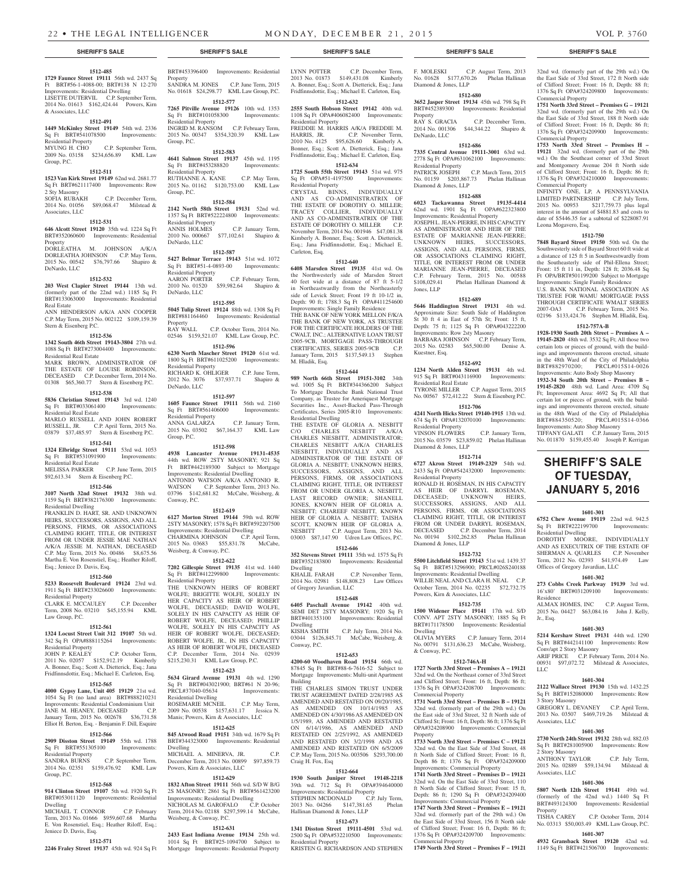## SHERIFF'S SALE

**1512-485**

**1729 Faunce Street 19111** 56th wd. 2437 Sq Ft BRT#56-1-4088-00; BRT#138 N 12-270 Improvements: Residential Dwelling
LISETTE DUTERVIL C.P. September Term, 2014 No. 01613 $162,424.44 Powers, Kirn & Associates, LLC

**1512-491**

**1449 McKinley Street 19149** 54th wd. 2336 Sq Ft BRT#541078500 Improvements: Residential Property
MYUNG H. CHO C.P. September Term, 2009 No. 03158 $234,656.89 KML Law Group, P.C.

**1512-511**

**1523 Van Kirk Street 19149** 62nd wd. 2681.77 Sq Ft BRT#621117400 Improvements: Row 2 Sty Masonry
SOFIA RUBAKH C.P. December Term, 2014 No. 01056 $89,068.47 Milstead & Associates, LLC

**1512-531**

**646 Alcott Street 19120** 35th wd. 1224 Sq Ft BRT#352060600 Improvements: Residential Property
DORLEATHA M. JOHNSON A/K/A DORLEATHA JOHNSON C.P. May Term, 2015 No. 00542 $76,797.66 Shapiro & DeNardo, LLC

**1512-532**

**203 West Clapier Street 19144** 13th wd. (formerly part of the 22nd wd.) 1185 Sq Ft BRT#133063000 Improvements: Residential Real Estate
ANN HENDERSON A/K/A ANN COOPER C.P. May Term, 2015 No. 002122 $109,159.39 Stern & Eisenberg P.C.

**1512-536**

**1342 South 46th Street 19143-3804** 27th wd. 1088 Sq Ft BRT#273004400 Improvements: Residential Real Estate
MARK BROWN, ADMINISTRATOR OF THE ESTATE OF LOUISE ROBINSON, DECEASED C.P. December Term, 2014 No. 01308 $65,360.77 Stern & Eisenberg P.C.

**1512-538**

**5836 Christian Street 19143** 3rd wd. 1240 Sq Ft BRT#033061400 Improvements: Residential Real Estate
MARLO RUSSELL AND JOHN ROBERT RUSSELL, JR. C.P. April Term, 2015 No. 03879 $37,485.97 Stern & Eisenberg P.C.

**1512-541**

**1324 Elbridge Street 19111** 53rd wd. 1053 Sq Ft BRT#531091900 Improvements: Residential Real Estate
MELISSA PARKER C.P. June Term, 2015 $92,613.34 Stern & Eisenberg P.C.

**1512-546**

**3107 North 32nd Street 19132** 38th wd. 1159 Sq Ft BRT#382176300 Improvements: Residential Dwelling
FRANKLIN D. HART, SR. AND UNKNOWN HEIRS, SUCCESSORS, ASSIGNS, AND ALL PERSONS, FIRMS, OR ASSOCIATIONS CLAIMING RIGHT, TITLE, OR INTEREST FROM OR UNDER JESSIE MAE NATHAN A/K/A JESSIE M. NATHAN, DECEASED C.P. May Term, 2015 No. 00486 $8,675.56 Martha E. Von Rosenstiel, Esq.; Heather Riloff, Esq.; Jeniece D. Davis, Esq.

**1512-560**

**5233 Roosevelt Boulevard 19124** 23rd wd. 1911 Sq Ft BRT#233026600 Improvements: Residential Property
CLARK E. MCCAULEY C.P. December Term, 2008 No. 03210 $45,155.94 KML Law Group, P.C.

**1512-561**

**1324 Locust Street Unit 312 19107** 5th wd. 342 Sq Ft OPA#888115264 Improvements: Residential Property
JOHN P. KEALEY C.P. October Term, 2011 No. 02057 $152,912.19 Kimberly A. Bonner, Esq.; Scott A. Dietterick, Esq.; Jana Fridfinnsdottir, Esq.; Michael E. Carleton, Esq.

**1512-565**

**4000 Gypsy Lane, Unit 405 19129** 21st wd. 1054 Sq Ft (no land area) BRT#888210231 Improvements: Residential Condominium Unit
JANE M. HEANEY, DECEASED C.P. January Term, 2015 No. 002678 $36,731.58 Elliot H. Berton, Esq. - Benjamin F. Dill, Esquire

**1512-566**

**2909 Disston Street 19149** 55th wd. 1788 Sq Ft BRT#551305100 Improvements: Residential Property
SANDRA BURNS C.P. September Term, 2014 No. 02351 $159,476.92 KML Law Group, P.C.

**1512-568**

**914 Clinton Street 19107** 5th wd. 1920 Sq Ft BRT#053011120 Improvements: Residential Dwelling
MICHAEL T. CONNOR C.P. February Term, 2013 No. 01666 $959,607.68 Martha E. Von Rosenstiel, Esq.; Heather Riloff, Esq.; Jeniece D. Davis, Esq.

**1512-571**

**2246 Fraley Street 19137** 45th wd. 924 Sq Ft BRT#453396400 Improvements: Residential Property
SANDRA M. JONES C.P. June Term, 2015 No. 01618 $24,298.77 KML Law Group, P.C.

**1512-577**

**7265 Pitville Avenue 19126** 10th wd. 1353 Sq Ft BRT#101058300 Improvements: Residential Property
INGRID M. RANSOM C.P. February Term, 2015 No. 00347 $354,320.39 KML Law Group, P.C.

**1512-583**

**4641 Salmon Street 19137** 45th wd. 1195 Sq Ft BRT#453288820 Improvements: Residential Property
RUTHANNE A. KANE C.P. May Term, 2015 No. 01162 $120,753.00 KML Law Group, P.C.

**1512-584**

**2142 North 58th Street 19131** 52nd wd. 1357 Sq Ft BRT#522224800 Improvements: Residential Property
ANNIS HOLMES C.P. January Term, 2010 No. 000667 $77,102.61 Shapiro & DeNardo, LLC

**1512-587**

**5427 Belmar Terrace 19143** 51st wd. 1072 Sq Ft BRT#51-4-0893-00 Improvements: Residential Property
AARON PORTER C.P. February Term, 2010 No. 01520 $59,982.64 Shapiro & DeNardo, LLC

**1512-595**

**5045 Tulip Street 19124** 88th wd. 1308 Sq Ft BRT#881164460 Improvements: Residential Property
RAY WALL C.P. October Term, 2014 No. 02546 $159,521.07 KML Law Group, P.C.

**1512-596**

**6230 North Mascher Street 19120** 61st wd. 1800 Sq Ft BRT#611025200 Improvements: Residential Property
RICHARD K. OHLIGER C.P. June Term, 2012 No. 3076 $37,937.71 Shapiro & DeNardo, LLC

**1512-597**

**1605 Faunce Street 19111** 56th wd. 2160 Sq Ft BRT#561406000 Improvements: Residential Property
ANNA GALARZA C.P. January Term, 2015 No. 03502 $67,164.37 KML Law Group, P.C.

**1512-598**

**4938 Lancaster Avenue 19131-4535** 44th wd. ROW 2STY MASONRY; 921 Sq Ft BRT#442189300 Subject to Mortgage Improvements: Residential Dwelling
ANTONIO WATSON A/K/A ANTONIO R. WATSON C.P. September Term, 2013 No. 03796 $142,681.82 McCabe, Weisberg, & Conway, P.C.

**1512-619**

**6127 Morton Street 19144** 59th wd. ROW 2STY MASONRY; 1578 Sq Ft BRT#592207500 Improvements: Residential Dwelling
CHARMINA JOHNSON C.P. April Term, 2015 No. 03683 $55,831.78 McCabe, Weisberg, & Conway, P.C.

**1512-622**

**7202 Gillespie Street 19135** 41st wd. 1440 Sq Ft BRT#412299800 Improvements: Residential Property
THE UNKNOWN HEIRS OF ROBERT WOLFE; BRIGITTE WOLFE, SOLELY IN HER CAPACITY AS HEIR OF ROBERT WOLFE, DECEASED; DAVID WOLFE, SOLELY IN HIS CAPACITY AS HEIR OF ROBERT WOLFE, DECEASED; PHILLIP WOLFE, SOLELY IN HIS CAPACITY AS HEIR OF ROBERT WOLFE, DECEASED; ROBERT WOLFE, JR., IN HIS CAPACITY AS HEIR OF ROBERT WOLFE, DECEASED C.P. December Term, 2014 No. 02939 $215,230.31 KML Law Group, P.C.

**1512-623**

**5634 Girard Avenue 19131** 4th wd. 1290 Sq Ft BRT#043021900; BRT#61 N 20-96; PRCL#37040-05634 Improvements: Residential Dwelling
ROSEMARIE MCNEIL C.P. May Term, 2009 No. 00538 $157,631.17 Jessica N. Manis; Powers, Kirn & Associates, LLC

**1512-625**

**845 Atwood Road 19151** 34th wd. 1679 Sq Ft BRT#344323000 Improvements: Residential Dwelling
MICHAEL A. MINERVA, JR. C.P. December Term, 2013 No. 00899 $97,859.73 Powers, Kirn & Associates, LLC

**1512-629**

**1832 Afton Street 19111** 56th wd. S/D W B/G 2S MASONRY; 2861 Sq Ft BRT#561423200 Improvements: Residential Dwelling
NICHOLAS M. GAROFALO C.P. October Term, 2014 No. 02188 $297,599.14 McCabe, Weisberg, & Conway, P.C.

**1512-631**

**2433 East Indiana Avenue 19134** 25th wd. 1014 Sq Ft BRT#25-1094700 Subject to Mortgage Improvements: Residential Property
LYNN POTTER C.P. December Term, 2013 No. 01873 $149,431.08 Kimberly A. Bonner, Esq.; Scott A. Dietterick, Esq.; Jana Fridfinnsdottir, Esq.; Michael E. Carleton, Esq.

**1512-632**

**2555 South Hobson Street 19142** 40th wd. 1108 Sq Ft OPA#406082400 Improvements: Residential Property
FREDDIE M. HARRIS A/K/A FREDDIE M. HARRIS, JR. C.P. November Term, 2010 No. 4125 $95,626.60 Kimberly A. Bonner, Esq.; Scott A. Dietterick, Esq.; Jana Fridfinnsdottir, Esq.; Michael E. Carleton, Esq.

**1512-634**

**1725 South 55th Street 19143** 51st wd. 975 Sq Ft OPA#51-4197500 Improvements: Residential Property
CRYSTAL BINNS, INDIVIDUALLY AND AS CO-ADMINISTRATRIX OF THE ESTATE OF DOROTHY O. MILLER; TRACEY COLLIER, INDIVIDUALLY AND AS CO-ADMINISTRATRIX OF THE ESTATE OF DOROTHY O. MILLER C.P. November Term, 2014 No. 001946 $47,081.38 Kimberly A. Bonner, Esq.; Scott A. Dietterick, Esq.; Jana Fridfinnsdottir, Esq.; Michael E. Carleton, Esq.

**1512-640**

**6408 Marsden Street 19135** 41st wd. On the Northwesterly side of Marsden Street 40 feet wide at a distance of 87 ft 5-1/2 in Northeastwardly from the Northeasterly side of Levick Street; Front 19 ft 10-1/2 in, Depth: 90 ft; 1788.3 Sq Ft OPA#411254600 Improvements: Single Family Residence
THE BANK OF NEW YORK MELLON F/K/A THE BANK OF NEW YORK, AS TRUSTEE FOR THE CERTIFICATE HOLDERS OF THE CWALT, INC.; ALTERNATIVE LOAN TRUST 2005-9CB, MORTGAGE PASS-THROUGH CERTIFICATES, SERIES 2005-9CB C.P. January Term, 2015 $137,549.13 Stephen M. Hladik, Esq.

**1512-644**

**989 North 66th Street 19151-3102** 34th wd. 1005 Sq Ft BRT#344366200 Subject To Mortgage Deutsche Bank National Trust Company, as Trustee for Ameriquest Mortgage Securities Inc., Asset-Backed Pass-Through Certificates, Series 2005-R10 Improvements: Residential Dwelling
THE ESTATE OF GLORIA A. NESBITT C/O CHARLES NESBITT A/K/A CHARLES NIESBITT, ADMINISTRATOR; CHARLES NESBITT A/K/A CHARLES NIESBITT, INDIVIDUALLY AND AS ADMINISTRATOR OF THE ESTATE OF GLORIA A. NESBITT; UNKNOWN HEIRS, SUCCESSORS, ASSIGNS, AND ALL PERSONS, FIRMS, OR ASSOCIATIONS CLAIMING RIGHT, TITLE, OR INTEREST FROM OR UNDER GLORIA A. NESBITT, LAST RECORD OWNER; SHANELL JONES, KNOWN HEIR OF GLORIA A. NESBITT; CHAREEF NESBITT, KNOWN HEIR OF GLORIA A. NESBITT; TAISHA SCOTT, KNOWN HEIR OF GLORIA A. NESBITT C.P. August Term, 2013 No. 03003 $87,147.90 Udren Law Offices, P.C.

**1512-646**

**352 Stevens Street 19111** 35th wd. 1575 Sq Ft BRT#352183800 Improvements: Residential Dwelling
KHALIL FARAH C.P. November Term, 2014 No. 02981 $148,808.23 Law Offices of Gregory Javardian, LLC

**1512-648**

**6405 Paschall Avenue 19142** 40th wd. SEMI DET 2STY MASONRY; 1920 Sq Ft BRT#401353100 Improvements: Residential Dwelling
KISHA SMITH C.P. July Term, 2014 No. 03044 $126,845.71 McCabe, Weisberg, & Conway, P.C.

**1512-653**

**4200-60 Woodhaven Road 19154** 66th wd. 87845 Sq Ft BRT#88-8-7616-52 Subject to Mortgage Improvements: Multi-unit Apartment Building
THE CHARLES SIMON TRUST UNDER TRUST AGREEMENT DATED 2/28/1985 AS AMENDED AND RESTATED ON 09/20/1985, AS AMENDED ON 10/14/1985 AS AMENDED ON 4/30/1986 AS AMENDED ON 1/5/1989, AS AMENDED AND RESTATED ON 6/14/1986, AS AMENDED AND RESTATED ON 2/25/1992, AS AMENDED AND RESTATED ON 3/2/1998 AND AS AMENDED AND RESTATED ON 6/5/2009 C.P. May Term, 2015 No. 003506 $293,700.00 Craig H. Fox, Esq

**1512-664**

**1930 South Juniper Street 19148-2218** 39th wd. 712 Sq Ft OPA#394640000 Improvements: Residential Property
STEPHEN MCDONALD C.P. July Term, 2013 No. 04266 $147,381.65 Phelan Hallinan Diamond & Jones, LLP

**1512-673**

**1341 Disston Street 19111-4501** 53rd wd. 2500 Sq Ft OPA#532210500 Improvements: Residential Property
KRISTEN G. RICHARDSON AND STEPHEN F. MOLESKI C.P. August Term, 2013 No. 01628 $177,670.26 Phelan Hallinan Diamond & Jones, LLP

**1512-680**

**3652 Jasper Street 19134** 45th wd. 798 Sq Ft BRT#452389300 Improvements: Residential Property
RAY S. GRACIA C.P. December Term, 2014 No. 001306 $44,344.22 Shapiro & DeNardo, LLC

**1512-686**

**7335 Central Avenue 19111-3001** 63rd wd. 2778 Sq Ft OPA#631062100 Improvements: Residential Property
PATRICK JOSEPH C.P. March Term, 2015 No. 01159 $203,867.73 Phelan Hallinan Diamond & Jones, LLP

**1512-688**

**6023 Tackawanna Street 19135-4414** 62nd wd. 1901 Sq Ft OPA#622323800 Improvements: Residential Property
JOSEPH L. JEAN-PIERRE, IN HIS CAPACITY AS ADMINISTRATOR AND HEIR OF THE ESTATE OF MARIANNE JEAN-PIERRE; UNKNOWN HEIRS, SUCCESSORS, ASSIGNS, AND ALL PERSONS, FIRMS, OR ASSOCIATIONS CLAIMING RIGHT, TITLE, OR INTEREST FROM OR UNDER MARIANNE JEAN-PIERRE, DECEASED C.P. February Term, 2015 No. 00588 $108,029.41 Phelan Hallinan Diamond & Jones, LLP

**1512-689**

**5646 Haddington Street 19131** 4th wd. Approximate Size: South Side of Haddington St 30 ft 4 in East of 57th St; Front: 15 ft, Depth: 75 ft; 1125 Sq Ft OPA#043222200 Improvements: Row 2sty Masonry
BARBARA JOHNSON C.P. February Term, 2015 No. 02583 $65,500.00 Denise A. Kuestner, Esq.

**1512-692**

**1234 North Alden Street 19131** 4th wd. 915 Sq Ft BRT#043116900 Improvements: Residential Real Estate
TYRONE MILLER C.P. August Term, 2015 No. 00567 $72,412.22 Stern & Eisenberg P.C.

**1512-706**

**4241 North Hicks Street 19140-1915** 13th wd. 674 Sq Ft OPA#132070100 Improvements: Residential Property
VINSON FLOWERS C.P. January Term, 2015 No. 03579 $23,859.02 Phelan Hallinan Diamond & Jones, LLP

**1512-714**

**6727 Akron Street 19149-2329** 54th wd. 2433 Sq Ft OPA#542432000 Improvements: Residential Property
RONALD H. ROSEMAN, IN HIS CAPACITY AS HEIR OF DARRYL ROSEMAN, DECEASED; UNKNOWN HEIRS, SUCCESSORS, ASSIGNS, AND ALL PERSONS, FIRMS, OR ASSOCIATIONS CLAIMING RIGHT, TITLE OR INTEREST FROM OR UNDER DARRYL ROSEMAN, DECEASED C.P. December Term, 2014 No. 00194 $102,262.85 Phelan Hallinan Diamond & Jones, LLP

**1512-732**

**5500 Litchfield Street 19143** 51st wd. 1439.37 Sq Ft BRT#513296900; PRCL#026S240188 Improvements: Residential Dwelling
WILLIE NEAL AND CLARA H. NEAL C.P. October Term, 2014 No. 02235 $72,732.75 Powers, Kirn & Associates, LLC

**1512-735**

**1500 Widener Place 19141** 17th wd. S/D CONV. APT 2STY MASONRY; 1885 Sq Ft BRT#171178500 Improvements: Residential Dwelling
OLIVIA MYERS C.P. January Term, 2014 No. 00791 $131,636.23 McCabe, Weisberg, & Conway, P.C.

**1512-746A-H**

**1727 North 33rd Street – Premises A – 19121** 32nd wd. On the Northeast corner of 33rd Street and Clifford Street; Front: 16 ft, Depth: 86 ft; 1376 Sq Ft OPA#324208700 Improvements: Commercial Property
**1731 North 33rd Street – Premises B – 19121** 32nd wd. (formerly part of the 29th wd.) On the East side of 33rd Street, 32 ft North side of Clifford St; Front: 16 ft, Depth: 86 ft; 1376 Sq Ft OPA#324208900 Improvements: Commercial Property
**1733 North 33rd Street – Premises C – 19121** 32nd wd. On the East Side of 33rd Street, 48 ft North Side of Clifford Street; Front: 16 ft, Depth 86 ft; 1376 Sq Ft OPA#324209000 Improvements: Commercial Property
**1741 North 33rd Street – Premises D – 19121** 32nd wd. On the East Side of 33rd Street, 110 ft North Side of Clifford Street; Front: 15 ft, Depth: 86 ft; 1290 Sq Ft OPA#324209400 Improvements: Commercial Property
**1747 North 33rd Street – Premises E – 19121** 32nd wd. (formerly part of the 29th wd.) On the East Side of 33rd Street, 156 ft North side of Clifford Street; Front: 16 ft, Depth: 86 ft; 1376 Sq Ft OPA#324209700 Improvements: Commercial Property
**1749 North 33rd Street – Premises F – 19121** 32nd wd. (formerly part of the 29th wd.) On the East Side of 33rd Street, 172 ft North side of Clifford Street; Front: 16 ft, Depth: 88 ft; 1376 Sq Ft OPA#324209800 Improvements: Commercial Property
**1751 North 33rd Street – Premises G – 19121** 32nd wd. (formerly part of the 29th wd.) On the East Side of 33rd Street, 188 ft North side of Clifford Street; Front: 16 ft, Depth: 86 ft; 1376 Sq Ft OPA#324209900 Improvements: Commercial Property
**1753 North 33rd Street – Premises H – 19121** 32nd wd. (formerly part of the 29th wd.) On the Southeast corner of 33rd Street and Montgomery Avenue 204 ft North side of Clifford Street; Front: 16 ft, Depth: 86 ft; 1376 Sq Ft OPA#324210000 Improvements: Commercial Property
INFINITY ONE, LP, A PENNSYLVANIA LIMITED PARTNERSHIP C.P. July Term, 2015 No. 00953 $217,759.73 plus legal interest in the amount of $4881.83 and costs to date of $5446.35 for a subtotal of $228087.91 Leona Mogavero, Esq.

**1512-750**

**7848 Bayard Street 19150** 50th wd. On the Southwesterly side of Bayard Street 60 ft wide at a distance of 125 ft 5 in Southwestwardly from the Southeasterly side of Phil-Ellena Street; Front: 15 ft 11 in, Depth: 128 ft; 2036.48 Sq Ft OPA/BRT#501199200 Subject to Mortgage Improvements: Single Family Residence
U.S. BANK NATIONAL ASSOCIATION AS TRUSTEE FOR WAMU MORTGAGE PASS THROUGH CERTIFICATE WMALT SERIES 2007-OA3 C.P. February Term, 2015 No. 02196 $133,424.76 Stephen M. Hladik, Esq.

**1512-757A-B**

**1928-1930 South 20th Street – Premises A – 19145-2820** 48th wd. 3532 Sq Ft; All those two certain lots or pieces of ground, with the buildings and improvements thereon erected, situate in the 48th Ward of the City of Philadelphia BRT#882970200; PRCL#015S14-0026 Improvements: Auto Body Shop Masonry
**1932-34 South 20th Street – Premises B – 19145-2820** 48th wd. Land Area: 4709 Sq Ft; Improvement Area: 4692 Sq Ft; All that certain lot or pieces of ground, with the buildings and improvements thereon erected, situate in the 48th Ward of the City of Philadelphia BRT#884350520; PRCL#015S14-0366 Improvements: Auto Shop Masonry
TIFFANY GALATI C.P. January Term, 2015 No. 011870 $159,455.40 Joseph P. Kerrigan

# SHERIFF'S SALE OF TUESDAY, JANUARY 5, 2016

**1601-301**

**6752 Chew Avenue 19119** 22nd wd. 942.5 Sq Ft BRT#222199700 Improvements: Residential Dwelling
DOROTHY MOORE, INDIVIDUALLY AND AS EXECUTRIX OF THE ESTATE OF SHERMAN A. QUARLES C.P. November Term, 2012 No. 02393 $41,974.49 Law Offices of Gregory Javardian, LLC

**1601-302**

**273 Cobbs Creek Parkway 19139** 3rd wd. 16'x80' BRT#031209100 Improvements: Residence
ALMAX HOMES, INC C.P. August Term, 2015 No. 04427 $63,084.16 John J. Kelly, Jr., Esq.

**1601-303**

**5214 Kershaw Street 19131** 44th wd. 1290 Sq Ft BRT#442141100 Improvements: Row Conv/apt 2 Story Masonry
ARIF PRICE C.P. February Term, 2014 No. 00931 $97,072.72 Milstead & Associates, LLC

**1601-304**

**2122 Wallace Street 19130** 15th wd. 1432.25 Sq Ft BRT#152080000 Improvements: Row 3 Story Masonry
GREGORY L. DEVANEY C.P. April Term, 2013 No. 03507 $469,719.26 Milstead & Associates, LLC

**1601-305**

**2730 North 24th Street 19132** 28th wd. 882.03 Sq Ft BRT#281005900 Improvements: Row 2 Story Masonry
ANTHONY TAYLOR C.P. July Term, 2015 No. 02889 $59,134.94 Milstead & Associates, LLC

**1601-306**

**5807 North 12th Street 19141** 49th wd. (formerly of the 42nd wd.) 1440 Sq Ft BRT#493124300 Improvements: Residential Property
TISHA CAREY C.P. October Term, 2014 No. 03313 $50,003.49 KML Law Group, P.C.

**1601-307**

**4932 Gransback Street 19120** 42nd wd. 1149 Sq Ft BRT#421506700 Improvements: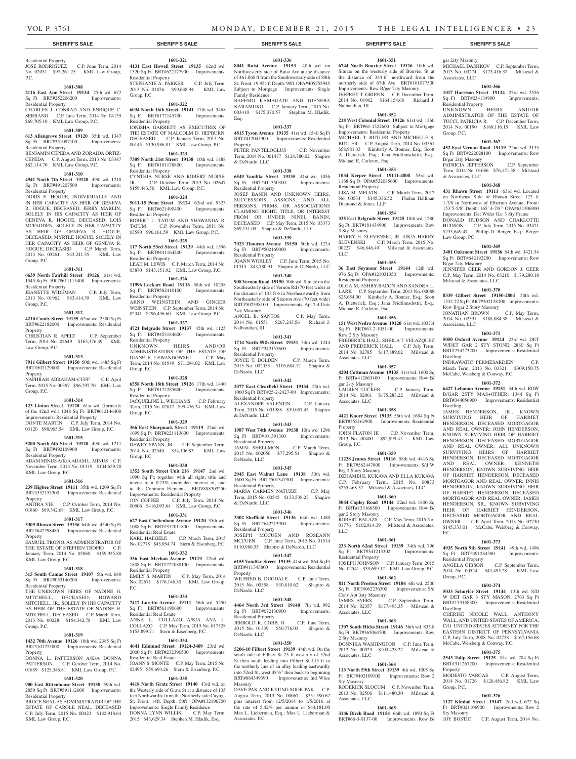Residential Property
JOSE RODRIGUEZ C.P. June Term, 2014 No. 02031 $97,261.25 KML Law Group, P.C.

**1601-308**
**2116 East Ann Street 19134** 25th wd. 672 Sq Ft BRT#252206200 Improvements: Residential Property
CHARLES J. CONRAD AND ENRIQUE C. SERRANO C.P. June Term, 2014 No. 04139 $69,705.10 KML Law Group, P.C.

**1601-309**
**613 Allengrove Street 19120** 35th wd. 1347 Sq Ft BRT#351087100 Improvements: Residential Property
BENJAMIN CEPEDA AND ZORAIDA ORTIZ-CEPEDA C.P. August Term, 2013 No. 03347 $82,114.70 KML Law Group, P.C.

**1601-310**
**4941 North 7th Street 19120** 49th wd. 1218 Sq Ft BRT#491207500 Improvements: Residential Property
DORIS E. HOGUE, INDIVIDUALLY AND IN HER CAPACITY AS HEIR OF GENEVA R. HOGUE, DECEASED; JERRY MARLIN, SOLELY IN HIS CAPACITY AS HEIR OF GENEVA R. HOGUE, DECEASED; LOIS MCFADDEN, SOLELY IN HER CAPACITY AS HEIR OF GENEVA R. HOGUE, DECEASED; MYRTLE HOGUE, SOLELY IN HER CAPACITY AS HEIR OF GENEVA R. HOGUE, DECEASED C.P. March Term, 2014 No. 03261 $43,241.35 KML Law Group, P.C.

**1601-311**
**6639 North Fairhill Street 19126** 61st wd. 1545 Sq Ft BRT#611115400 Improvements: Residential Property
JEANETTE WIDEMAN C.P. July Term, 2013 No. 01962 $83,414.39 KML Law Group, P.C.

**1601-312**
**4210 Comly Street 19135** 62nd wd. 2500 Sq Ft BRT#622182000 Improvements: Residential Property
CHRISTIAN R. APELT C.P. September Term, 2014 No. 02649 $163,376.49 KML Law Group, P.C.

**1601-313**
**7911 Gilbert Street 19150** 50th wd. 1485 Sq Ft BRT#502129800 Improvements: Residential Property
NAFHRAH ABRAHAM-CUFF C.P. April Term, 2015 No. 00397 $96,797.70 KML Law Group, P.C.

**1601-314**
**123 Linton Street 19120** 61st wd. (formerly of the 42nd wd.) 1048 Sq Ft BRT#612146400 Improvements: Residential Property
DONTE MARTIN C.P. July Term, 2014 No. 03120 $98,965.54 KML Law Group, P.C.

**1601-315**
**5200 North 6th Street 19120** 49th wd. 1211 Sq Ft BRT#492109900 Improvements: Residential Property
ADAM MINUS A/K/A ADAM L. MINUS C.P. November Term, 2014 No. 01319 $104,659.20 KML Law Group, P.C.

**1601-316**
**239 Highee Street 19111** 35th wd. 1209 Sq Ft BRT#352155300 Improvements: Residential Property
ANITRA VIE C.P. October Term, 2014 No. 01860 $89,342.68 KML Law Group, P.C.

**1601-317**
**3309 Rhawn Street 19136** 64th wd. 4540 Sq Ft BRT#642298485 Improvements: Residential Property
SAMUEL TROPIO, AS ADMINISTRATOR OF THE ESTATE OF STEPHEN TROPIO C.P. January Term, 2014 No. 02060 $159,925.80 KML Law Group, P.C.

**1601-318**
**315 South Camac Street 19107** 5th wd. 640 Sq Ft BRT#053140200 Improvements: Residential Property
THE UNKNOWN HEIRS OF NADINE H. MITCHELL, DECEASED; HOWARD MITCHELL, JR., SOLELY IN HIS CAPACITY AS HEIR OF THE ESTATE OF NADINE H. MITCHELL, DECEASED C.P. March Term, 2013 No. 00228 $154,342.78 KML Law Group, P.C.

**1601-319**
**1432 70th Avenue 19126** 10th wd. 2385 Sq Ft BRT#101275800 Improvements: Residential Property
DONNA L. PATTERSON A/K/A DONNA PATTERSON C.P. October Term, 2014 No. 01859 $125,346.81 KML Law Group, P.C.

**1601-320**
**900 East Rittenhouse Street 19138** 59th wd. 2850 Sq Ft BRT#591112600 Improvements: Residential Property
BRUCE NEAL AS ADMINISTRATOR OF THE ESTATE OF CAROLE NEAL, DECEASED C.P. July Term, 2015 No. 00423 $142,918.64 KML Law Group, P.C.

**1601-321**
**4131 East Howell Street 19135** 62nd wd. 1320 Sq Ft BRT#622177900 Improvements: Residential Property
STEPHANIE A. PARKER C.P. July Term, 2013 No. 01876 $99,648.94 KML Law Group, P.C.

**1601-322**
**6034 North 16th Street 19141** 17th wd. 3468 Sq Ft BRT#172145700 Improvements: Residential Property
IONISHA GARRETT, AS EXECUTRIX OF THE ESTATE OF MALCOLM D. HEPBURN, DECEASED C.P. January Term, 2015 No. 00145 $130,986.01 KML Law Group, P.C.

**1601-323**
**7309 North 21st Street 19138** 10th wd. 1888 Sq Ft BRT#101178800 Improvements: Residential Property
CYNTHIA NURSE AND ROBERT NURSE, JR. C.P. October Term, 2013 No. 02647 $159,443.56 KML Law Group, P.C.

**1601-324**
**5011-15 Penn Street 19124** 62nd wd. 9323 Sq Ft BRT#621490400 Improvements: Residential Property
ROBERT L. TATUM AND SHAWANDA R. TATUM C.P. November Term, 2011 No. 03580 $96,161.59 KML Law Group, P.C.

**1601-325**
**117 North 53rd Street 19139** 44th wd. 1596 Sq Ft BRT#441164200 Improvements: Residential Property
LEAH M. LEWIS C.P. March Term, 2014 No. 03870 $143,151.92 KML Law Group, P.C.

**1601-326**
**11996 Lockart Road 19116** 58th wd. 10258 Sq Ft BRT#582410100 Improvements: Residential Property
ARNO WEINSTEIN AND GINGER WEINSTEIN C.P. September Term, 2014 No. 02341 $296,436.60 KML Law Group, P.C.

**1601-327**
**4721 Belgrade Street 19137** 45th wd. 1125 Sq Ft BRT#453184600 Improvements: Residential Property
UNKNOWN HEIRS AND/OR ADMINISTRATORS OF THE ESTATE OF DIANE E. LEWANDOWSKI C.P. May Term, 2014 No. 01549 $71,294.02 KML Law Group, P.C.

**1601-328**
**6558 North 18th Street 19126** 17th wd. 1440 Sq Ft BRT#172285600 Improvements: Residential Property
JACQUELINE L. WILLIAMS C.P. February Term, 2015 No. 02817 $99,476.34 KML Law Group, P.C.

**1601-329**
**366 East Sharpnack Street 19119** 22nd wd. 1699 Sq Ft BRT#221113600 Improvements: Residential Property
DEWEY SPANN, JR. C.P. September Term, 2014 No. 02340 $54,106.83 KML Law Group, P.C.

**1601-330**
**1352 South Street Unit 216 19147** 2nd wd. 1090 Sq Ft; together with all right, title and interst to a 0.73% undivided interest of, and to the Common Elements BRT#888303250 Improvements: Residential Property
JON COFFEE C.P. July Term, 2014 No. 00506 $416,093.64 KML Law Group, P.C.

**1601-331**
**627 East Cheltenham Avenue 19120** 35th wd. 1088 Sq Ft BRT#352011800 Improvements: Residential Real Estate
KARL HAEGELE C.P. March Term, 2015 No. 02778 $45,954.74 Stern & Eisenberg, P.C.

**1601-332**
**336 East Meehan Avenue 19119** 22nd wd. 1808 Sq Ft BRT#222088100 Improvements: Residential Property
EMILY S. MARTIN C.P. May Term, 2014 No. 02671 $176,146.50 KML Law Group, P.C.

**1601-333**
**7417 Loretto Avenue 19111** 56th wd. 5250 Sq Ft BRT#561190600 Improvements: Residential Real Estate
ANNA L. COLLAZO A/K/A ANA L. COLLAZO C.P. May Term, 2015 No. 017528 $153,899.71 Stern & Eisenberg, P.C.

**1601-334**
**4641 Edmund Street 19124-3409** 23rd wd. 2000 Sq Ft BRT#232390500 Improvements: Residential Real Estate
JOANN S. MONTE C.P. May Term, 2015 No. 02495 $59,694.26 Stern & Eisenberg, P.C.

**1601-335**
**4418 North Gratz Street 19140** 43rd wd. on the Westerly side of Gratz St at a distance of 135 feet Northwardly from the Northerly side Cayuga St; Front: 14ft, Depth: 50ft OPA#132196700 Improvements: Single Family Residence
DONNA LYNN WILLIS C.P. May Term, 2015 $43,629.34 Stephen M. Hladik, Esq.

**1601-336**
**8041 Buist Avenue 19153** 40th wd. on Northwesterly side of Buist Ave at the distance of 461.060 ft from the Southwesterly side of 80th St; Front: 19.951 ft Depth: 90ft OPA#405755945 Subject to Mortgage Improvements: Single Family Residence
BAFEMO KAMAGATE AND DJENEBA KARAMUKO C.P. January Term, 2015 No. 003410 $175,370.57 Stephen M. Hladik, Esq.

**1601-337**
**4815 Tyson Avenue 19135** 41st wd. 1540 Sq Ft BRT#412045900 Improvements: Residential Property
PETER PANTELOGLUS C.P. November Term, 2014 No. 001477 $124,780.02 Shapiro & DeNardo, LLC

**1601-338**
**6549 Vandike Street 19135** 41st wd. 1056 Sq Ft BRT#411350300 Improvements: Residential Property
JOSEF BANIN AND UNKNOWN HEIRS, SUCCESSORS, ASSIGNS, AND ALL PERSONS, FIRMS, OR ASSOCIATIONS CLAIMING RIGHT, TITLE, OR INTEREST FROM OR UNDER NINEL BANIN, DECEASED C.P. May Term, 2015 No. 03373 $69,151.05 Shapiro & DeNardo, LLC

**1601-339**
**7923 Thouron Avenue 19150** 50th wd. 1224 Sq Ft BRT#502169000 Improvements: Residential Property
JOANN WORLEY C.P. June Term, 2015 No. 01515 $43,780.91 Shapiro & DeNardo, LLC

**1601-340**
**908 Vernon Road 19150** 50th wd. Situate on the Southeasterly side of Vernon Rd (70 feet wide) at the distance of 133 ft 6 in Northeastwardly from Northeasterly side of Stenton Ave (70 feet wide) BRT#502398100 Improvements: Apt 2-4 Unts 2sty Masonry
ANGEL B. SANTOS C.P. May Term, 2014 No. 01551 $267,243.56 Richard J. Nalbandian, III

**1601-341**
**1714 North 59th Street 19151** 34th wd. 1244 Sq Ft BRT#342155600 Improvements: Residential Property
JOYCE T. BOLDEN C.P. March Term, 2015 No. 002055 $105,684.12 Shapiro & DeNardo, LLC

**1601-342**
**2077 East Clearfield Street 19134** 25th wd. 1060 Sq Ft BRT#25-2-2427-00 Improvements: Residential Property
ALEXANDER VALENTIN C.P. January Term, 2015 No. 001988 $59,057.43 Shapiro & DeNardo, LLC

**1601-343**
**1987 West 74th Avenue 19138** 10th wd. 1296 Sq Ft BRT#101391300 Improvements: Residential Property
JAMAL SHELLMON C.P. March Term, 2015 No. 002056 $77,295.51 Shapiro & DeNardo, LLC

**1601-345**
**2045 East Walnut Lane 19138** 50th wd. 1600 Sq Ft BRT#501347900 Improvements: Residential Property
MARIA CARMEN NATUZZI C.P. May Term, 2015 No. 00545 $133,538.23 Shapiro & DeNardo, LLC

**1601-346**
**3302 Sheffield Street 19136** 64th wd. 1480 Sq Ft BRT#642213900 Improvements: Residential Property
JOSEPH MCCUEN AND ROSEANN MCCUEN C.P. June Term, 2015 No. 01514 $110,980.35 Shapiro & DeNardo, LLC

**1601-347**
**6155 Vandike Street 19135** 41st wd. 864 Sq Ft BRT#411343800 Improvements: Residential Property
WILFRED B. DUGDALE C.P. June Term, 2015 No. 00558 $30,810.62 Shapiro & DeNardo, LLC

**1601-348**
**4464 North 3rd Street 19140** 7th wd. 992 Sq Ft BRT#072130900 Improvements: Residential Property
JERROLD R. COBB, II C.P. June Term, 2015 No. 01339 $50,776.03 Shapiro & DeNardo, LLC

**1601-350**
**5206-10 Filbert Street 19139** 44th wd. On the south side of Filbert St 75 ft westerly of 52nd St then south leading into Filbert St 115 ft to the northerly line of an alley leading eastwardly into 52nd St, west 48'6" then back to beginning BRT#884349390 Improvements: Ind Whse Masonry
DAVE PAK AND KYUNG SOOK PAK C.P. August Term, 2013 No. 00067 $751,590.67 plus interest from 12/5/2014 to 1/5/2016 at the rate of 5.42% per annum or $44,181.00 Max L. Lieberman, Esq.; Max L. Lieberman & Associates, P.C.

**1601-351**
**6744 North Bouvier Street 19126** 10th wd. Situate on the westerly side of Bouvier St at the distance of 344'6" northward from the northerly side of 67th Ave BRT#101077500 Improvements: Row B/gar 2sty Masonry
JEFFREY T. GRIFFIN C.P. December Term, 2014 No. 01962 $164,154.68 Richard J. Nalbandian, III

**1601-352**
**218 West Colonial Street 19126** 61st wd. 1360 Sq Ft BRT#61-1322600 Subject to Mortgage Improvements: Residential Property
MICHAEL T. BUTLER AND MICHELLE S. BUTLER C.P. August Term, 2014 No. 03561 $58,981.33 Kimberly A. Bonner, Esq.; Scott A. Dietterick, Esq.; Jana Fridfinnsdottir, Esq.; Michael E. Carleton, Esq.

**1601-353**
**1034 Kerper Street 19111-4808** 53rd wd. 1188 Sq Ft OPA#532085600 Improvements: Residential Property
LISA M. MELVIN C.P. March Term, 2012 No. 00534 $145,336.52 Phelan Hallinan Diamond & Jones, LLP

**1601-354**
**335 East Belgrade Street 19125** 18th wd. 1280 Sq Ft BRT#181434900 Improvements: Row 3 Sty Masonry
HARRY H. SLEVENSKI, JR. A/K/A HARRY SLEVENSKI C.P. March Term, 2015 No. 00227 $46,846.49 Milstead & Associates, LLC

**1601-355**
**36 East Seymour Street 19144** 12th wd. 976 Sq Ft OPA#121031350 Improvements: Residential Property
OLGA M. ASHBY-BACON AND SANDRA L. LARK C.P. September Term, 2013 No. 00088 $25,654.00 Kimberly A. Bonner, Esq.; Scott A. Dietterick, Esq.; Jana Fridfinnsdottir, Esq.; Michael E. Carleton, Esq.

**1601-356**
**151 West Nedro Avenue 19120** 61st wd. 1037.4 Sq Ft BRT#61-2-1051-00 Improvements: Row 2 Sty Masonry
FREDERICK HALL, SHEILA T. VELAZQUEZ AND FREDERICK HALL C.P. July Term, 2014 No. 02785 $117,889.62 Milstead & Associates, LLC

**1601-357**
**4204 Cottman Avenue 19135** 41st wd. 1600 Sq Ft BRT#412063400 Improvements: Row B/gar 2sty Masonry
LAUREN TUCKER C.P. January Term, 2014 No. 02061 $175,283.22 Milstead & Associates, LLC

**1601-358**
**4421 Knorr Street 19135** 55th wd. 1694 Sq Ft BRT#552162900 Improvements: Residential Property
JOHN FLATON III C.P. November Term, 2013 No. 00400 $92,999.41 KML Law Group, P.C.

**1601-359**
**11228 Jeanes Street 19116** 58th wd. 4416 Sq Ft BRT#582447800 Improvements: S/d W B/g 2 Story Masonry
DZHAMBUL KUKAVA AND ELLA KUKAVA C.P. February Term, 2015 No. 00873 $255,468.57 Milstead & Associates, LLC

**1601-360**
**5044 Copley Road 19144** 22nd wd. 1800 Sq Ft BRT#133166300 Improvements: Row B/gar 2 Story Masonry
ROBERT BALAZS C.P. May Term, 2015 No. 01776 $102,814.39 Milstead & Associates, LLC

**1601-361**
**233 North 62nd Street 19139** 34th wd. 796 Sq Ft BRT#341213302 Improvements: Residential Property
JOSEPH JOHNSON C.P. January Term, 2015 No. 02541 $39,699.12 KML Law Group, P.C.

**1601-362**
**811 North Preston Street 19104** 6th wd. 2500 Sq Ft BRT#062236300 Improvements: S/d Conv Apt 3sty Masonry
JAMES AYERS C.P. September Term, 2014 No. 02357 $177,493.35 Milstead & Associates, LLC

**1601-363**
**1307 South Hicks Street 19146** 36th wd. 835.8 Sq Ft BRT#365064700 Improvements: Row 2 Sty Masonry
DONNIKA WASHINGTON C.P. June Term, 2012 No. 00929 $103,428.27 Milstead & Associates, LLC

**1601-364**
**113 North 59th Street 19139** 4th wd. 1005 Sq Ft BRT#402109100 Improvements: Row 2 Sty Masonry
RODERICK SLOCUM C.P. November Term, 2013 No. 02506 $111,480.30 Milstead & Associates, LLC

**1601-365**
**3146 Birch Road 19154** 66th wd. 1890 Sq Ft BRT#66-3-0137-00 Improvements: Row B/gar 2sty Masonry
MICHAEL DASHKOV C.P. September Term, 2013 No. 03274 $173,416.37 Milstead & Associates, LLC

**1601-366**
**1017 Harrison Street 19124** 23rd wd. 2556 Sq Ft BRT#234134900 Improvements: Residential Property
UNKNOWN HEIRS AND/OR ADMINISTRATOR OF THE ESTATE OF TUCCI, PATRICIA R. C.P. December Term, 2014 No. 00190 $168,116.15 KML Law Group, P.C.

**1601-367**
**452 East Vernon Road 19119** 22nd wd. 3133 Sq Ft BRT#222028100 Improvements: Row B/gar 2sty Masonry
PATRICIA JEFFERSON C.P. September Term, 2014 No. 01686 $76,171.38 Milstead & Associates, LLC

**1601-368**
**431 Rhawn Street 19111** 63rd wd. Located on Northeast Side of Rhawn Street 127 ft 1-7/8 in Northwest of Elberton Avenue; Front: 153'5-5/8" Depth: 165' 4-7/8" OPA#631306900 Improvements: Det W/det Gar 3 Sty Frame
DONALD HUDSON AND CHARLOTTE HUDSON C.P. July Term, 2015 No. 03471 $235,649.47 Phillip D. Berger, Esq.; Berger Law Group, PC

**1601-369**
**3401 Oakmont Street 19136** 64th wd. 3421.54 Sq Ft BRT#642192200 Improvements: Row B/gar 2sty Masonry
JENNIFER GEER AND GORDON J. GEER C.P. May Term, 2014 No. 03210 $179,280.18 Milstead & Associates, LLC

**1601-370**
**8339 Gilbert Street 19150-2804** 50th wd. 1532.72 Sq Ft BRT#502138100 Improvements: Row B/gar 2 Story Masonry
JONATHAN BROWN C.P. May Term, 2014 No. 02591 $188,084.38 Milstead & Associates, LLC

**1601-371**
**5050 Oxford Avenue 19124** 23rd wd. DET W/DET GAR 2 STY STONE; 2880 Sq Ft BRT#234273200 Improvements: Residential Dwelling
INDRAWATIC PERMESARDIEN C.P. March Term, 2013 No. 03321 $309,150.75 McCabe, Weisberg & Conway, P.C.

**1601-372**
**6427 Lebanon Avenue 19151** 34th wd. ROW B/GAR 2STY MAS+OTHER; 1344 Sq Ft BRT#344056900 Improvements: Residential Dwelling
JAMES HENDERSON, JR., KNOWN SURVIVING HEIR OF HARRIET HENDERSON, DECEASED MORTGAGOR AND REAL OWNER; JOHN HENDERSON, KNOWN SURVIVING HEIR OF HARRIET HENDERSON, DECEASED MORTGAGOR AND REAL OWNER; ALL UNKNOWN SURVIVING HEIRS OF HARRIET HENDERSON, DECEASED MORTGAGOR AND REAL OWNER; KENNETH HENDERSON, KNOWN SURVIVING HEIR OF HARRIET HENDERSON, DECEASED MORTGAGOR AND REAL OWNER; INNIS HENDERSON, KNOWN SURVIVING HEIR OF HARRIET HENDERSON, DECEASED MORTGAGOR AND REAL OWNER; JAMES HENDERSON, SR., KNOWN SURVIVING HEIR OF HARRIET HENDERSON, DECEASED MORTGAGOR AND REAL OWNER C.P. April Term, 2013 No. 02730 $145,333.01 McCabe, Weisberg & Conway, P.C.

**1601-373**
**4935 North 9th Street 19141** 49th wd. 1496 Sq Ft BRT#491284300 Improvements: Residential Property
ANGELA GIBSON C.P. September Term, 2014 No. 00524 $43,495.28 KML Law Group, P.C.

**1601-374**
**5033 Schuyler Street 19144** 13th wd. S/D W DET GAR 3 STY MASON; 2763 Sq Ft BRT#133158300 Improvements: Residential Dwelling
CHERISE NICOLE WALL, ANTHONY WALL, AND UNITED STATES OF AMERICA, C/O UNITED STATES ATTORNEY FOR THE EASTERN DISTRICT OF PENNSYLVANIA C.P. July Term, 2008 No. 02738 $167,156.68 McCabe, Weisberg & Conway, P.C.

**1601-375**
**2543 Tulip Street 19125** 31st wd. 784 Sq Ft BRT#311267200 Improvements: Residential Property
MODESTO VARGAS C.P. August Term, 2014 No. 01726 $120,456.82 KML Law Group, P.C.

**1601-376**
**1127 Kimbal Street 19147** 2nd wd. 672 Sq Ft BRT#021106900 Improvements: Row 2 Sty Masonry
JOY BOSTIC C.P. August Term, 2014 No.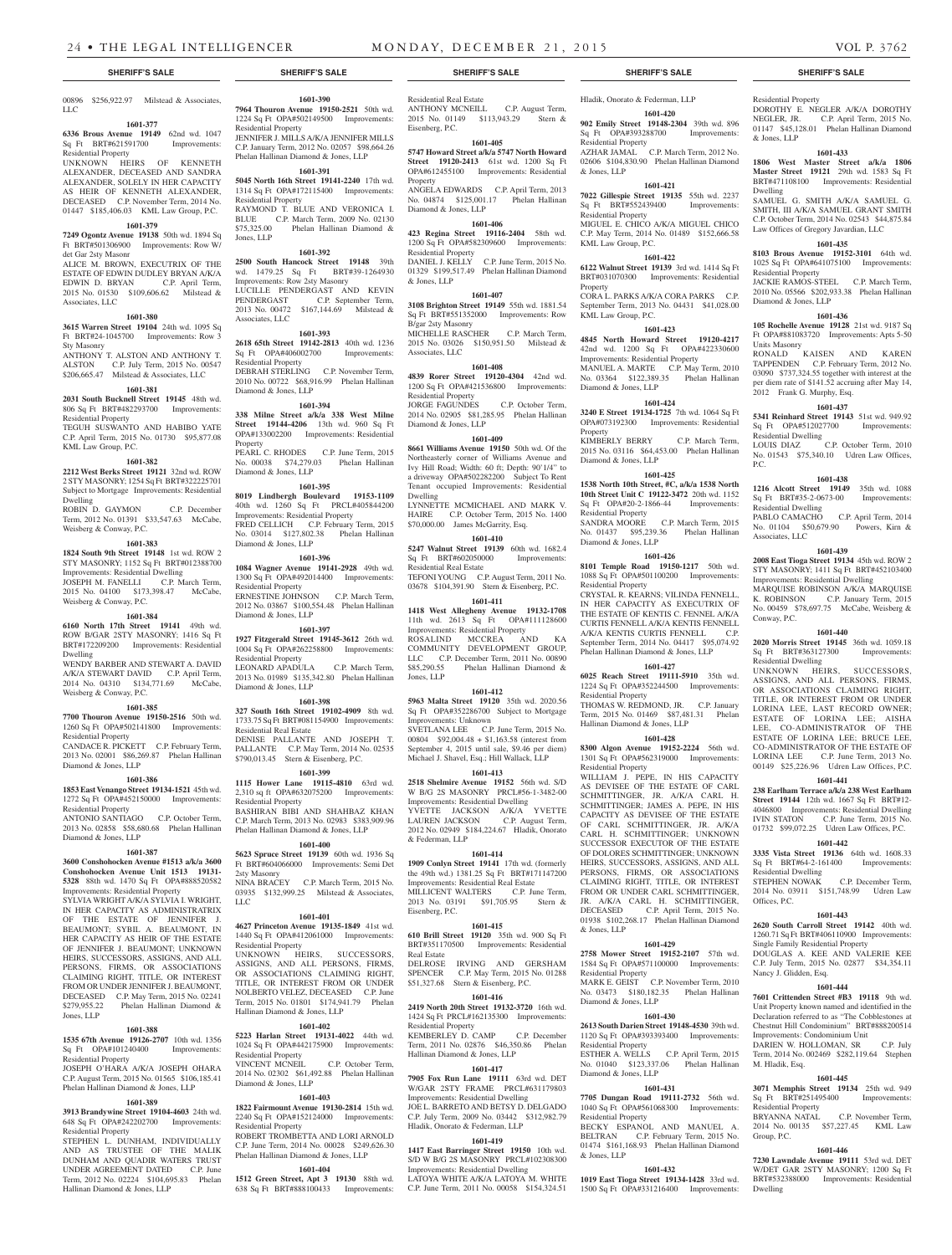00896 $256,922.97 Milstead & Associates, LLC

**1601-377**

**6336 Brous Avenue 19149** 62nd wd. 1047 Sq Ft BRT#621591700 Improvements: Residential Property

UNKNOWN HEIRS OF KENNETH ALEXANDER, DECEASED AND SANDRA ALEXANDER, SOLELY IN HER CAPACITY AS HEIR OF KENNETH ALEXANDER, DECEASED C.P. November Term, 2014 No. 01447 $185,406.03 KML Law Group, P.C.

**1601-379**

**7249 Ogontz Avenue 19138** 50th wd. 1894 Sq Ft BRT#501306900 Improvements: Row W/ det Gar 2sty Masonr

ALICE M. BROWN, EXECUTRIX OF THE ESTATE OF EDWIN DUDLEY BRYAN A/K/A EDWIN D. BRYAN C.P. April Term, 2015 No. 01530 $109,606.62 Milstead & Associates, LLC

**1601-380**

**3615 Warren Street 19104** 24th wd. 1095 Sq Ft BRT#24-1045700 Improvements: Row 3 Sty Masonry

ANTHONY T. ALSTON AND ANTHONY T. ALSTON C.P. July Term, 2015 No. 00547 $206,665.47 Milstead & Associates, LLC

**1601-381**

**2031 South Bucknell Street 19145** 48th wd. 806 Sq Ft BRT#482293700 Improvements: Residential Property

TEGUH SUSWANTO AND HABIBO YATE C.P. April Term, 2015 No. 01730 $95,877.08 KML Law Group, P.C.

**1601-382**

**2212 West Berks Street 19121** 32nd wd. ROW 2 STY MASONRY; 1254 Sq Ft BRT#322225701 Subject to Mortgage Improvements: Residential Dwelling

ROBIN D. GAYMON C.P. December Term, 2012 No. 01391 $33,547.63 McCabe, Weisberg & Conway, P.C.

**1601-383**

**1824 South 9th Street 19148** 1st wd. ROW 2 STY MASONRY; 1152 Sq Ft BRT#012388700 Improvements: Residential Dwelling

JOSEPH M. FANELLI C.P. March Term, 2015 No. 04100 $173,398.47 McCabe, Weisberg & Conway, P.C.

**1601-384**

**6160 North 17th Street 19141** 49th wd. ROW B/GAR 2STY MASONRY; 1416 Sq Ft BRT#172209200 Improvements: Residential Dwelling

WENDY BARBER AND STEWART A. DAVID A/K/A STEWART DAVID C.P. April Term, 2014 No. 04310 $134,771.69 McCabe, Weisberg & Conway, P.C.

**1601-385**

**7700 Thouron Avenue 19150-2516** 50th wd. 1260 Sq Ft OPA#502141800 Improvements: Residential Property

CANDACE R. PICKETT C.P. February Term, 2013 No. 02001 $86,269.87 Phelan Hallinan Diamond & Jones, LLP

**1601-386**

**1853 East Venango Street 19134-1521** 45th wd. 1272 Sq Ft OPA#452150000 Improvements: Residential Property

ANTONIO SANTIAGO C.P. October Term, 2013 No. 02858 $58,680.68 Phelan Hallinan Diamond & Jones, LLP

**1601-387**

**3600 Conshohocken Avenue #1513 a/k/a 3600 Conshohocken Avenue Unit 1513 19131-5328** 88th wd. 1470 Sq Ft OPA#888520582 Improvements: Residential Property

SYLVIA WRIGHT A/K/A SYLVIA I. WRIGHT, IN HER CAPACITY AS ADMINISTRATRIX OF THE ESTATE OF JENNIFER J. BEAUMONT; SYBIL A. BEAUMONT, IN HER CAPACITY AS HEIR OF THE ESTATE OF JENNIFER J. BEAUMONT; UNKNOWN HEIRS, SUCCESSORS, ASSIGNS, AND ALL PERSONS, FIRMS, OR ASSOCIATIONS CLAIMING RIGHT, TITLE, OR INTEREST FROM OR UNDER JENNIFER J. BEAUMONT, DECEASED C.P. May Term, 2015 No. 02241 $279,955.22 Phelan Hallinan Diamond & Jones, LLP

**1601-388**

**1535 67th Avenue 19126-2707** 10th wd. 1356 Sq Ft OPA#101240400 Improvements: Residential Property

JOSEPH O'HARA A/K/A JOSEPH OHARA C.P. August Term, 2015 No. 01565 $106,185.41 Phelan Hallinan Diamond & Jones, LLP

**1601-389**

**3913 Brandywine Street 19104-4603** 24th wd. 648 Sq Ft OPA#242202700 Improvements: Residential Property

STEPHEN L. DUNHAM, INDIVIDUALLY AND AS TRUSTEE OF THE MALIK DUNHAM AND QUADIR WATERS TRUST UNDER AGREEMENT DATED C.P. June Term, 2012 No. 02224 $104,695.83 Phelan Hallinan Diamond & Jones, LLP

**1601-390**

**7964 Thouron Avenue 19150-2521** 50th wd. 1224 Sq Ft OPA#502149500 Improvements: Residential Property

JENNIFER J. MILLS A/K/A JENNIFER MILLS C.P. January Term, 2012 No. 02057 $98,664.26 Phelan Hallinan Diamond & Jones, LLP

**1601-391**

**5045 North 16th Street 19141-2240** 17th wd. 1314 Sq Ft OPA#172115400 Improvements: Residential Property

RAYMOND T. BLUE AND VERONICA I. BLUE C.P. March Term, 2009 No. 02130 $75,325.00 Phelan Hallinan Diamond & Jones, LLP

**1601-392**

**2500 South Hancock Street 19148** 39th wd. 1479.25 Sq Ft BRT#39-1264930 Improvements: Row 2sty Masonry

LUCILLE PENDERGAST AND KEVIN PENDERGAST C.P. September Term, 2013 No. 00472 $167,144.69 Milstead & Associates, LLC

**1601-393**

**2618 65th Street 19142-2813** 40th wd. 1236 Sq Ft OPA#406002700 Improvements: Residential Property

DEBRAH STERLING C.P. November Term, 2010 No. 00722 $68,916.99 Phelan Hallinan Diamond & Jones, LLP

**1601-394**

**338 Milne Street a/k/a 338 West Milne Street 19144-4206** 13th wd. 960 Sq Ft OPA#133002200 Improvements: Residential Property

PEARL C. RHODES C.P. June Term, 2015 No. 00038 $74,279.03 Phelan Hallinan Diamond & Jones, LLP

**1601-395**

**8019 Lindbergh Boulevard 19153-1109** 40th wd. 1260 Sq Ft PRCL#405844200 Improvements: Residential Property

FRED CELLICH C.P. February Term, 2015 No. 03014 $127,802.38 Phelan Hallinan Diamond & Jones, LLP

**1601-396**

**1084 Wagner Avenue 19141-2928** 49th wd. 1300 Sq Ft OPA#492014400 Improvements: Residential Property

ERNESTINE JOHNSON C.P. March Term, 2012 No. 03867 $100,554.48 Phelan Hallinan Diamond & Jones, LLP

**1601-397**

**1927 Fitzgerald Street 19145-3612** 26th wd. 1004 Sq Ft OPA#262258800 Improvements: Residential Property

LEONARD APADULA C.P. March Term, 2013 No. 01989 $135,342.80 Phelan Hallinan Diamond & Jones, LLP

**1601-398**

**327 South 16th Street 19102-4909** 8th wd. 1733.75 Sq Ft BRT#081154900 Improvements: Residential Real Estate

DENISE PALLANTE AND JOSEPH T. PALLANTE C.P. May Term, 2014 No. 02535 $790,013.45 Stern & Eisenberg, P.C.

**1601-399**

**1115 Hower Lane 19115-4810** 63rd wd. 2,310 sq ft OPA#632075200 Improvements: Residential Property

BASHIRAN BIBI AND SHAHBAZ KHAN C.P. March Term, 2013 No. 02983 $383,909.96 Phelan Hallinan Diamond & Jones, LLP

**1601-400**

**5623 Spruce Street 19139** 60th wd. 1936 Sq Ft BRT#604066000 Improvements: Semi Det 2sty Masonry

NINA BRACEY C.P. March Term, 2015 No. 03935 $132,999.25 Milstead & Associates, LLC

**1601-401**

**4627 Princeton Avenue 19135-1849** 41st wd. 1440 Sq Ft OPA#412061000 Improvements: Residential Property

UNKNOWN HEIRS, SUCCESSORS, ASSIGNS, AND ALL PERSONS, FIRMS, OR ASSOCIATIONS CLAIMING RIGHT, TITLE, OR INTEREST FROM OR UNDER NOLBERTO VELEZ, DECEASED C.P. June Term, 2015 No. 01801 $174,941.79 Phelan Hallinan Diamond & Jones, LLP

**1601-402**

**5223 Harlan Street 19131-4022** 44th wd. 1024 Sq Ft OPA#442175900 Improvements: Residential Property

VINCENT MCNEIL C.P. October Term, 2014 No. 02302 $61,492.88 Phelan Hallinan Diamond & Jones, LLP

**1601-403**

**1822 Fairmount Avenue 19130-2814** 15th wd. 2240 Sq Ft OPA#152124000 Improvements: Residential Property

ROBERT TROMBETTA AND LORI ARNOLD C.P. June Term, 2014 No. 00028 $249,626.30 Phelan Hallinan Diamond & Jones, LLP

**1601-404**

**1512 Green Street, Apt 3 19130** 88th wd. 638 Sq Ft BRT#888100433 Improvements: Residential Real Estate

ANTHONY MCNEILL C.P. August Term, 2015 No. 01149 $113,943.29 Stern & Eisenberg, P.C.

**1601-405**

**5747 Howard Street a/k/a 5747 North Howard Street 19120-2413** 61st wd. 1200 Sq Ft OPA#612455100 Improvements: Residential Property

ANGELA EDWARDS C.P. April Term, 2013 No. 04874 $125,001.17 Phelan Hallinan Diamond & Jones, LLP

**1601-406**

**423 Regina Street 19116-2404** 58th wd. 1200 Sq Ft OPA#582309600 Improvements: Residential Property

DANIEL J. KELLY C.P. June Term, 2015 No. 01329 $199,517.49 Phelan Hallinan Diamond & Jones, LLP

**1601-407**

**3108 Brighton Street 19149** 55th wd. 1881.54 Sq Ft BRT#551352000 Improvements: Row B/gar 2sty Masonry

MICHELLE RASCHER C.P. March Term, 2015 No. 03026 $150,951.50 Milstead & Associates, LLC

**1601-408**

**4839 Rorer Street 19120-4304** 42nd wd. 1200 Sq Ft OPA#421536800 Improvements: Residential Property

JORGE FAGUNDES C.P. October Term, 2014 No. 02905 $81,285.95 Phelan Hallinan Diamond & Jones, LLP

**1601-409**

**8661 Williams Avenue 19150** 50th wd. Of the Northeasterly corner of Williams Avenue and Ivy Hill Road; Width: 60 ft; Depth: 90'1/4" to a driveway OPA#502282200 Subject To Rent Tenant occupied Improvements: Residential Dwelling

LYNNETTE MCMICHAEL AND MARK V. HAIRE C.P. October Term, 2015 No. 1400 $70,000.00 James McGarrity, Esq.

**1601-410**

**5247 Walnut Street 19139** 60th wd. 1682.4 Sq Ft BRT#602050000 Improvements: Residential Real Estate

TEFONI YOUNG C.P. August Term, 2011 No. 03678 $104,391.90 Stern & Eisenberg, P.C.

**1601-411**

**1418 West Allegheny Avenue 19132-1708** 11th wd. 2613 Sq Ft OPA#111128600 Improvements: Residential Property

ROSALIND MCCREA AND KA COMMUNITY DEVELOPMENT GROUP, LLC C.P. December Term, 2011 No. 00890 $85,290.55 Phelan Hallinan Diamond & Jones, LLP

**1601-412**

**5963 Malta Street 19120** 35th wd. 2020.56 Sq Ft OPA#352286700 Subject to Mortgage Improvements: Unknown

SVETLANA LEE C.P. June Term, 2015 No. 00804 $92,004.48 + $1,163.58 (interest from September 4, 2015 until sale, $9.46 per diem) Michael J. Shavel, Esq.; Hill Wallack, LLP

**1601-413**

**2518 Shelmire Avenue 19152** 56th wd. S/D W B/G 2S MASONRY PRCL#56-1-3482-00 Improvements: Residential Dwelling

YVETTE JACKSON A/K/A YVETTE LAUREN JACKSON C.P. August Term, 2012 No. 02949 $184,224.67 Hladik, Onorato & Federman, LLP

**1601-414**

**1909 Conlyn Street 19141** 17th wd. (formerly the 49th wd.) 1381.25 Sq Ft BRT#171147200 Improvements: Residential Real Estate

MILLICENT WALTERS C.P. June Term, 2013 No. 03191 $91,705.95 Stern & Eisenberg, P.C.

**1601-415**

**610 Brill Street 19120** 35th wd. 900 Sq Ft BRT#351170500 Improvements: Residential Real Estate

DELROSE IRVING AND GERSHAM SPENCER C.P. May Term, 2015 No. 01288 $51,327.68 Stern & Eisenberg, P.C.

**1601-416**

**2419 North 20th Street 19132-3720** 16th wd. 1424 Sq Ft PRCL#162135300 Improvements: Residential Property

KEMBERLEY D. CAMP C.P. December Term, 2011 No. 02876 $46,350.86 Phelan Hallinan Diamond & Jones, LLP

**1601-417**

**7905 Fox Run Lane 19111** 63rd wd. DET W/GAR 2STY FRAME PRCL#631179803 Improvements: Residential Dwelling

JOE L. BARRETO AND BETSY D. DELGADO C.P. July Term, 2009 No. 03442 $312,982.79 Hladik, Onorato & Federman, LLP

**1601-419**

**1417 East Barringer Street 19150** 10th wd. S/D W B/G 2S MASONRY PRCL#102308300 Improvements: Residential Dwelling

LATOYA WHITE A/K/A LATOYA M. WHITE C.P. June Term, 2011 No. 00058 $154,324.51 Hladik, Onorato & Federman, LLP

**1601-420**

**902 Emily Street 19148-2304** 39th wd. 896 Sq Ft OPA#393288700 Improvements: Residential Property

AZHAR JAMAL C.P. March Term, 2012 No. 02606 $104,830.90 Phelan Hallinan Diamond & Jones, LLP

**1601-421**

**7022 Gillespie Street 19135** 55th wd. 2237 Sq Ft BRT#552439400 Improvements: Residential Property

MIGUEL E. CHICO A/K/A MIGUEL CHICO C.P. May Term, 2014 No. 01489 $152,666.58 KML Law Group, P.C.

**1601-422**

**6122 Walnut Street 19139** 3rd wd. 1414 Sq Ft BRT#031070300 Improvements: Residential Property

CORA L. PARKS A/K/A CORA PARKS C.P. September Term, 2013 No. 04431 $41,028.00 KML Law Group, P.C.

**1601-423**

**4845 North Howard Street 19120-4217** 42nd wd. 1200 Sq Ft OPA#422330600 Improvements: Residential Property

MANUEL A. MARTE C.P. May Term, 2010 No. 03364 $122,389.35 Phelan Hallinan Diamond & Jones, LLP

**1601-424**

**3240 E Street 19134-1725** 7th wd. 1064 Sq Ft OPA#073192300 Improvements: Residential Property

KIMBERLY BERRY C.P. March Term, 2015 No. 03116 $64,453.00 Phelan Hallinan Diamond & Jones, LLP

**1601-425**

**1538 North 10th Street, #C, a/k/a 1538 North 10th Street Unit C 19122-3472** 20th wd. 1152 Sq Ft OPA#20-2-1866-44 Improvements: Residential Property

SANDRA MOORE C.P. March Term, 2015 No. 01437 $95,239.36 Phelan Hallinan Diamond & Jones, LLP

**1601-426**

**8101 Temple Road 19150-1217** 50th wd. 1088 Sq Ft OPA#501100200 Improvements: Residential Property

CRYSTAL R. KEARNS; VILINDA FENNELL, IN HER CAPACITY AS EXECUTRIX OF THE ESTATE OF KENTIS C. FENNEL A/K/A CURTIS FENNELL A/K/A KENTIS FENNELL A/K/A KENTIS CURTIS FENNELL C.P. September Term, 2014 No. 04417 $95,074.92 Phelan Hallinan Diamond & Jones, LLP

**1601-427**

**6025 Reach Street 19111-5910** 35th wd. 1224 Sq Ft OPA#352244500 Improvements: Residential Property

THOMAS W. REDMOND, JR. C.P. January Term, 2015 No. 01469 $87,481.31 Phelan Hallinan Diamond & Jones, LLP

**1601-428**

**8300 Algon Avenue 19152-2224** 56th wd. 1301 Sq Ft OPA#562319000 Improvements: Residential Property

WILLIAM J. PEPE, IN HIS CAPACITY AS DEVISEE OF THE ESTATE OF CARL SCHMITTINGER, JR. A/K/A CARL H. SCHMITTINGER; JAMES A. PEPE, IN HIS CAPACITY AS DEVISEE OF THE ESTATE OF CARL SCHMITTINGER, JR. A/K/A CARL H. SCHMITTINGER; UNKNOWN SUCCESSOR EXECUTOR OF THE ESTATE OF DOLORES SCHMITTINGER; UNKNOWN HEIRS, SUCCESSORS, ASSIGNS, AND ALL PERSONS, FIRMS, OR ASSOCIATIONS CLAIMING RIGHT, TITLE, OR INTEREST FROM OR UNDER CARL SCHMITTINGER, JR. A/K/A CARL H. SCHMITTINGER, DECEASED C.P. April Term, 2015 No. 01938 $102,268.17 Phelan Hallinan Diamond & Jones, LLP

**1601-429**

**2758 Mower Street 19152-2107** 57th wd. 1584 Sq Ft OPA#571100000 Improvements: Residential Property

MARK E. GEIST C.P. November Term, 2010 No. 03473 $180,182.35 Phelan Hallinan Diamond & Jones, LLP

**1601-430**

**2613 South Darien Street 19148-4530** 39th wd. 1120 Sq Ft OPA#393393400 Improvements: Residential Property

ESTHER A. WELLS C.P. April Term, 2015 No. 01040 $123,337.06 Phelan Hallinan Diamond & Jones, LLP

**1601-431**

**7705 Dungan Road 19111-2732** 56th wd. 1040 Sq Ft OPA#561068300 Improvements: Residential Property

BECKY ESPANOL AND MANUEL A. BELTRAN C.P. February Term, 2015 No. 01474 $161,168.93 Phelan Hallinan Diamond & Jones, LLP

**1601-432**

**1019 East Tioga Street 19134-1428** 33rd wd. 1500 Sq Ft OPA#331216400 Improvements: Residential Property

DOROTHY E. NEGLER A/K/A DOROTHY NEGLER, JR. C.P. April Term, 2015 No. 01147 $45,128.01 Phelan Hallinan Diamond & Jones, LLP

**1601-433**

**1806 West Master Street a/k/a 1806 Master Street 19121** 29th wd. 1583 Sq Ft BRT#471108100 Improvements: Residential Dwelling

SAMUEL G. SMITH A/K/A SAMUEL G. SMITH, III A/K/A SAMUEL GRANT SMITH C.P. October Term, 2014 No. 02543 $44,875.84 Law Offices of Gregory Javardian, LLC

**1601-435**

**8103 Brous Avenue 19152-3101** 64th wd. 1025 Sq Ft OPA#641075100 Improvements: Residential Property

JACKIE RAMOS-STEEL C.P. March Term, 2010 No. 05566 $202,933.38 Phelan Hallinan Diamond & Jones, LLP

**1601-436**

**105 Rochelle Avenue 19128** 21st wd. 9187 Sq Ft OPA#881083720 Improvements: Apts 5-50 Units Masonry

RONALD KAISEN AND KAREN TAPPENDEN C.P. February Term, 2012 No. 03090 $737,324.55 together with interest at the per diem rate of $141.52 accruing after May 14, 2012 Frank G. Murphy, Esq.

**1601-437**

**5341 Reinhard Street 19143** 51st wd. 949.92 Sq Ft OPA#512027700 Improvements: Residential Dwelling

LOUIS DIAZ C.P. October Term, 2010 No. 01543 $75,340.10 Udren Law Offices, P.C.

**1601-438**

**1216 Alcott Street 19149** 35th wd. 1088 Sq Ft BRT#35-2-0673-00 Improvements: Residential Dwelling

PABLO CAMACHO C.P. April Term, 2014 No. 01104 $50,679.90 Powers, Kirn & Associates, LLC

**1601-439**

**2008 East Tioga Street 19134** 45th wd. ROW 2 STY MASONRY; 1411 Sq Ft BRT#452103400 Improvements: Residential Dwelling

MARQUISE ROBINSON A/K/A MARQUISE K. ROBINSON C.P. January Term, 2015 No. 00459 $78,697.75 McCabe, Weisberg & Conway, P.C.

**1601-440**

**2020 Morris Street 19145** 36th wd. 1059.18 Sq Ft BRT#363127300 Improvements: Residential Dwelling

UNKNOWN HEIRS, SUCCESSORS, ASSIGNS, AND ALL PERSONS, FIRMS, OR ASSOCIATIONS CLAIMING RIGHT, TITLE, OR INTEREST FROM OR UNDER LORINA LEE, LAST RECORD OWNER; ESTATE OF LORINA LEE; AISHA LEE, CO-ADMINISTRATOR OF THE ESTATE OF LORINA LEE; BRUCE LEE, CO-ADMINISTRATOR OF THE ESTATE OF LORINA LEE C.P. June Term, 2013 No. 00149 $25,226.96 Udren Law Offices, P.C.

**1601-441**

**238 Earlham Terrace a/k/a 238 West Earlham Street 19144** 12th wd. 1667 Sq Ft BRT#12-4046800 Improvements: Residential Dwelling

IVIN STATON C.P. June Term, 2015 No. 01732 $99,072.25 Udren Law Offices, P.C.

**1601-442**

**3335 Vista Street 19136** 64th wd. 1608.33 Sq Ft BRT#64-2-161400 Improvements: Residential Dwelling

STEPHEN NOWAK C.P. December Term, 2014 No. 03911 $151,748.99 Udren Law Offices, P.C.

**1601-443**

**2620 South Carroll Street 19142** 40th wd. 1260.71 Sq Ft BRT#406110900 Improvements: Single Family Residential Property

DOUGLAS A. KEE AND VALERIE KEE C.P. July Term, 2015 No. 02877 $34,354.11 Nancy J. Glidden, Esq.

**1601-444**

**7601 Crittenden Street #B3 19118** 9th wd. Unit Property known named and identified in the Declaration referred to as "The Cobblestones at Chestnut Hill Condominium" BRT#888200514 Improvements: Condominium Unit

DARIEN W. HOLLOMAN, SR C.P. July Term, 2014 No. 002469 $282,119.64 Stephen M. Hladik, Esq.

**1601-445**

**3071 Memphis Street 19134** 25th wd. 949 Sq Ft BRT#251495400 Improvements: Residential Property

BRYANNA NATAL C.P. November Term, 2014 No. 00135 $57,227.45 KML Law Group, P.C.

**1601-446**

**7230 Lawndale Avenue 19111** 53rd wd. DET W/DET GAR 2STY MASONRY; 1200 Sq Ft BRT#532388000 Improvements: Residential Dwelling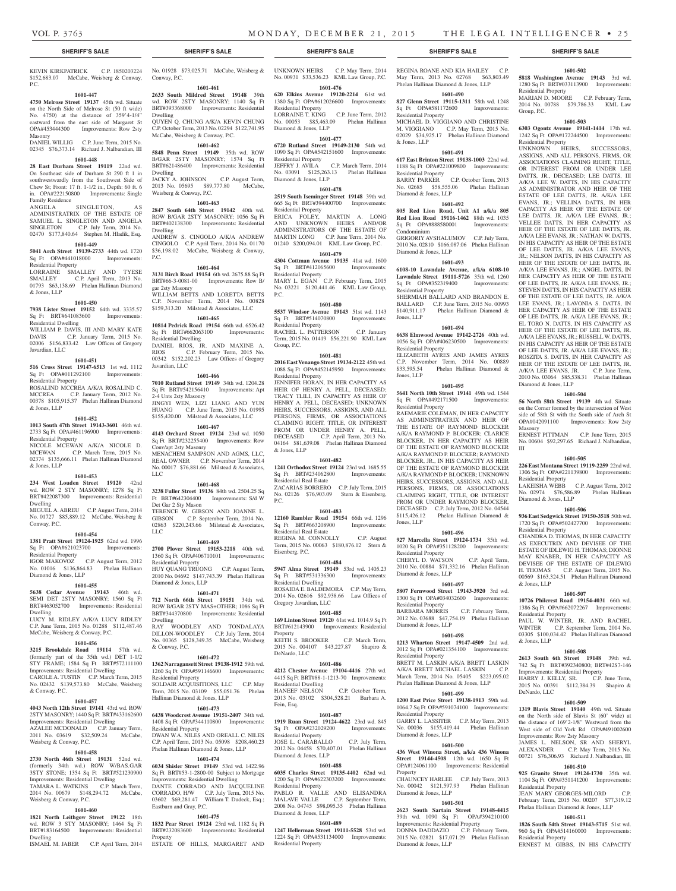KEVIN KIRKPATRICK C.P. 1850203224 $152,683.07 McCabe, Weisberg & Conway, P.C.

**1601-447**

**4750 Melrose Street 19137** 45th wd. Situate on the North Side of Melrose St (50 ft wide) No. 4750) at the distance of 359'4-1/4" eastward from the east side of Margaret St OPA#453444300 Improvements: Row 2sty Masonry

DANIEL WILLIG C.P. June Term, 2015 No. 02345 $76,373.14 Richard J. Nalbandian, III

**1601-448**

**28 East Durham Street 19119** 22nd wd. On Southeast side of Durham St 290 ft 1 in southwestwardly from the Southwest Side of Chew St; Front: 17 ft. 1-1/2 in., Depth: 60 ft. 6 in. OPA#222150800 Improvements: Single Family Residence

ANGELA SINGLETON, AS ADMINISTRATRIX OF THE ESTATE OF SAMUEL L. SINGLETON AND ANGELA SINGLETON C.P. July Term, 2014 No. 02470 $177,840.64 Stephen M. Hladik, Esq.

**1601-449**

**5041 Arch Street 19139-2733** 44th wd. 1720 Sq Ft OPA#441018000 Improvements: Residential Property

LORRAINE SMALLEY AND TYESE SMALLEY C.P. April Term, 2013 No. 01793 $63,138.69 Phelan Hallinan Diamond & Jones, LLP

**1601-450**

**7938 Lister Street 19152** 64th wd. 3335.57 Sq Ft BRT#641083600 Improvements: Residential Dwelling

WILLIAM P. DAVIS, III AND MARY KATE DAVIS C.P. January Term, 2015 No. 02006 $156,833.42 Law Offices of Gregory Javardian, LLC

**1601-451**

**516 Cross Street 19147-6513** 1st wd. 1112 Sq Ft OPA#011292100 Improvements: Residential Property

ROSALIND MCCREA A/K/A ROSALIND C. MCCREA C.P. January Term, 2012 No. 00378 $105,915.37 Phelan Hallinan Diamond & Jones, LLP

**1601-452**

**1013 South 47th Street 19143-3601** 46th wd. 2733 Sq Ft OPA#461196900 Improvements: Residential Property

NICOLE MCEWAN A/K/A NICOLE D. MCEWAN C.P. March Term, 2015 No. 02374 $135,666.11 Phelan Hallinan Diamond & Jones, LLP

**1601-453**

**234 West Louden Street 19120** 42nd wd. ROW 2 STY MASONRY; 1278 Sq Ft BRT#422087300 Improvements: Residential Dwelling

MIGUEL A. ABREU C.P. August Term, 2014 No. 01727 $85,889.12 McCabe, Weisberg & Conway, P.C.

**1601-454**

**1381 Pratt Street 19124-1925** 62nd wd. 1996 Sq Ft OPA#621023700 Improvements: Residential Property

IGOR MAKOVOZ C.P. August Term, 2012 No. 01016 $136,864.83 Phelan Hallinan Diamond & Jones, LLP

**1601-455**

**5638 Cedar Avenue 19143** 46th wd. SEMI DET 2STY MASONRY; 1560 Sq Ft BRT#463052700 Improvements: Residential Dwelling

LUCY M. RIDLEY A/K/A LUCY RIDLEY C.P. June Term, 2015 No. 01288 $112,487.46 McCabe, Weisberg & Conway, P.C.

**1601-456**

**3215 Brookdale Road 19114** 57th wd. (formerly part of the 35th wd.) DET 1-1/2 STY FRAME; 1584 Sq Ft BRT#572111100 Improvements: Residential Dwelling

CAROLE A. TUSTIN C.P. March Term, 2015 No. 02432 $139,573.80 McCabe, Weisberg & Conway, P.C.

**1601-457**

**4043 North 12th Street 19141** 43rd wd. ROW 2STY MASONRY; 1440 Sq Ft BRT#433162600 Improvements: Residential Dwelling

AZALEE MCDONALD C.P. January Term, 2011 No. 03619 $32,509.24 McCabe, Weisberg & Conway, P.C.

**1601-458**

**2730 North 46th Street 19131** 52nd wd. (formerly 34th wd.) ROW W/BAS.GAR 3STY STONE; 1354 Sq Ft BRT#521230900 Improvements: Residential Dwelling

TAMARA L. WATKINS C.P. March Term, 2014 No. 00679 $148,294.72 McCabe, Weisberg & Conway, P.C.

**1601-460**

**1821 North Leithgow Street 19122** 18th wd. ROW 3 STY MASONRY; 1464 Sq Ft BRT#183164500 Improvements: Residential Dwelling

ISMAEL M. JABER C.P. April Term, 2014 No. 01928 $73,025.71 McCabe, Weisberg & Conway, P.C.

**1601-461**

**2633 South Mildred Street 19148** 39th wd. ROW 2STY MASONRY; 1140 Sq Ft BRT#393368000 Improvements: Residential Dwelling

QUYEN Q. CHUNG A/K/A KEVIN CHUNG C.P. October Term, 2013 No. 02294 $122,741.95 McCabe, Weisberg & Conway, P.C.

**1601-462**

**5848 Penn Street 19149** 35th wd. ROW B/GAR 2STY MASONRY; 1574 Sq Ft BRT#621486400 Improvements: Residential Dwelling

JACKY A. JOHNSON C.P. August Term, 2013 No. 05695 $89,777.80 McCabe, Weisberg & Conway, P.C.

**1601-463**

**2847 South 64th Street 19142** 40th wd. ROW B/GAR 2STY MASONRY; 1056 Sq Ft BRT#402138300 Improvements: Residential Dwelling

ANDREW S. CINGOLO A/K/A ANDREW CINGOLO C.P. April Term, 2014 No. 01170 $36,198.02 McCabe, Weisberg & Conway, P.C.

**1601-464**

**3131 Birch Road 19154** 6th wd. 2675.88 Sq Ft BRT#66-3-0081-00 Improvements: Row B/gar 2sty Masonry

WILLIAM BETTS AND LORETTA BETTS C.P. November Term, 2014 No. 00828 $159,313.20 Milstead & Associates, LLC

**1601-465**

**10814 Pedrick Road 19154** 66th wd. 6526.42 Sq Ft BRT#662063100 Improvements: Residential Dwelling

DANIEL RIOS, JR. AND MAXINE A. RIOS C.P. February Term, 2015 No. 00342 $152,202.23 Law Offices of Gregory Javardian, LLC

**1601-466**

**7010 Rutland Street 19149** 34th wd. 1204.28 Sq Ft BRT#542156410 Improvements: Apt 2-4 Unts 2sty Masonry

JINGYI WEN, LIZI LIANG AND YUN HUANG C.P. June Term, 2015 No. 01995 $155,420.00 Milstead & Associates, LLC

**1601-467**

**4143 Orchard Street 19124** 23rd wd. 1050 Sq Ft BRT#232255400 Improvements: Row Conv/apt 2sty Masonry

MENACHEM SAMPSON AND AGMS, LLC, REAL OWNER C.P. November Term, 2014 No. 00017 $76,881.66 Milstead & Associates, LLC

**1601-468**

**3238 Fuller Street 19136** 84th wd. 2504.25 Sq Ft BRT#642304400 Improvements: S/d W Det Gar 2 Sty Mason

TERENCE W. GIBSON AND JOANNE L. GIBSON C.P. September Term, 2014 No. 02863 $220,243.66 Milstead & Associates, LLC

**1601-469**

**2700 Plover Street 19153-2218** 40th wd. 1360 Sq Ft OPA#406710101 Improvements: Residential Property

HUY QUANG TRUONG C.P. August Term, 2010 No. 04692 $147,743.39 Phelan Hallinan Diamond & Jones, LLP

**1601-471**

**712 North 66th Street 19151** 34th wd. ROW B/GAR 2STY MAS+OTHER; 1086 Sq Ft BRT#344370800 Improvements: Residential Dwelling

RAY WOODLEY AND TONDALAYA DILLON-WOODLEY C.P. July Term, 2014 No. 00365 $128,349.35 McCabe, Weisberg & Conway, P.C.

**1601-472**

**1362 Narragansett Street 19138-1912** 59th wd. 1260 Sq Ft OPA#591146600 Improvements: Residential Property

SOLDAIR ACQUISITIONS, LLC C.P. May Term, 2015 No. 03109 $55,051.76 Phelan Hallinan Diamond & Jones, LLP

**1601-473**

**6438 Woodcrest Avenue 19151-2407** 34th wd. 1408 Sq Ft OPA#344110800 Improvements: Residential Property

DWAN W.A. NILES AND OREALL C. NILES C.P. April Term, 2013 No. 05098 $208,460.23 Phelan Hallinan Diamond & Jones, LLP

**1601-474**

**6034 Shisler Street 19149** 53rd wd. 1422.96 Sq Ft BRT#53-1-2800-00 Subject to Mortgage Improvements: Residential Dwelling

DANTE CORRADO AND JACQUELINE CORRADO, H/W C.P. July Term, 2015 No. 03602 $69,281.47 William T. Dudeck, Esq.; Eastburn and Gray, P.C.

**1601-475**

**1832 Pear Street 19124** 23rd wd. 1182 Sq Ft BRT#232083600 Improvements: Residential Property

ESTATE OF HILLS, MARGARET AND UNKNOWN HEIRS C.P. May Term, 2014 No. 00931 $33,536.23 KML Law Group, P.C.

**1601-476**

**620 Elkins Avenue 19120-2214** 61st wd. 1380 Sq Ft OPA#612026600 Improvements: Residential Property

LORRAINE T. KING C.P. June Term, 2012 No. 00053 $85,463.09 Phelan Hallinan Diamond & Jones, LLP

**1601-477**

**6720 Rutland Street 19149-2130** 54th wd. 1090 Sq Ft OPA#542151600 Improvements: Residential Property

JEFFRY J. AVILA C.P. March Term, 2014 No. 03091 $125,263.13 Phelan Hallinan Diamond & Jones, LLP

**1601-478**

**2519 South Iseminger Street 19148** 39th wd. 665 Sq Ft BRT#394400700 Improvements: Residential Property

ERICA FOLEY, MARTIN A. LONG AND UNKNOWN HEIRS AND/OR ADMINISTRATORS OF THE ESTATE OF MARTIN LONG C.P. June Term, 2014 No. 01240 $200,094.01 KML Law Group, P.C.

**1601-479**

**4304 Cottman Avenue 19135** 41st wd. 1600 Sq Ft BRT#412065600 Improvements: Residential Property

MARY L. EGAN C.P. February Term, 2015 No. 03221 $120,441.46 KML Law Group, P.C.

**1601-480**

**5537 Windsor Avenue 19143** 51st wd. 1143 Sq Ft BRT#514070800 Improvements: Residential Property

RACHEL L. PATTERSON C.P. January Term, 2015 No. 01419 $56,221.90 KML Law Group, P.C.

**1601-481**

**2016 East Venango Street 19134-2122** 45th wd. 1088 Sq Ft OPA#452145950 Improvements: Residential Property

JENNIFER HORAN, IN HER CAPACITY AS HEIR OF HENRY A. PELL, DECEASED; TRACY TLILI, IN CAPACITY AS HEIR OF HENRY A. PELL, DECEASED; UNKNOWN HEIRS, SUCCESSORS, ASSIGNS, AND ALL PERSONS, FIRMS, OR ASSOCIATIONS CLAIMING RIGHT, TITLE, OR INTEREST FROM OR UNDER HENRY A. PELL, DECEASED C.P. April Term, 2013 No. 04164 $81,639.08 Phelan Hallinan Diamond & Jones, LLP

**1601-482**

**1241 Orthodox Street 19124** 23rd wd. 1685.55 Sq Ft BRT#234062800 Improvements: Residential Real Estate

ZACARIAS BORRERO C.P. July Term, 2015 No. 02126 $76,903.09 Stern & Eisenberg, P.C.

**1601-483**

**12160 Rambler Road 19154** 66th wd. 1296 Sq Ft BRT#663208900 Improvements: Residential Real Estate

REGINA M. CONNOLLY C.P. August Term, 2015 No. 00063 $180,876.12 Stern & Eisenberg, P.C.

**1601-484**

**5947 Alma Street 19149** 53rd wd. 1405.23 Sq Ft BRT#531336300 Improvements: Residential Dwelling

ROSAIDA E. BALDEMORA C.P. May Term, 2014 No. 02616 $92,938.66 Law Offices of Gregory Javardian, LLC

**1601-485**

**169 Linton Street 19120** 61st wd. 1014.9 Sq Ft BRT#612143900 Improvements: Residential Property

KEITH S. BROOKER C.P. March Term, 2015 No. 004107 $43,227.87 Shapiro & DeNardo, LLC

**1601-486**

**4212 Chester Avenue 19104-4416** 27th wd. 4415 Sq Ft BRT#88-1-1213-70 Improvements: Residential Dwelling

HANEEF NELSON C.P. October Term, 2013 No. 03102 $304,528.21 Barbara A. Fein, Esq.

**1601-487**

**1919 Ruan Street 19124-4622** 23rd wd. 845 Sq Ft OPA#232029200 Improvements: Residential Property

JOSE L. CARABALLO C.P. July Term, 2012 No. 04458 $70,407.01 Phelan Hallinan Diamond & Jones, LLP

**1601-488**

**6035 Charles Street 19135-4402** 62nd wd. 1200 Sq Ft OPA#622303200 Improvements: Residential Property

PABLO R. VALLE AND ELISANDRA MALAVE VALLE C.P. September Term, 2008 No. 04745 $98,095.35 Phelan Hallinan Diamond & Jones, LLP

**1601-489**

**1247 Hellerman Street 19111-5528** 53rd wd. 1224 Sq Ft OPA#531134000 Improvements: Residential Property

REGINA ROANE AND KIA HAILEY C.P. May Term, 2013 No. 02768 $63,803.49 Phelan Hallinan Diamond & Jones, LLP

**1601-490**

**827 Glenn Street 19115-1311** 58th wd. 1248 Sq Ft OPA#581172600 Improvements: Residential Property

MICHAEL D. VIGGIANO AND CHRISTINE M. VIGGIANO C.P. May Term, 2015 No. 02029 $34,925.17 Phelan Hallinan Diamond & Jones, LLP

**1601-491**

**617 East Brinton Street 19138-1003** 22nd wd. 1188 Sq Ft OPA#221009800 Improvements: Residential Property

BARRY PARKER C.P. October Term, 2013 No. 02685 $58,555.06 Phelan Hallinan Diamond & Jones, LLP

**1601-492**

**805 Red Lion Road, Unit A1 a/k/a 805 Red Lion Road 19116-1462** 88th wd. 1035 Sq Ft OPA#888580001 Improvements: Condominium

GRIGORIY AVSHALUMOV C.P. July Term, 2010 No. 02810 $166,087.06 Phelan Hallinan Diamond & Jones, LLP

**1601-493**

**6108-10 Lawndale Avenue, a/k/a 6108-10 Lawndale Street 19111-5726** 35th wd. 1260 Sq Ft OPA#352319400 Improvements: Residential Property

SHERMIAH BALLARD AND BRANDON E. BALLARD C.P. June Term, 2015 No. 00993 $140,911.17 Phelan Hallinan Diamond & Jones, LLP

**1601-494**

**6638 Elmwood Avenue 19142-2726** 40th wd. 1056 Sq Ft OPA#406230500 Improvements: Residential Property

ELIZABETH AYRES AND JAMES AYRES C.P. November Term, 2014 No. 00889 $33,595.54 Phelan Hallinan Diamond & Jones, LLP

**1601-495**

**5641 North 10th Street 19141** 49th wd. 1544 Sq Ft OPA#492171500 Improvements: Residential Property

RAEMARIE COLEMAN, IN HER CAPACITY AS ADMINISTRATRIX AND HEIR OF THE ESTATE OF RAYMOND BLOCKER A/K/A RAYMOND P. BLOCKER; CLARICE BLOCKER, IN HER CAPACITY AS HEIR OF THE ESTATE OF RAYMOND BLOCKER A/K/A RAYMOND P. BLOCKER; RAYMOND BLOCKER, JR., IN HIS CAPACITY AS HEIR OF THE ESTATE OF RAYMOND BLOCKER A/K/A RAYMOND P. BLOCKER; UNKNOWN HEIRS, SUCCESSORS, ASSIGNS, AND ALL PERSONS, FIRMS, OR ASSOCIATIONS CLAIMING RIGHT, TITLE, OR INTEREST FROM OR UNDER RAYMOND BLOCKER, DECEASED C.P. July Term, 2012 No. 04544 $115,426.12 Phelan Hallinan Diamond & Jones, LLP

**1601-496**

**927 Marcella Street 19124-1734** 35th wd. 1020 Sq Ft OPA#351128200 Improvements: Residential Property

CHERYL D. WATSON C.P. April Term, 2010 No. 00884 $71,332.16 Phelan Hallinan Diamond & Jones, LLP

**1601-497**

**5807 Fernwood Street 19143-3920** 3rd wd. 1300 Sq Ft OPA#034032600 Improvements: Residential Property

BARBARA MORRIS C.P. February Term, 2012 No. 03688 $47,754.19 Phelan Hallinan Diamond & Jones, LLP

**1601-498**

**1213 Wharton Street 19147-4509** 2nd wd. 2012 Sq Ft OPA#021354100 Improvements: Residential Property

BRETT M. LASKIN A/K/A BRETT LASKIN A/K/A BRETT MICHAEL LASKIN C.P. March Term, 2014 No. 05405 $223,095.02 Phelan Hallinan Diamond & Jones, LLP

**1601-499**

**1200 East Price Street 19138-1913** 59th wd. 1064.7 Sq Ft OPA#591074100 Improvements: Residential Property

GARRY L. LASSITER C.P. May Term, 2013 No. 00036 $155,419.44 Phelan Hallinan Diamond & Jones, LLP

**1601-500**

**436 West Winona Street, a/k/a 436 Winona Street 19144-4508** 12th wd. 1650 Sq Ft OPA#124061100 Improvements: Residential Property

CHAUNCEY HARLEE C.P. July Term, 2013 No. 00042 $121,597.93 Phelan Hallinan Diamond & Jones, LLP

**1601-501**

**2623 South Sartain Street 19148-4415** 39th wd. 1090 Sq Ft OPA#394210100 Improvements: Residential Property

DONNA DADDAZIO C.P. February Term, 2015 No. 02821 $17,071.29 Phelan Hallinan Diamond & Jones, LLP

**1601-502**

**5818 Washington Avenue 19143** 3rd wd. 1280 Sq Ft BRT#033113900 Improvements: Residential Property

MARIAN D. MOORE C.P. February Term, 2014 No. 00788 $79,786.33 KML Law Group, P.C.

**1601-503**

**6303 Ogontz Avenue 19141-1414** 17th wd. 1242 Sq Ft OPA#172244500 Improvements: Residential Property

UNKNOWN HEIRS, SUCCESSORS, ASSIGNS, AND ALL PERSONS, FIRMS, OR ASSOCIATIONS CLAIMING RIGHT, TITLE, OR INTEREST FROM OR UNDER LEE DATTS, JR., DECEASED; LEE DATTS, III A/K/A LEE W. DATTS, IN HIS CAPACITY AS ADMINISTRATOR AND HEIR OF THE ESTATE OF LEE DATTS, JR. A/K/A LEE EVANS, JR.; VELLINA DATTS, IN HER CAPACITY AS HEIR OF THE ESTATE OF LEE DATTS, JR. A/K/A LEE EVANS, JR.; VELLEE DATTS, IN HER CAPACITY AS HEIR OF THE ESTATE OF LEE DATTS, JR. A/K/A LEE EVANS, JR.; NATHAN W. DATTS, IN HIS CAPACITY AS HEIR OF THE ESTATE OF LEE DATTS, JR. A/K/A LEE EVANS, JR.; NELSON DATTS, IN HIS CAPACITY AS HEIR OF THE ESTATE OF LEE DATTS, JR. A/K/A LEE EVANS, JR.; ANGEL DATTS, IN HER CAPACITY AS HEIR OF THE ESTATE OF LEE DATTS, JR. A/K/A LEE EVANS, JR.; STEVEN DATTS, IN HIS CAPACITY AS HEIR OF THE ESTATE OF LEE DATTS, JR. A/K/A LEE EVANS, JR.; LAVONIA S. DATTS, IN HER CAPACITY AS HEIR OF THE ESTATE OF LEE DATTS, JR. A/K/A LEE EVANS, JR.; EL TORO N. DATTS, IN HIS CAPACITY AS HEIR OF THE ESTATE OF LEE DATTS, JR. A/K/A LEE EVANS, JR.; RUSSELL W. DATTS, IN HIS CAPACITY AS HEIR OF THE ESTATE OF LEE DATTS, JR. A/K/A LEE EVANS, JR.; ROSZITA S. DATTS, IN HER CAPACITY AS HEIR OF THE ESTATE OF LEE DATTS, JR. A/K/A LEE EVANS, JR. C.P. June Term, 2010 No. 03064 $85,538.31 Phelan Hallinan Diamond & Jones, LLP

**1601-504**

**56 North 58th Street 19139** 4th wd. Situate on the Corner formed by the intersection of West side of 58th St with the South side of Arch St OPA#042091100 Improvements: Row 2sty Masonry

ERNEST PITTMAN C.P. June Term, 2015 No. 00604 $92,297.65 Richard J. Nalbandian, III

**1601-505**

**226 East Montana Street 19119-2259** 22nd wd. 1306 Sq Ft OPA#221139800 Improvements: Residential Property

LAKEISHA WEBB C.P. August Term, 2012 No. 02974 $76,586.89 Phelan Hallinan Diamond & Jones, LLP

**1601-506**

**936 East Sedgwick Street 19150-3518** 50th wd. 1720 Sq Ft OPA#502427700 Improvements: Residential Property

CHANDRA D. THOMAS, IN HER CAPACITY AS EXECUTRIX AND DEVISEE OF THE ESTATE OF IDLEWIG H. THOMAS; DIONNE MAY KNABER, IN HER CAPACITY AS DEVISEE OF THE ESTATE OF IDLEWIG H. THOMAS C.P. August Term, 2015 No. 00569 $163,324.51 Phelan Hallinan Diamond & Jones, LLP

**1601-507**

**10726 Philcrest Road 19154-4031** 66th wd. 1386 Sq Ft OPA#662072267 Improvements: Residential Property

PAUL W. WINTER, JR. AND RACHEL WINTER C.P. September Term, 2014 No. 03305 $100,034.42 Phelan Hallinan Diamond & Jones, LLP

**1601-508**

**2613 South 6th Street 19148** 39th wd. 742 Sq Ft BRT#392340800; BRT#42S7-146 Improvements: Residential Property

HARRY J. KELLY, SR. C.P. June Term, 2015 No. 00391 $112,384.39 Shapiro & DeNardo, LLC

**1601-509**

**1319 Blavis Street 19140** 49th wd. Situate on the North side of Blavis St (60' wide) at the distance of 169'2-1/8" Westward from the West side of Old York Rd OPA#491002600 Improvements: Row 2sty Masonry

JAMES L. NELSON, SR AND SHERYL ALEXANDER C.P. May Term, 2015 No. 00721 $76,306.93 Richard J. Nalbandian, III

**1601-510**

**925 Granite Street 19124-1730** 35th wd. 1104 Sq Ft OPA#351141200 Improvements: Residential Property

JEAN MARY GEORGES-MILORD C.P. February Term, 2015 No. 00207 $77,319.12 Phelan Hallinan Diamond & Jones, LLP

**1601-511**

**1826 South 54th Street 19143-5715** 51st wd. 960 Sq Ft OPA#514160000 Improvements: Residential Property

ERNEST M. GIBBS, IN HIS CAPACITY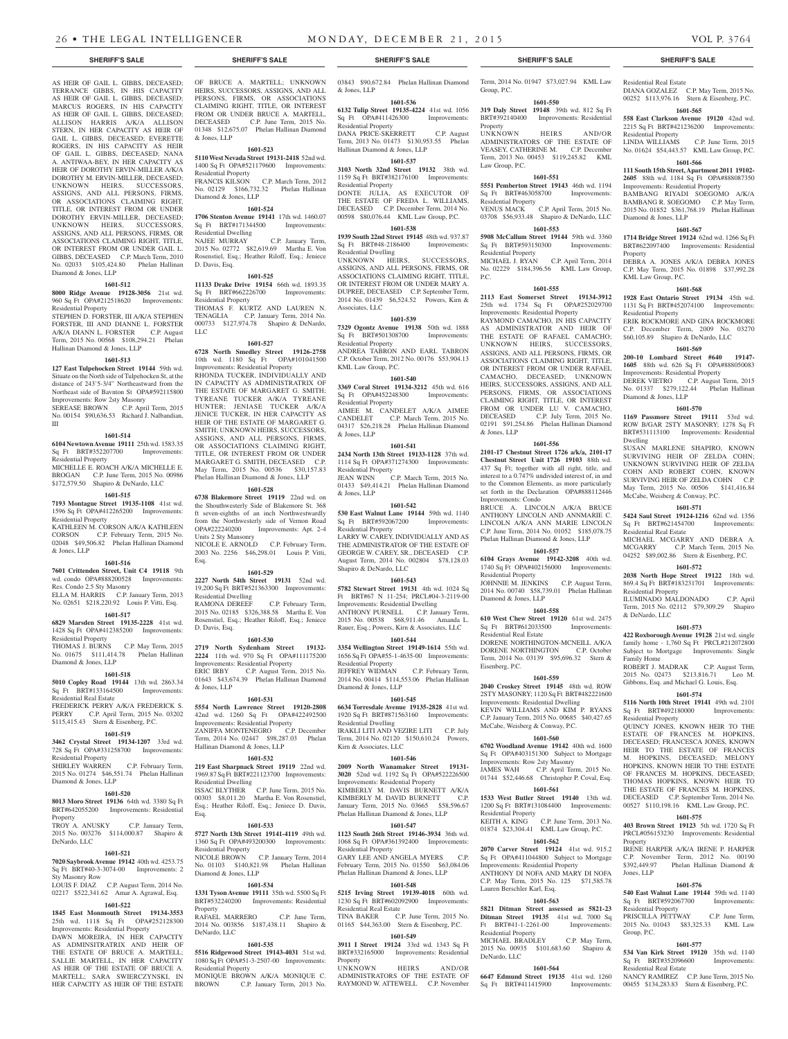**SHERIFF'S SALE**

AS HEIR OF GAIL L. GIBBS, DECEASED; TERRANCE GIBBS, IN HIS CAPACITY AS HEIR OF GAIL L. GIBBS, DECEASED; MARCUS ROGERS, IN HIS CAPACITY AS HEIR OF GAIL L. GIBBS, DECEASED; ALLISON HARRIS A/K/A ALLISON STERN, IN HER CAPACITY AS HEIR OF GAIL L. GIBBS, DECEASED; EVERETTE ROGERS, IN HIS CAPACITY AS HEIR OF GAIL L. GIBBS, DECEASED; NANA A. ANTIWAA-BEY, IN HER CAPACITY AS HEIR OF DOROTHY ERVIN-MILLER A/K/A DOROTHY M. ERVIN-MILLER, DECEASED; UNKNOWN HEIRS, SUCCESSORS, ASSIGNS, AND ALL PERSONS, FIRMS, OR ASSOCIATIONS CLAIMING RIGHT, TITLE, OR INTEREST FROM OR UNDER DOROTHY ERVIN-MILLER, DECEASED; UNKNOWN HEIRS, SUCCESSORS, ASSIGNS, AND ALL PERSONS, FIRMS, OR ASSOCIATIONS CLAIMING RIGHT, TITLE, OR INTEREST FROM OR UNDER GAIL L. GIBBS, DECEASED C.P. March Term, 2010 No. 02033 $105,424.80 Phelan Hallinan Diamond & Jones, LLP

**1601-512**

**8000 Ridge Avenue 19128-3056** 21st wd. 960 Sq Ft OPA#212518620 Improvements: Residential Property
STEPHEN D. FORSTER, III A/K/A STEPHEN FORSTER, III AND DIANNE L. FORSTER A/K/A DIANN L. FORSTER C.P. August Term, 2015 No. 00568 $108,294.21 Phelan Hallinan Diamond & Jones, LLP

**1601-513**

**127 East Tulpehocken Street 19144** 59th wd. Situate on the North side of Tulpehocken St, at the distance of 243'5-3/4" Northeastward from the Northeast side of Bavnton St OPA#592115800 Improvements: Row 2sty Masonry
SEREASE BROWN C.P. April Term, 2015 No. 00154 $90,636.53 Richard J. Nalbandian, III

**1601-514**

**6104 Newtown Avenue 19111** 25th wd. 1583.35 Sq Ft BRT#352207700 Improvements: Residential Property
MICHELLE E. ROACH A/K/A MICHELLE E. BROGAN C.P. June Term, 2015 No. 00986 $172,579.50 Shapiro & DeNardo, LLC

**1601-515**

**7193 Montague Street 19135-1108** 41st wd. 1596 Sq Ft OPA#412265200 Improvements: Residential Property
KATHLEEN M. CORSON A/K/A KATHLEEN CORSON C.P. February Term, 2015 No. 02048 $49,506.82 Phelan Hallinan Diamond & Jones, LLP

**1601-516**

**7601 Crittenden Street, Unit C4 19118** 9th wd. condo OPA#888200528 Improvements: Res. Condo 2.5 Sty Masonry
ELLA M. HARRIS C.P. January Term, 2013 No. 02651 $218,220.92 Louis P. Vitti, Esq.

**1601-517**

**6829 Marsden Street 19135-2228** 41st wd. 1428 Sq Ft OPA#412385200 Improvements: Residential Property
THOMAS J. BURNS C.P. May Term, 2015 No. 01675 $111,414.78 Phelan Hallinan Diamond & Jones, LLP

**1601-518**

**5010 Copley Road 19144** 13th wd. 2863.34 Sq Ft BRT#133164500 Improvements: Residential Real Estate
FREDERICK PERRY A/K/A FREDERICK S. PERRY C.P. April Term, 2015 No. 03202 $115,415.43 Stern & Eisenberg, P.C.

**1601-519**

**3462 Crystal Street 19134-1207** 33rd wd. 728 Sq Ft OPA#331258700 Improvements: Residential Property
SHIRLEY WARREN C.P. February Term, 2015 No. 01274 $46,551.74 Phelan Hallinan Diamond & Jones, LLP

**1601-520**

**8013 Moro Street 19136** 64th wd. 3380 Sq Ft BRT#642055200 Improvements: Residential Property
TROY A. ANUSKY C.P. January Term, 2015 No. 03276 $114,000.87 Shapiro & DeNardo, LLC

**1601-521**

**7020 Saybrook Avenue 19142** 40th wd. 4253.75 Sq Ft BRT#40-3-3074-00 Improvements: 2 Sty Masonry Row
LOUIS F. DIAZ C.P. August Term, 2014 No. 02217 $522,341.62 Amar A. Agrawal, Esq.

**1601-522**

**1845 East Monmouth Street 19134-3553** 25th wd. 1118 Sq Ft OPA#252128300 Improvements: Residential Property
DAWN MOREIRA, IN HER CAPACITY AS ADMINSITRATRIX AND HEIR OF THE ESTATE OF BRUCE A. MARTELL; SALLIE MARTELL, IN HER CAPACITY AS HEIR OF THE ESTATE OF BRUCE A. MARTELL; SARA SWIERCZYNSKI, IN HER CAPACITY AS HEIR OF THE ESTATE OF BRUCE A. MARTELL; UNKNOWN HEIRS, SUCCESSORS, ASSIGNS, AND ALL PERSONS, FIRMS, OR ASSOCIATIONS CLAIMING RIGHT, TITLE, OR INTEREST FROM OR UNDER BRUCE A. MARTELL, DECEASED C.P. June Term, 2015 No. 01348 $12,675.07 Phelan Hallinan Diamond & Jones, LLP

**1601-523**

**5110 West Nevada Street 19131-2418** 52nd wd. 1400 Sq Ft OPA#521179600 Improvements: Residential Property
FRANCIS KILSON C.P. March Term, 2012 No. 02129 $166,732.32 Phelan Hallinan Diamond & Jones, LLP

**1601-524**

**1706 Stenton Avenue 19141** 17th wd. 1460.07 Sq Ft BRT#171344500 Improvements: Residential Dwelling
NAJEE MURRAY C.P. January Term, 2015 No. 02772 $82,619.69 Martha E. Von Rosenstiel, Esq.; Heather Riloff, Esq.; Jeniece D. Davis, Esq.

**1601-525**

**11133 Drake Drive 19154** 66th wd. 1893.35 Sq Ft BRT#662226700 Improvements: Residential Property
THOMAS F. KURTZ AND LAUREN N. TENAGLIA C.P. January Term, 2014 No. 000733 $127,974.78 Shapiro & DeNardo, LLC

**1601-527**

**6728 North Smedley Street 19126-2758** 10th wd. 1180 Sq Ft OPA#101041500 Improvements: Residential Property
RHONDA TUCKER, INDIVIDUALLY AND IN CAPACITY AS ADMINISTRATRIX OF THE ESTATE OF MARGARET G. SMITH; TYREANE TUCKER A/K/A TYREANE HUNTER; JENIASE TUCKER A/K/A JENICE TUCKER, IN HER CAPACITY AS HEIR OF THE ESTATE OF MARGARET G. SMITH; UNKNOWN HEIRS, SUCCESSORS, ASSIGNS, AND ALL PERSONS, FIRMS, OR ASSOCIATIONS CLAIMING RIGHT, TITLE, OR INTEREST FROM OR UNDER MARGARET G. SMITH, DECEASED C.P. May Term, 2015 No. 00536 $30,157.83 Phelan Hallinan Diamond & Jones, LLP

**1601-528**

**6738 Blakemore Street 19119** 22nd wd. on the Southwesterly Side of Blakemore St. 368 ft seven-eighths of an inch Northwestwardly from the Northwesterly side of Vernon Road OPA#222240200 Improvements: Apt. 2-4 Units 2 Sty Mansonry
NICOLE E. ARNOLD C.P. February Term, 2003 No. 2256 $46,298.01 Louis P. Vitti, Esq.

**1601-529**

**2227 North 54th Street 19131** 52nd wd. 19,200 Sq Ft BRT#521363300 Improvements: Residential Dwelling
RAMONA DEREEF C.P. February Term, 2015 No. 02185 $326,388.58 Martha E. Von Rosenstiel, Esq.; Heather Riloff, Esq.; Jeniece D. Davis, Esq.

**1601-530**

**2719 North Sydenham Street 19132-2224** 11th wd. 970 Sq Ft OPA#111175200 Improvements: Residential Property
ERIC IRBY C.P. August Term, 2015 No. 01643 $43,674.39 Phelan Hallinan Diamond & Jones, LLP

**1601-531**

**5554 North Lawrence Street 19120-2808** 42nd wd. 1260 Sq Ft OPA#422492500 Improvements: Residential Property
ZANIFFA MONTENEGRO C.P. December Term, 2014 No. 02447 $98,287.03 Phelan Hallinan Diamond & Jones, LLP

**1601-532**

**219 East Sharpnack Street 19119** 22nd wd. 1969.87 Sq Ft BRT#221123700 Improvements: Residential Dwelling
ISSAC BLYTHER C.P. June Term, 2015 No. 00303 $8,011.20 Martha E. Von Rosenstiel, Esq.; Heather Riloff, Esq.; Jeniece D. Davis, Esq.

**1601-533**

**5727 North 13th Street 19141-4119** 49th wd. 1360 Sq Ft OPA#493200300 Improvements: Residential Property
NICOLE BROWN C.P. January Term, 2014 No. 01103 $140,821.98 Phelan Hallinan Diamond & Jones, LLP

**1601-534**

**1331 Tyson Avenue 19111** 35th wd. 5500 Sq Ft BRT#532240200 Improvements: Residential Property
RAFAEL MARRERO C.P. June Term, 2014 No. 003856 $187,438.11 Shapiro & DeNardo, LLC

**1601-535**

**5516 Ridgewood Street 19143-4031** 51st wd. 1080 Sq Ft OPA#51-3-2507-00 Improvements: Residential Property
MONIQUE BROWN A/K/A MONIQUE C. BROWN C.P. January Term, 2013 No. 03843 $90,672.84 Phelan Hallinan Diamond & Jones, LLP

**1601-536**

**6132 Tulip Street 19135-4224** 41st wd. 1056 Sq Ft OPA#411426300 Improvements: Residential Property
DANA PRICE-SKERRETT C.P. August Term, 2013 No. 01473 $130,953.55 Phelan Hallinan Diamond & Jones, LLP

**1601-537**

**3103 North 32nd Street 19132** 38th wd. 1159 Sq Ft BRT#382176100 Improvements: Residential Property
DONTE JULIA, AS EXECUTOR OF THE ESTATE OF FREDA L. WILLIAMS, DECEASED C.P. December Term, 2014 No. 00598 $80,076.44 KML Law Group, P.C.

**1601-538**

**1939 South 22nd Street 19145** 48th wd. 937.87 Sq Ft BRT#48-2186400 Improvements: Residential Dwelling
UNKNOWN HEIRS, SUCCESSORS, ASSIGNS, AND ALL PERSONS, FIRMS, OR ASSOCIATIONS CLAIMING RIGHT, TITLE, OR INTEREST FROM OR UNDER MARY A. DUPREE, DECEASED C.P. September Term, 2014 No. 01439 $6,524.52 Powers, Kirn & Associates, LLC

**1601-539**

**7329 Ogontz Avenue 19138** 50th wd. 1888 Sq Ft BRT#501308700 Improvements: Residential Property
ANDREA TABRON AND EARL TABRON C.P. October Term, 2012 No. 00176 $53,904.13 KML Law Group, P.C.

**1601-540**

**3369 Coral Street 19134-3212** 45th wd. 616 Sq Ft OPA#452248300 Improvements: Residential Property
AIMEE M. CANDELET A/K/A AIMEE CANDELET C.P. March Term, 2015 No. 04317 $26,218.28 Phelan Hallinan Diamond & Jones, LLP

**1601-541**

**2434 North 13th Street 19133-1128** 37th wd. 1114 Sq Ft OPA#371274300 Improvements: Residential Property
JEAN WINN C.P. March Term, 2015 No. 01433 $49,414.21 Phelan Hallinan Diamond & Jones, LLP

**1601-542**

**530 East Walnut Lane 19144** 59th wd. 1140 Sq Ft BRT#592067200 Improvements: Residential Property
LARRY W. CAREY, INDIVIDUALLY AND AS THE ADMINISTRATOR OF THE ESTATE OF GEORGE W. CAREY, SR., DECEASED C.P. August Term, 2014 No. 002804 $78,128.03 Shapiro & DeNardo, LLC

**1601-543**

**5782 Stewart Street 19131** 4th wd. 1024 Sq Ft BRT#67 N 11-254; PRCL#04-3-2119-00 Improvements: Residential Dwelling
ANTHONY PURNELL C.P. January Term, 2015 No. 00538 $68,911.46 Amanda L. Rauer, Esq.; Powers, Kirn & Associates, LLC

**1601-544**

**3354 Wellington Street 19149-1614** 55th wd. 1656 Sq Ft OPA#55-1-4635-00 Improvements: Residential Property
JEFFREY WIDMAN C.P. February Term, 2014 No. 00414 $114,553.06 Phelan Hallinan Diamond & Jones, LLP

**1601-545**

**6634 Torresdale Avenue 19135-2828** 41st wd. 1920 Sq Ft BRT#871563160 Improvements: Residential Dwelling
IRAKLI LITI AND VEZIRE LITI C.P. July Term, 2014 No. 02120 $150,610.24 Powers, Kirn & Associates, LLC

**1601-546**

**2009 North Wanamaker Street 19131-3020** 52nd wd. 1192 Sq Ft OPA#522226500 Improvements: Residential Property
KIMBERLY M. DAVIS BURNETT A/K/A KIMBERLY M. DAVID BURNETT C.P. January Term, 2015 No. 03665 $58,596.67 Phelan Hallinan Diamond & Jones, LLP

**1601-547**

**1123 South 26th Street 19146-3934** 36th wd. 1068 Sq Ft OPA#361392400 Improvements: Residential Property
GARY LEE AND ANGELA MYERS C.P. February Term, 2015 No. 01550 $63,084.06 Phelan Hallinan Diamond & Jones, LLP

**1601-548**

**5215 Irving Street 19139-4018** 60th wd. 1230 Sq Ft BRT#602092900 Improvements: Residential Real Estate
TINA BAKER C.P. June Term, 2015 No. 01165 $44,363.00 Stern & Eisenberg, P.C.

**1601-549**

**3911 I Street 19124** 33rd wd. 1343 Sq Ft BRT#332165000 Improvements: Residential Property
UNKNOWN HEIRS AND/OR ADMINISTRATORS OF THE ESTATE OF RAYMOND W. ATTEWELL C.P. November Term, 2014 No. 01947 $73,027.94 KML Law Group, P.C.

**1601-550**

**319 Daly Street 19148** 39th wd. 812 Sq Ft BRT#392140400 Improvements: Residential Property
UNKNOWN HEIRS AND/OR ADMINISTRATORS OF THE ESTATE OF VEASEY, CATHERINE M. C.P. December Term, 2013 No. 00453 $119,245.82 KML Law Group, P.C.

**1601-551**

**5551 Pemberton Street 19143** 46th wd. 1194 Sq Ft BRT#463058700 Improvements: Residential Property
VENUS MACK C.P. April Term, 2015 No. 03708 $56,933.48 Shapiro & DeNardo, LLC

**1601-553**

**5908 McCallum Street 19144** 59th wd. 3360 Sq Ft BRT#593150300 Improvements: Residential Property
MICHAEL J. RYAN C.P. April Term, 2014 No. 02229 $184,396.56 KML Law Group, P.C.

**1601-555**

**2113 East Somerset Street 19134-3912** 25th wd. 1734 Sq Ft OPA#252029700 Improvements: Residential Property
RAYMOND CAMACHO, IN HIS CAPACITY AS ADMINISTRATOR AND HEIR OF THE ESTATE OF RAFAEL CAMACHO; UNKNOWN HEIRS, SUCCESSORS, ASSIGNS, AND ALL PERSONS, FIRMS, OR ASSOCIATIONS CLAIMING RIGHT, TITLE, OR INTEREST FROM OR UNDER RAFAEL CAMACHO, DECEASED; UNKNOWN HEIRS, SUCCESSORS, ASSIGNS, AND ALL PERSONS, FIRMS, OR ASSOCIATIONS CLAIMING RIGHT, TITLE, OR INTEREST FROM OR UNDER LU V. CAMACHO, DECEASED C.P. July Term, 2015 No. 02191 $91,254.86 Phelan Hallinan Diamond & Jones, LLP

**1601-556**

**2101-17 Chestnut Street 1726 a/k/a, 2101-17 Chestnut Street Unit 1726 19103** 88th wd. 437 Sq Ft; together with all right, title, and interest to a 0.747% undivided interest of, in and to the Common Elements, as more particularly set forth in the Declaration OPA#888112446 Improvements: Condo
BRUCE A. LINCOLN A/K/A BRUCE ANTHONY LINCOLN AND ANNMARIE C. LINCOLN A/K/A ANN MARIE LINCOLN C.P. June Term, 2014 No. 01052 $185,078.75 Phelan Hallinan Diamond & Jones, LLP

**1601-557**

**6104 Grays Avenue 19142-3208** 40th wd. 1740 Sq Ft OPA#402156000 Improvements: Residential Property
JOHNNIE M. JENKINS C.P. August Term, 2014 No. 00740 $58,739.01 Phelan Hallinan Diamond & Jones, LLP

**1601-558**

**610 West Chew Street 19120** 61st wd. 2475 Sq Ft BRT#612033500 Improvements: Residential Real Estate
DORENE NORTHINGTON-MCNEILL A/K/A DORENE NORTHINGTON C.P. October Term, 2014 No. 03139 $95,696.32 Stern & Eisenberg, P.C.

**1601-559**

**2040 Croskey Street 19145** 48th wd. ROW 2STY MASONRY; 1120 Sq Ft BRT#482221600 Improvements: Residential Dwelling
KEVIN WILLIAMS AND KIM P. RYANS C.P. January Term, 2015 No. 00685 $40,427.65 McCabe, Weisberg & Conway, P.C.

**1601-560**

**6702 Woodland Avenue 19142** 40th wd. 1600 Sq Ft OPA#403151300 Subject to Mortgage Improvements: Row 2sty Masonry
JAMES WAH C.P. April Term, 2015 No. 01744 $52,446.68 Christopher P. Coval, Esq.

**1601-561**

**1533 West Butler Street 19140** 13th wd. 1200 Sq Ft BRT#131084400 Improvements: Residential Property
KEITH A. KING C.P. June Term, 2013 No. 01874 $23,304.41 KML Law Group, P.C.

**1601-562**

**2070 Carver Street 19124** 41st wd. 915.2 Sq Ft OPA#411044800 Subject to Mortgage Improvements: Residential Property
ANTHONY DI NOFA AND MARY DI NOFA C.P. May Term, 2015 No. 125 $71,585.78 Lauren Berschler Karl, Esq.

**1601-563**

**5821 Ditman Street assessed as 5821-23 Ditman Street 19135** 41st wd. 7000 Sq Ft BRT#41-1-2261-00 Improvements: Residential Property
MICHAEL BRADLEY C.P. May Term, 2015 No. 00935 $101,683.60 Shapiro & DeNardo, LLC

**1601-564**

**6647 Edmund Street 19135** 41st wd. 1260 Sq Ft BRT#411415900 Improvements: Residential Real Estate
DIANA GOZALEZ C.P. May Term, 2015 No. 00252 $113,976.16 Stern & Eisenberg, P.C.

**1601-565**

**558 East Clarkson Avenue 19120** 42nd wd. 2215 Sq Ft BRT#421236200 Improvements: Residential Property
LINDA WILLIAMS C.P. June Term, 2015 No. 01624 $54,443.57 KML Law Group, P.C.

**1601-566**

**111 South 15th Street, Apartment 2011 19102-2605** 88th wd. 1184 Sq Ft OPA#888087350 Improvements: Residential Property
BAMBANG RIYADI SOEGOMO A/K/A BAMBANG R. SOEGOMO C.P. May Term, 2015 No. 01852 $361,768.19 Phelan Hallinan Diamond & Jones, LLP

**1601-567**

**1714 Bridge Street 19124** 62nd wd. 1266 Sq Ft BRT#622097400 Improvements: Residential Property
DEBRA A. JONES A/K/A DEBRA JONES C.P. May Term, 2015 No. 01898 $37,992.28 KML Law Group, P.C.

**1601-568**

**1928 East Ontario Street 19134** 45th wd. 1131 Sq Ft BRT#452074100 Improvements: Residential Property
ERIK ROCKMORE AND GINA ROCKMORE C.P. December Term, 2009 No. 03270 $60,105.89 Shapiro & DeNardo, LLC

**1601-569**

**200-10 Lombard Street #640 19147-1605** 88th wd. 626 Sq Ft OPA#888050083 Improvements: Residential Property
DEREK VIETRO C.P. August Term, 2015 No. 01337 $279,122.44 Phelan Hallinan Diamond & Jones, LLP

**1601-570**

**1169 Passmore Street 19111** 53rd wd. ROW B/GAR 2STY MASONRY; 1278 Sq Ft BRT#531113100 Improvements: Residential Dwelling
SUSAN MARLENE SHAPIRO, KNOWN SURVIVING HEIR OF ZELDA COHN; UNKNOWN SURVIVING HEIR OF ZELDA COHN AND ROBERT COHN, KNOWN SURVIVING HEIR OF ZELDA COHN C.P. May Term, 2015 No. 00506 $141,416.84 McCabe, Weisberg & Conway, P.C.

**1601-571**

**5424 Saul Street 19124-1216** 62nd wd. 1356 Sq Ft BRT#621454700 Improvements: Residential Real Estate
MICHAEL MCGARRY AND DEBRA A. MCGARRY C.P. March Term, 2015 No. 04252 $89,002.86 Stern & Eisenberg, P.C.

**1601-572**

**2038 North Hope Street 19122** 18th wd. 869.4 Sq Ft BRT#183231701 Improvements: Residential Property
ILUMINADO MALDONADO C.P. April Term, 2015 No. 02112 $79,309.29 Shapiro & DeNardo, LLC

**1601-573**

**422 Roxborough Avenue 19128** 21st wd. single family home - 1,760 Sq Ft PRCL#212072800 Subject to Mortgage Improvements: Single Family Home
ROBERT J. MADRAK C.P. August Term, 2015 No. 02473 $213,816.71 Leo M. Gibbons, Esq. and Michael G. Louis, Esq.

**1601-574**

**5116 North 10th Street 19141** 49th wd. 2101 Sq Ft BRT#492180000 Improvements: Residential Property
QUINCY JONES, KNOWN HEIR TO THE ESTATE OF FRANCES M. HOPKINS, DECEASED; FRANCESCA JONES, KNOWN HEIR TO THE ESTATE OF FRANCES M. HOPKINS, DECEASED; MELONY HOPKINS, KNOWN HEIR TO THE ESTATE OF FRANCES M. HOPKINS, DECEASED; THOMAS HOPKINS, KNOWN HEIR TO THE ESTATE OF FRANCES M. HOPKINS, DECEASED C.P. September Term, 2014 No. 00527 $110,198.16 KML Law Group, P.C.

**1601-575**

**403 Brown Street 19123** 5th wd. 1720 Sq Ft PRCL#056153230 Improvements: Residential Property
IRENE HARPER A/K/A IRENE P. HARPER C.P. November Term, 2012 No. 00190 $392,449.97 Phelan Hallinan Diamond & Jones, LLP

**1601-576**

**540 East Walnut Lane 19144** 59th wd. 1140 Sq Ft BRT#592067700 Improvements: Residential Property
PRISCILLA PETTWAY C.P. June Term, 2015 No. 01043 $83,325.33 KML Law Group, P.C.

**1601-577**

**534 Van Kirk Street 19120** 35th wd. 1140 Sq Ft BRT#352096600 Improvements: Residential Real Estate
NANCY RAMIREZ C.P. June Term, 2015 No. 00455 $134,283.83 Stern & Eisenberg, P.C.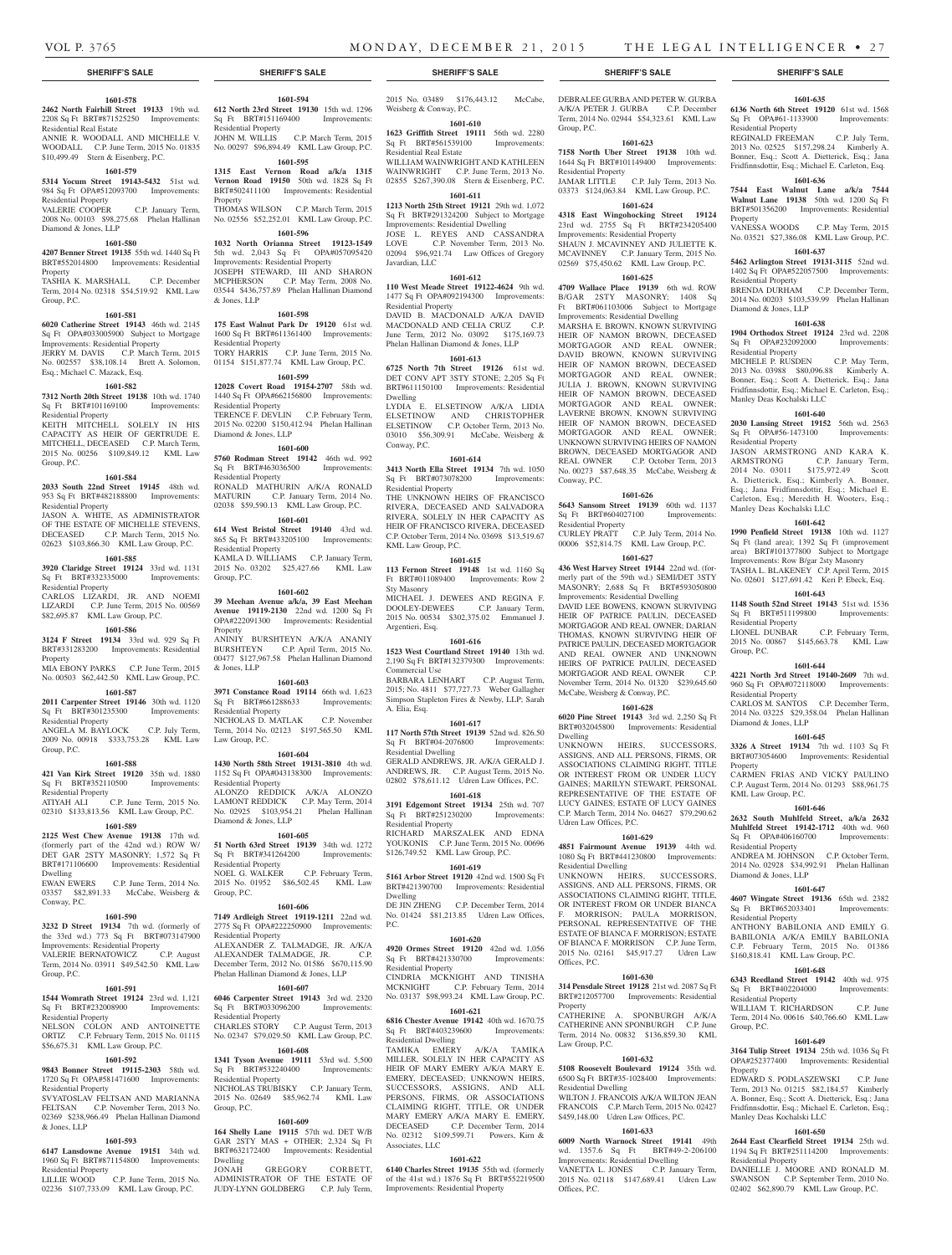**1601-578**

**2462 North Fairhill Street 19133** 19th wd. 2208 Sq Ft BRT#871525250 Improvements: Residential Real Estate

ANNIE R. WOODALL AND MICHELLE V. WOODALL C.P. June Term, 2015 No. 01835 $10,499.49 Stern & Eisenberg, P.C.

**1601-579**

**5314 Yocum Street 19143-5432** 51st wd. 984 Sq Ft OPA#512093700 Improvements: Residential Property

VALERIE COOPER C.P. January Term, 2008 No. 00103 $98,275.68 Phelan Hallinan Diamond & Jones, LLP

**1601-580**

**4207 Benner Street 19135** 55th wd. 1440 Sq Ft BRT#552014800 Improvements: Residential Property

TASHIA K. MARSHALL C.P. December Term, 2014 No. 02318 $54,519.92 KML Law Group, P.C.

**1601-581**

**6020 Catherine Street 19143** 46th wd. 2145 Sq Ft OPA#033005900 Subject to Mortgage Improvements: Residential Property

JERRY M. DAVIS C.P. March Term, 2015 No. 002557 $38,108.14 Brett A. Solomon, Esq.; Michael C. Mazack, Esq.

**1601-582**

**7312 North 20th Street 19138** 10th wd. 1740 Sq Ft BRT#101169100 Improvements: Residential Property

KEITH MITCHELL SOLELY IN HIS CAPACITY AS HEIR OF GERTRUDE E. MITCHELL, DECEASED C.P. March Term, 2015 No. 00256 $109,849.12 KML Law Group, P.C.

**1601-584**

**2033 South 22nd Street 19145** 48th wd. 953 Sq Ft BRT#482188800 Improvements: Residential Property

JASON A. WHITE, AS ADMINISTRATOR OF THE ESTATE OF MICHELLE STEVENS, DECEASED C.P. March Term, 2015 No. 02623 $103,866.30 KML Law Group, P.C.

**1601-585**

**3920 Claridge Street 19124** 33rd wd. 1131 Sq Ft BRT#332335000 Improvements: Residential Property

CARLOS LIZARDI, JR. AND NOEMI LIZARDI C.P. June Term, 2015 No. 00569 $82,695.87 KML Law Group, P.C.

**1601-586**

**3124 F Street 19134** 33rd wd. 929 Sq Ft BRT#331283200 Improvements: Residential Property

MIA EBONY PARKS C.P. June Term, 2015 No. 00503 $62,442.50 KML Law Group, P.C.

**1601-587**

**2011 Carpenter Street 19146** 30th wd. 1120 Sq Ft BRT#301235300 Improvements: Residential Property

ANGELA M. BAYLOCK C.P. July Term, 2009 No. 00918 $333,753.28 KML Law Group, P.C.

**1601-588**

**421 Van Kirk Street 19120** 35th wd. 1880 Sq Ft BRT#352110500 Improvements: Residential Property

ATIYAH ALI C.P. June Term, 2015 No. 02310 $133,813.56 KML Law Group, P.C.

**1601-589**

**2125 West Chew Avenue 19138** 17th wd. (formerly part of the 42nd wd.) ROW W/ DET GAR 2STY MASONRY; 1,572 Sq Ft BRT#171106600 Improvements: Residential Dwelling

EWAN EWERS C.P. June Term, 2014 No. 03357 $82,891.33 McCabe, Weisberg & Conway, P.C.

**1601-590**

**3232 D Street 19134** 7th wd. (formerly of the 33rd wd.) 773 Sq Ft BRT#073147900 Improvements: Residential Property

VALERIE BERNATOWICZ C.P. August Term, 2014 No. 03911 $49,542.50 KML Law Group, P.C.

**1601-591**

**1544 Womrath Street 19124** 23rd wd. 1,121 Sq Ft BRT#232008900 Improvements: Residential Property

NELSON COLON AND ANTOINETTE ORTIZ C.P. February Term, 2015 No. 01115 $56,675.31 KML Law Group, P.C.

**1601-592**

**9843 Bonner Street 19115-2303** 58th wd. 1720 Sq Ft OPA#581471600 Improvements: Residential Property

SVYATOSLAV FELTSAN AND MARIANNA FELTSAN C.P. November Term, 2013 No. 02369 $238,966.49 Phelan Hallinan Diamond & Jones, LLP

**1601-593**

**6147 Lansdowne Avenue 19151** 34th wd. 1960 Sq Ft BRT#871154800 Improvements: Residential Property

LILLIE WOOD C.P. June Term, 2015 No. 02236 $107,733.09 KML Law Group, P.C.

**1601-594**

**612 North 23rd Street 19130** 15th wd. 1296 Sq Ft BRT#151169400 Improvements: Residential Property

JOHN M. WILLIS C.P. March Term, 2015 No. 00297 $96,894.49 KML Law Group, P.C.

**1601-595**

**1315 East Vernon Road a/k/a 1315 Vernon Road 19150** 50th wd. 1828 Sq Ft BRT#502411100 Improvements: Residential Property

THOMAS WILSON C.P. March Term, 2015 No. 02556 $52,252.01 KML Law Group, P.C.

**1601-596**

**1032 North Orianna Street 19123-1549** 5th wd. 2,043 Sq Ft OPA#057095420 Improvements: Residential Property

JOSEPH STEWARD, III AND SHARON MCPHERSON C.P. May Term, 2008 No. 03544 $436,757.89 Phelan Hallinan Diamond & Jones, LLP

**1601-598**

**175 East Walnut Park Dr 19120** 61st wd. 1600 Sq Ft BRT#611361400 Improvements: Residential Property

TORY HARRIS C.P. June Term, 2015 No. 01154 $151,877.74 KML Law Group, P.C.

**1601-599**

**12028 Covert Road 19154-2707** 58th wd. 1440 Sq Ft OPA#662156800 Improvements: Residential Property

TERENCE F. DEVLIN C.P. February Term, 2015 No. 02200 $150,412.94 Phelan Hallinan Diamond & Jones, LLP

**1601-600**

**5760 Rodman Street 19142** 46th wd. 992 Sq Ft BRT#463036500 Improvements: Residential Property

RONALD MATHURIN A/K/A RONALD MATURIN C.P. January Term, 2014 No. 02038 $59,590.13 KML Law Group, P.C.

**1601-601**

**614 West Bristol Street 19140** 43rd wd. 865 Sq Ft BRT#433205100 Improvements: Residential Property

KAMLA D. WILLIAMS C.P. January Term, 2015 No. 03202 $25,427.66 KML Law Group, P.C.

**1601-602**

**39 Meehan Avenue a/k/a, 39 East Meehan Avenue 19119-2130** 22nd wd. 1200 Sq Ft OPA#222091300 Improvements: Residential Property

ANINIY BURSHTEYN A/K/A ANANIY BURSHTEYN C.P. April Term, 2015 No. 00477 $127,967.58 Phelan Hallinan Diamond & Jones, LLP

**1601-603**

**3971 Constance Road 19114** 66th wd. 1,623 Sq Ft BRT#661288633 Improvements: Residential Property

NICHOLAS D. MATLAK C.P. November Term, 2014 No. 02123 $197,565.50 KML Law Group, P.C.

**1601-604**

**1430 North 58th Street 19131-3810** 4th wd. 1152 Sq Ft OPA#043138300 Improvements: Residential Property

ALONZO REDDICK A/K/A ALONZO LAMONT REDDICK C.P. May Term, 2014 No. 02925 $103,954.21 Phelan Hallinan Diamond & Jones, LLP

**1601-605**

**51 North 63rd Street 19139** 34th wd. 1272 Sq Ft BRT#341264200 Improvements: Residential Property

NOEL G. WALKER C.P. February Term, 2015 No. 01952 $86,502.45 KML Law Group, P.C.

**1601-606**

**7149 Ardleigh Street 19119-1211** 22nd wd. 2775 Sq Ft OPA#222250900 Improvements: Residential Property

ALEXANDER Z. TALMADGE, JR. A/K/A ALEXANDER TALMADGE, JR. C.P. December Term, 2012 No. 01586 $670,115.90 Phelan Hallinan Diamond & Jones, LLP

**1601-607**

**6046 Carpenter Street 19143** 3rd wd. 2320 Sq Ft BRT#033096200 Improvements: Residential Property

CHARLES STORY C.P. August Term, 2013 No. 02347 $79,029.50 KML Law Group, P.C.

**1601-608**

**1341 Tyson Avenue 19111** 53rd wd. 5,500 Sq Ft BRT#532240400 Improvements: Residential Property

NICHOLAS TRUBISKY C.P. January Term, 2015 No. 02649 $85,962.74 KML Law Group, P.C.

**1601-609**

**164 Shelly Lane 19115** 57th wd. DET W/B GAR 2STY MAS + OTHER; 2,324 Sq Ft BRT#632172400 Improvements: Residential Dwelling

JONAH GREGORY CORBETT, ADMINISTRATOR OF THE ESTATE OF JUDY-LYNN GOLDBERG C.P. July Term, 2015 No. 03489 $176,443.12 McCabe, Weisberg & Conway, P.C.

**1601-610**

**1623 Griffith Street 19111** 56th wd. 2280 Sq Ft BRT#561539100 Improvements: Residential Real Estate

WILLIAM WAINWRIGHT AND KATHLEEN WAINWRIGHT C.P. June Term, 2013 No. 02855 $267,390.08 Stern & Eisenberg, P.C.

**1601-611**

**1213 North 25th Street 19121** 29th wd. 1,072 Sq Ft BRT#291324200 Subject to Mortgage Improvements: Residential Dwelling

JOSE L. REYES AND CASSANDRA LOVE C.P. November Term, 2013 No. 02094 $96,921.74 Law Offices of Gregory Javardian, LLC

**1601-612**

**110 West Meade Street 19122-4624** 9th wd. 1477 Sq Ft OPA#092194300 Improvements: Residential Property

DAVID B. MACDONALD A/K/A DAVID MACDONALD AND CELIA CRUZ C.P. June Term, 2012 No. 03092 $175,169.73 Phelan Hallinan Diamond & Jones, LLP

**1601-613**

**6725 North 7th Street 19126** 61st wd. DET CONV APT 3STY STONE; 2,205 Sq Ft BRT#611150100 Improvements: Residential Dwelling

LYDIA E. ELSETINOW A/K/A LIDIA ELSETINOW AND CHRISTOPHER ELSETINOW C.P. October Term, 2013 No. 03010 $56,309.91 McCabe, Weisberg & Conway, P.C.

**1601-614**

**3413 North Ella Street 19134** 7th wd. 1050 Sq Ft BRT#073078200 Improvements: Residential Property

THE UNKNOWN HEIRS OF FRANCISCO RIVERA, DECEASED AND SALVADORA RIVERA, SOLELY IN HER CAPACITY AS HEIR OF FRANCISCO RIVERA, DECEASED C.P. October Term, 2014 No. 03698 $13,519.67 KML Law Group, P.C.

**1601-615**

**113 Fernon Street 19148** 1st wd. 1160 Sq Ft BRT#011089400 Improvements: Row 2 Sty Masonry

MICHAEL J. DEWEES AND REGINA F. DOOLEY-DEWEES C.P. January Term, 2015 No. 00534 $302,375.02 Emmanuel J. Argentieri, Esq.

**1601-616**

**1523 West Courtland Street 19140** 13th wd. 2,190 Sq Ft BRT#132379300 Improvements: Commercial Use

BARBARA LENHART C.P. August Term, 2015; No. 4811 $77,727.73 Weber Gallagher Simpson Stapleton Fires & Newby, LLP; Sarah A. Elia, Esq.

**1601-617**

**117 North 57th Street 19139** 52nd wd. 826.50 Sq Ft BRT#04-2076800 Improvements: Residential Dwelling

GERALD ANDREWS, JR. A/K/A GERALD J. ANDREWS, JR. C.P. August Term, 2015 No. 02802 $78,611.12 Udren Law Offices, P.C.

**1601-618**

**3191 Edgemont Street 19134** 25th wd. 707 Sq Ft BRT#251230200 Improvements: Residential Property

RICHARD MARSZALEK AND EDNA YOUKONIS C.P. June Term, 2015 No. 00696 $126,749.52 KML Law Group, P.C.

**1601-619**

**5161 Arbor Street 19120** 42nd wd. 1500 Sq Ft BRT#421390700 Improvements: Residential Dwelling

DE JIN ZHENG C.P. December Term, 2014 No. 01424 $81,213.85 Udren Law Offices, P.C.

**1601-620**

**4920 Ormes Street 19120** 42nd wd. 1,056 Sq Ft BRT#421330700 Improvements: Residential Property

CINDRIA MCKNIGHT AND TINISHA MCKNIGHT C.P. February Term, 2014 No. 03137 $98,993.24 KML Law Group, P.C.

**1601-621**

**6816 Chester Avenue 19142** 40th wd. 1670.75 Sq Ft BRT#403239600 Improvements: Residential Dwelling

TAMIKA EMERY A/K/A TAMIKA MILLER, SOLELY IN HER CAPACITY AS HEIR OF MARY EMERY A/K/A MARY E. EMERY, DECEASED; UNKNOWN HEIRS, SUCCESSORS, ASSIGNS, AND ALL PERSONS, FIRMS, OR ASSOCIATIONS CLAIMING RIGHT, TITLE, OR UNDER MARY EMERY A/K/A MARY E. EMERY, DECEASED C.P. December Term, 2014 No. 02312 $109,599.71 Powers, Kirn & Associates, LLC

**1601-622**

**6140 Charles Street 19135** 55th wd. (formerly of the 41st wd.) 1876 Sq Ft BRT#552219500 Improvements: Residential Property

DEBRALEE GURBA AND PETER W. GURBA A/K/A PETER J. GURBA C.P. December Term, 2014 No. 02944 $54,323.61 KML Law Group, P.C.

**1601-623**

**7158 North Uber Street 19138** 10th wd. 1644 Sq Ft BRT#101149400 Improvements: Residential Property

JAMAR LITTLE C.P. July Term, 2013 No. 03373 $124,063.84 KML Law Group, P.C.

**1601-624**

**4318 East Wingohocking Street 19124** 23rd wd. 2755 Sq Ft BRT#234205400 Improvements: Residential Property

SHAUN J. MCAVINNEY AND JULIETTE K. MCAVINNEY C.P. January Term, 2015 No. 02569 $75,450.62 KML Law Group, P.C.

**1601-625**

**4709 Wallace Place 19139** 6th wd. ROW B/GAR 2STY MASONRY; 1408 Sq Ft BRT#061103006 Subject to Mortgage Improvements: Residential Dwelling

MARSHA E. BROWN, KNOWN SURVIVING HEIR OF NAMON BROWN, DECEASED MORTGAGOR AND REAL OWNER; DAVID BROWN, KNOWN SURVIVING HEIR OF NAMON BROWN, DECEASED MORTGAGOR AND REAL OWNER; JULIA J. BROWN, KNOWN SURVIVING HEIR OF NAMON BROWN, DECEASED MORTGAGOR AND REAL OWNER; LAVERNE BROWN, KNOWN SURVIVING HEIR OF NAMON BROWN, DECEASED MORTGAGOR AND REAL OWNER; UNKNOWN SURVIVING HEIRS OF NAMON BROWN, DECEASED MORTGAGOR AND REAL OWNER C.P. October Term, 2013 No. 00273 $87,648.35 McCabe, Weisberg & Conway, P.C.

**1601-626**

**5643 Sansom Street 19139** 60th wd. 1137 Sq Ft BRT#604027100 Improvements: Residential Property

CURLEY PRATT C.P. July Term, 2014 No. 00006 $52,814.75 KML Law Group, P.C.

**1601-627**

**436 West Harvey Street 19144** 22nd wd. (formerly part of the 59th wd.) SEMI/DET 3STY MASONRY; 2,688 Sq Ft BRT#593050800 Improvements: Residential Dwelling

DAVID LEE BOWENS, KNOWN SURVIVING HEIR OF PATRICE PAULIN, DECEASED MORTGAGOR AND REAL OWNER; DARIAN THOMAS, KNOWN SURVIVING HEIR OF PATRICE PAULIN, DECEASED MORTGAGOR AND REAL OWNER AND UNKNOWN HEIRS OF PATRICE PAULIN, DECEASED MORTGAGOR AND REAL OWNER C.P. November Term, 2014 No. 01320 $239,645.60 McCabe, Weisberg & Conway, P.C.

**1601-628**

**6020 Pine Street 19143** 3rd wd. 2,250 Sq Ft BRT#032045800 Improvements: Residential Dwelling

UNKNOWN HEIRS, SUCCESSORS, ASSIGNS, AND ALL PERSONS, FIRMS, OR ASSOCIATIONS CLAIMING RIGHT, TITLE OR INTEREST FROM OR UNDER LUCY GAINES; MARILYN STEWART, PERSONAL REPRESENTATIVE OF THE ESTATE OF LUCY GAINES; ESTATE OF LUCY GAINES C.P. March Term, 2014 No. 04627 $79,290.62 Udren Law Offices, P.C.

**1601-629**

**4851 Fairmount Avenue 19139** 44th wd. 1080 Sq Ft BRT#441230800 Improvements: Residential Dwelling

UNKNOWN HEIRS, SUCCESSORS, ASSIGNS, AND ALL PERSONS, FIRMS, OR ASSOCIATIONS CLAIMING RIGHT, TITLE, OR INTEREST FROM OR UNDER BIANCA F. MORRISON; PAULA MORRISON, PERSONAL REPRESENTATIVE OF THE ESTATE OF BIANCA F. MORRISON; ESTATE OF BIANCA F. MORRISON C.P. June Term, 2015 No. 02161 $45,917.27 Udren Law Offices, P.C.

**1601-630**

**314 Pensdale Street 19128** 21st wd. 2087 Sq Ft BRT#212057700 Improvements: Residential Property

CATHERINE A. SPONBURGH A/K/A CATHERINE ANN SPONBURGH C.P. June Term, 2014 No. 00832 $136,859.30 KML Law Group, P.C.

**1601-632**

**5108 Roosevelt Boulevard 19124** 35th wd. 6500 Sq Ft BRT#35-1028400 Improvements: Residential Dwelling

WILTON J. FRANCOIS A/K/A WILTON JEAN FRANCOIS C.P. March Term, 2015 No. 02427 $459,148.00 Udren Law Offices, P.C.

**1601-633**

**6009 North Warnock Street 19141** 49th wd. 1357.6 Sq Ft BRT#49-2-206100 Improvements: Residential Dwelling

VANETTA L. JONES C.P. January Term, 2015 No. 02118 $147,689.41 Udren Law Offices, P.C.

**1601-635**

**6136 North 6th Street 19120** 61st wd. 1568 Sq Ft OPA#61-1133900 Improvements: Residential Property

REGINALD FREEMAN C.P. July Term, 2013 No. 02525 $157,298.24 Kimberly A. Bonner, Esq.; Scott A. Dietterick, Esq.; Jana Fridfinnsdottir, Esq.; Michael E. Carleton, Esq.

**1601-636**

**7544 East Walnut Lane a/k/a 7544 Walnut Lane 19138** 50th wd. 1200 Sq Ft BRT#501356200 Improvements: Residential Property

VANESSA WOODS C.P. May Term, 2015 No. 03521 $27,386.08 KML Law Group, P.C.

**1601-637**

**5462 Arlington Street 19131-3115** 52nd wd. 1402 Sq Ft OPA#522057500 Improvements: Residential Property

BRENDA DURHAM C.P. December Term, 2014 No. 00203 $103,539.99 Phelan Hallinan Diamond & Jones, LLP

**1601-638**

**1904 Orthodox Street 19124** 23rd wd. 2208 Sq Ft OPA#232092000 Improvements: Residential Property

MICHELE P. RUSDEN C.P. May Term, 2013 No. 03988 $80,096.88 Kimberly A. Bonner, Esq.; Scott A. Dietterick, Esq.; Jana Fridfinnsdottir, Esq.; Michael E. Carleton, Esq.; Manley Deas Kochalski LLC

**1601-640**

**2030 Lansing Street 19152** 56th wd. 2563 Sq Ft OPA#56-1473100 Improvements: Residential Property

JASON ARMSTRONG AND KARA K. ARMSTRONG C.P. January Term, 2014 No. 03011 $175,972.49 Scott A. Dietterick, Esq.; Kimberly A. Bonner, Esq.; Jana Fridfinnsdottir, Esq.; Michael E. Carleton, Esq.; Meredith H. Wooters, Esq.; Manley Deas Kochalski LLC

**1601-642**

**1990 Penfield Street 19138** 10th wd. 1127 Sq Ft (land area); 1392 Sq Ft (improvement area) BRT#101377800 Subject to Mortgage Improvements: Row B/gar 2sty Masonry

TASHA L. BLAKENEY C.P. April Term, 2015 No. 02601 $127,691.42 Keri P. Ebeck, Esq.

**1601-643**

**1148 South 52nd Street 19143** 51st wd. 1536 Sq Ft BRT#511199800 Improvements: Residential Property

LIONEL DUNBAR C.P. February Term, 2015 No. 00867 $145,663.78 KML Law Group, P.C.

**1601-644**

**4221 North 3rd Street 19140-2609** 7th wd. 960 Sq Ft OPA#072118000 Improvements: Residential Property

CARLOS M. SANTOS C.P. December Term, 2014 No. 03225 $29,358.04 Phelan Hallinan Diamond & Jones, LLP

**1601-645**

**3326 A Street 19134** 7th wd. 1103 Sq Ft BRT#073054600 Improvements: Residential Property

CARMEN FRIAS AND VICKY PAULINO C.P. August Term, 2014 No. 01293 $88,961.75 KML Law Group, P.C.

**1601-646**

**2632 South Muhlfeld Street, a/k/a 2632 Muhlfeld Street 19142-1712** 40th wd. 960 Sq Ft OPA#406160700 Improvements: Residential Property

ANDREA M. JOHNSON C.P. October Term, 2014 No. 02928 $34,992.91 Phelan Hallinan Diamond & Jones, LLP

**1601-647**

**4607 Wingate Street 19136** 65th wd. 2382 Sq Ft BRT#652033401 Improvements: Residential Property

ANTHONY BABILONIA AND EMILY G. BABILONIA A/K/A EMILY BABILONIA C.P. February Term, 2015 No. 01386 $160,818.41 KML Law Group, P.C.

**1601-648**

**6343 Reedland Street 19142** 40th wd. 975 Sq Ft BRT#402204000 Improvements: Residential Property

WILLIAM T. RICHARDSON C.P. June Term, 2014 No. 00616 $40,766.60 KML Law Group, P.C.

**1601-649**

**3164 Tulip Street 19134** 25th wd. 1036 Sq Ft OPA#252377400 Improvements: Residential Property

EDWARD S. PODLASZEWSKI C.P. June Term, 2013 No. 01215 $82,184.57 Kimberly A. Bonner, Esq.; Scott A. Dietterick, Esq.; Jana Fridfinnsdottir, Esq.; Michael E. Carleton, Esq.; Manley Deas Kochalski LLC

**1601-650**

**2644 East Clearfield Street 19134** 25th wd. 1194 Sq Ft BRT#251114200 Improvements: Residential Property

DANIELLE J. MOORE AND RONALD M. SWANSON C.P. September Term, 2010 No. 02402 $62,890.79 KML Law Group, P.C.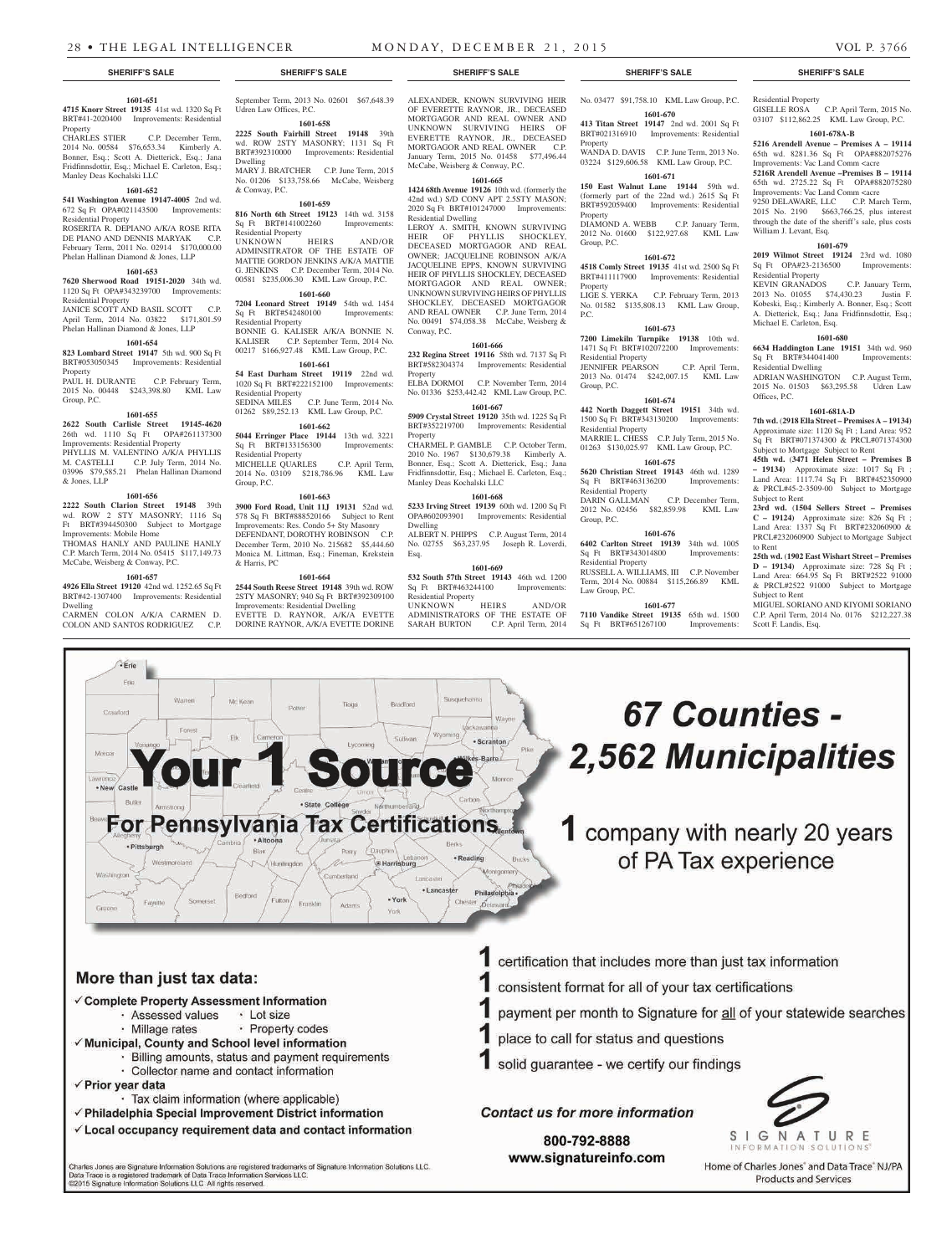## SHERIFF'S SALE

**1601-651**

**4715 Knorr Street 19135** 41st wd. 1320 Sq Ft BRT#41-2020400 Improvements: Residential Property

CHARLES STIER C.P. December Term, 2014 No. 00584 $76,653.34 Kimberly A. Bonner, Esq.; Scott A. Dietterick, Esq.; Jana Fridfinnsdottir, Esq.; Michael E. Carleton, Esq.; Manley Deas Kochalski LLC

**1601-652**

**541 Washington Avenue 19147-4005** 2nd wd. 672 Sq Ft OPA#021143500 Improvements: Residential Property

ROSERITA R. DEPIANO A/K/A ROSE RITA DE PIANO AND DENNIS MARYAK C.P. February Term, 2011 No. 02914 $170,000.00 Phelan Hallinan Diamond & Jones, LLP

**1601-653**

**7620 Sherwood Road 19151-2020** 34th wd. 1120 Sq Ft OPA#343239700 Improvements: Residential Property

JANICE SCOTT AND BASIL SCOTT C.P. April Term, 2014 No. 03822 $171,801.59 Phelan Hallinan Diamond & Jones, LLP

**1601-654**

**823 Lombard Street 19147** 5th wd. 900 Sq Ft BRT#053050345 Improvements: Residential Property

PAUL H. DURANTE C.P. February Term, 2015 No. 00448 $243,398.80 KML Law Group, P.C.

**1601-655**

**2622 South Carlisle Street 19145-4620** 26th wd. 1110 Sq Ft OPA#261137300 Improvements: Residential Property

PHYLLIS M. VALENTINO A/K/A PHYLLIS M. CASTELLI C.P. July Term, 2014 No. 03996 $79,585.21 Phelan Hallinan Diamond & Jones, LLP

**1601-656**

**2222 South Clarion Street 19148** 39th wd. ROW 2 STY MASONRY; 1116 Sq Ft BRT#394450300 Subject to Mortgage Improvements: Mobile Home

THOMAS HANLY AND PAULINE HANLY C.P. March Term, 2014 No. 05415 $117,149.73 McCabe, Weisberg & Conway, P.C.

**1601-657**

**4926 Ella Street 19120** 42nd wd. 1252.65 Sq Ft BRT#42-1307400 Improvements: Residential Dwelling

CARMEN COLON A/K/A CARMEN D. COLON AND SANTOS RODRIGUEZ C.P. September Term, 2013 No. 02601 $67,648.39 Udren Law Offices, P.C.

**1601-658**

**2225 South Fairhill Street 19148** 39th wd. ROW 2STY MASONRY; 1131 Sq Ft BRT#392310000 Improvements: Residential Dwelling

MARY J. BRATCHER C.P. June Term, 2015 No. 01206 $133,758.66 McCabe, Weisberg & Conway, P.C.

**1601-659**

**816 North 6th Street 19123** 14th wd. 3158 Sq Ft BRT#141002260 Improvements: Residential Property

UNKNOWN HEIRS AND/OR ADMINISTRATOR OF THE ESTATE OF MATTIE GORDON JENKINS A/K/A MATTIE G. JENKINS C.P. December Term, 2014 No. 00581 $235,006.30 KML Law Group, P.C.

**1601-660**

**7204 Leonard Street 19149** 54th wd. 1454 Sq Ft BRT#542480100 Improvements: Residential Property

BONNIE G. KALISER A/K/A BONNIE N. KALISER C.P. September Term, 2014 No. 00217 $166,927.48 KML Law Group, P.C.

**1601-661**

**54 East Durham Street 19119** 22nd wd. 1020 Sq Ft BRT#222152100 Improvements: Residential Property

SEDINA MILES C.P. June Term, 2014 No. 01262 $89,252.13 KML Law Group, P.C.

**1601-662**

**5044 Erringer Place 19144** 13th wd. 3221 Sq Ft BRT#133156300 Improvements: Residential Property

MICHELLE QUARLES C.P. April Term, 2014 No. 03109 $218,786.96 KML Law Group, P.C.

**1601-663**

**3900 Ford Road, Unit 11J 19131** 52nd wd. 578 Sq Ft BRT#888520166 Subject to Rent Improvements: Res. Condo 5+ Sty Masonry

DEFENDANT, DOROTHY ROBINSON C.P. December Term, 2010 No. 215682 $5,444.60 Monica M. Littman, Esq.; Fineman, Krekstein & Harris, PC

**1601-664**

**2544 South Reese Street 19148** 39th wd. ROW 2STY MASONRY; 940 Sq Ft BRT#392309100 Improvements: Residential Dwelling

EVETTE D. RAYNOR, A/K/A EVETTE DORINE RAYNOR, A/K/A EVETTE DORINE ALEXANDER, KNOWN SURVIVING HEIR OF EVERETTE RAYNOR, JR., DECEASED MORTGAGOR AND REAL OWNER AND UNKNOWN SURVIVING HEIRS OF EVERETTE RAYNOR, JR., DECEASED MORTGAGOR AND REAL OWNER C.P. January Term, 2015 No. 01458 $77,496.44 McCabe, Weisberg & Conway, P.C.

**1601-665**

**1424 68th Avenue 19126** 10th wd. (formerly the 42nd wd.) S/D CONV APT 2.5STY MASON; 2020 Sq Ft BRT#101247000 Improvements: Residential Dwelling

LEROY A. SMITH, KNOWN SURVIVING HEIR OF PHYLLIS SHOCKLEY, DECEASED MORTGAGOR AND REAL OWNER; JACQUELINE ROBINSON A/K/A JACQUELINE EPPS, KNOWN SURVIVING HEIR OF PHYLLIS SHOCKLEY, DECEASED MORTGAGOR AND REAL OWNER; UNKNOWN SURVIVING HEIRS OF PHYLLIS SHOCKLEY, DECEASED MORTGAGOR AND REAL OWNER C.P. June Term, 2014 No. 00491 $74,058.38 McCabe, Weisberg & Conway, P.C.

**1601-666**

**232 Regina Street 19116** 58th wd. 7137 Sq Ft BRT#582304374 Improvements: Residential Property

ELBA DORMOI C.P. November Term, 2014 No. 01336 $253,442.42 KML Law Group, P.C.

**1601-667**

**5909 Crystal Street 19120** 35th wd. 1225 Sq Ft BRT#352219700 Improvements: Residential Property

CHARMEL P. GAMBLE C.P. October Term, 2010 No. 1967 $130,679.38 Kimberly A. Bonner, Esq.; Scott A. Dietterick, Esq.; Jana Fridfinnsdottir, Esq.; Michael E. Carleton, Esq.; Manley Deas Kochalski LLC

**1601-668**

**5233 Irving Street 19139** 60th wd. 1200 Sq Ft OPA#602093901 Improvements: Residential Dwelling

ALBERT N. PHIPPS C.P. August Term, 2014 No. 02755 $63,237.95 Joseph R. Loverdi, Esq.

**1601-669**

**532 South 57th Street 19143** 46th wd. 1200 Sq Ft BRT#463244100 Improvements: Residential Property

UNKNOWN HEIRS AND/OR ADMINISTRATORS OF THE ESTATE OF SARAH BURTON C.P. April Term, 2014 No. 03477 $91,758.10 KML Law Group, P.C.

**1601-670**

**413 Titan Street 19147** 2nd wd. 2001 Sq Ft BRT#021316910 Improvements: Residential Property

WANDA D. DAVIS C.P. June Term, 2013 No. 03224 $129,606.58 KML Law Group, P.C.

**1601-671**

**150 East Walnut Lane 19144** 59th wd. (formerly part of the 22nd wd.) 2615 Sq Ft BRT#592059400 Improvements: Residential Property

DIAMOND A. WEBB C.P. January Term, 2012 No. 01600 $122,927.68 KML Law Group, P.C.

**1601-672**

**4518 Comly Street 19135** 41st wd. 2500 Sq Ft BRT#411117900 Improvements: Residential Property

LIGE S. YERKA C.P. February Term, 2013 No. 01582 $135,808.13 KML Law Group, P.C.

**1601-673**

**7200 Limekiln Turnpike 19138** 10th wd. 1471 Sq Ft BRT#102072200 Improvements: Residential Property

JENNIFER PEARSON C.P. April Term, 2013 No. 01474 $242,007.15 KML Law Group, P.C.

**1601-674**

**442 North Daggett Street 19151** 34th wd. 1500 Sq Ft BRT#343130200 Improvements: Residential Property

MARRIE L. CHESS C.P. July Term, 2015 No. 01263 $130,025.97 KML Law Group, P.C.

**1601-675**

**5620 Christian Street 19143** 46th wd. 1289 Sq Ft BRT#463136200 Improvements: Residential Property

DARIN GALLMAN C.P. December Term, 2012 No. 02456 $82,859.98 KML Law Group, P.C.

**1601-676**

**6402 Carlton Street 19139** 34th wd. 1005 Sq Ft BRT#343014800 Improvements: Residential Property

RUSSELL A. WILLIAMS, III C.P. November Term, 2014 No. 00884 $115,266.89 KML Law Group, P.C.

**1601-677**

**7110 Vandike Street 19135** 65th wd. 1500 Sq Ft BRT#651267100 Improvements: Residential Property

GISELLE ROSA C.P. April Term, 2015 No. 03107 $112,862.25 KML Law Group, P.C.

**1601-678A-B**

**5216 Arendell Avenue – Premises A – 19114** 65th wd. 8281.36 Sq Ft OPA#882075276 Improvements: Vac Land Comm <acre

**5216R Arendell Avenue –Premises B – 19114** 65th wd. 2725.22 Sq Ft OPA#882075280 Improvements: Vac Land Comm <acre

9250 DELAWARE, LLC C.P. March Term, 2015 No. 2190 $663,766.25, plus interest through the date of the sheriff's sale, plus costs William J. Levant, Esq.

**1601-679**

**2019 Wilmot Street 19124** 23rd wd. 1080 Sq Ft OPA#23-2136500 Improvements: Residential Property

KEVIN GRANADOS C.P. January Term, 2013 No. 01055 $74,430.23 Justin F. Kobeski, Esq.; Kimberly A. Bonner, Esq.; Scott A. Dietterick, Esq.; Jana Fridfinnsdottir, Esq.; Michael E. Carleton, Esq.

**1601-680**

**6634 Haddington Lane 19151** 34th wd. 960 Sq Ft BRT#344041400 Improvements: Residential Dwelling

ADRIAN WASHINGTON C.P. August Term, 2015 No. 01503 $63,295.58 Udren Law Offices, P.C.

**1601-681A-D**

**7th wd. (2918 Ella Street – Premises A – 19134)** Approximate size: 1120 Sq Ft ; Land Area: 952 Sq Ft BRT#071374300 & PRCL#071374300 Subject to Mortgage Subject to Rent

**45th wd. (3471 Helen Street – Premises B – 19134)** Approximate size: 1017 Sq Ft ; Land Area: 1117.74 Sq Ft BRT#452350900 & PRCL#45-2-3509-00 Subject to Mortgage Subject to Rent

**23rd wd. (1504 Sellers Street – Premises C – 19124)** Approximate size: 826 Sq Ft ; Land Area: 1337 Sq Ft BRT#232060900 & PRCL#232060900 Subject to Mortgage Subject to Rent

**25th wd. (1902 East Wishart Street – Premises D – 19134)** Approximate size: 728 Sq Ft ; Land Area: 664.95 Sq Ft BRT#2522 91000 & PRCL#2522 91000 Subject to Mortgage Subject to Rent

MIGUEL SORIANO AND KIYOMI SORIANO C.P. April Term, 2014 No. 0176 $212,227.38 Scott F. Landis, Esq.

---

# Your 1 Source
## For Pennsylvania Tax Certifications

# 67 Counties - 2,562 Municipalities

**1** company with nearly 20 years of PA Tax experience

### More than just tax data:

- ✓ **Complete Property Assessment Information**
  - Assessed values
  - Lot size
  - Millage rates
  - Property codes
- ✓ **Municipal, County and School level information**
  - Billing amounts, status and payment requirements
  - Collector name and contact information
- ✓ **Prior year data**
  - Tax claim information (where applicable)
- ✓ **Philadelphia Special Improvement District information**
- ✓ **Local occupancy requirement data and contact information**

**1** certification that includes more than just tax information

**1** consistent format for all of your tax certifications

**1** payment per month to Signature for all of your statewide searches

**1** place to call for status and questions

**1** solid guarantee - we certify our findings

***Contact us for more information***

**800-792-8888**
**www.signatureinfo.com**

SIGNATURE INFORMATION SOLUTIONS

Home of Charles Jones® and Data Trace® NJ/PA Products and Services

Charles Jones are Signature Information Solutions are registered trademarks of Signature Information Solutions LLC. Data Trace is a registered trademark of Data Trace Information Services LLC. ©2015 Signature Information Solutions LLC All rights reserved.